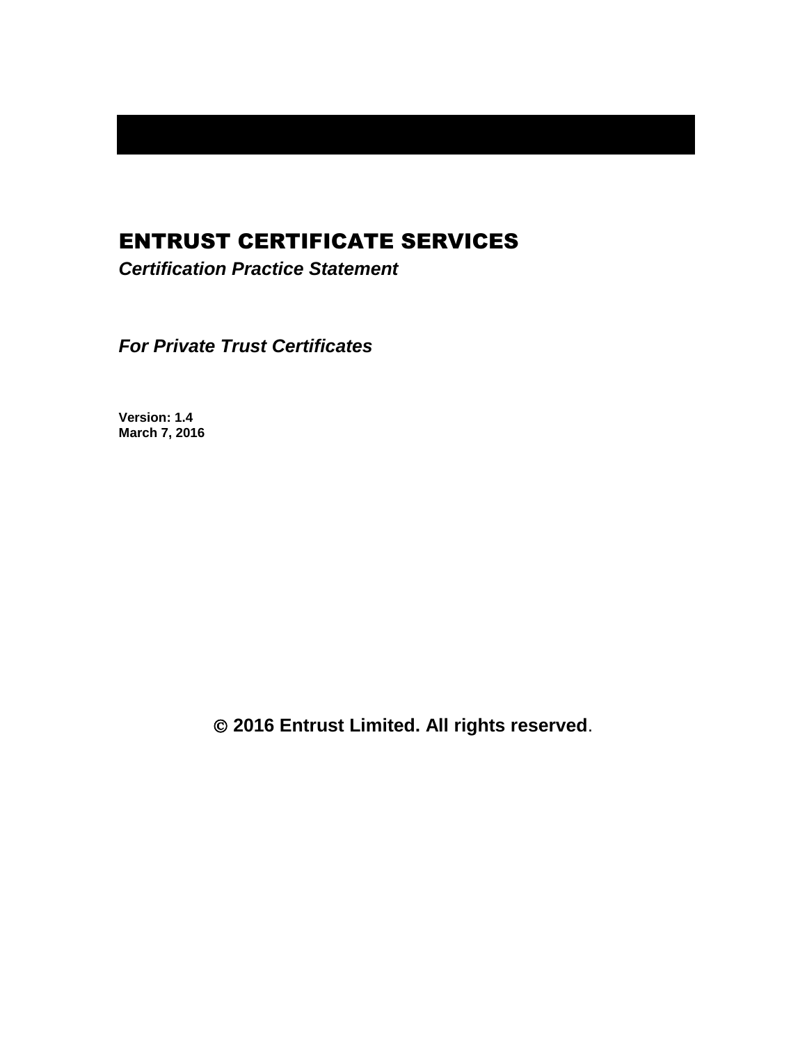# ENTRUST CERTIFICATE SERVICES

***Certification Practice Statement***

***For Private Trust Certificates***

**Version: 1.4**
**March 7, 2016**

**© 2016 Entrust Limited. All rights reserved**.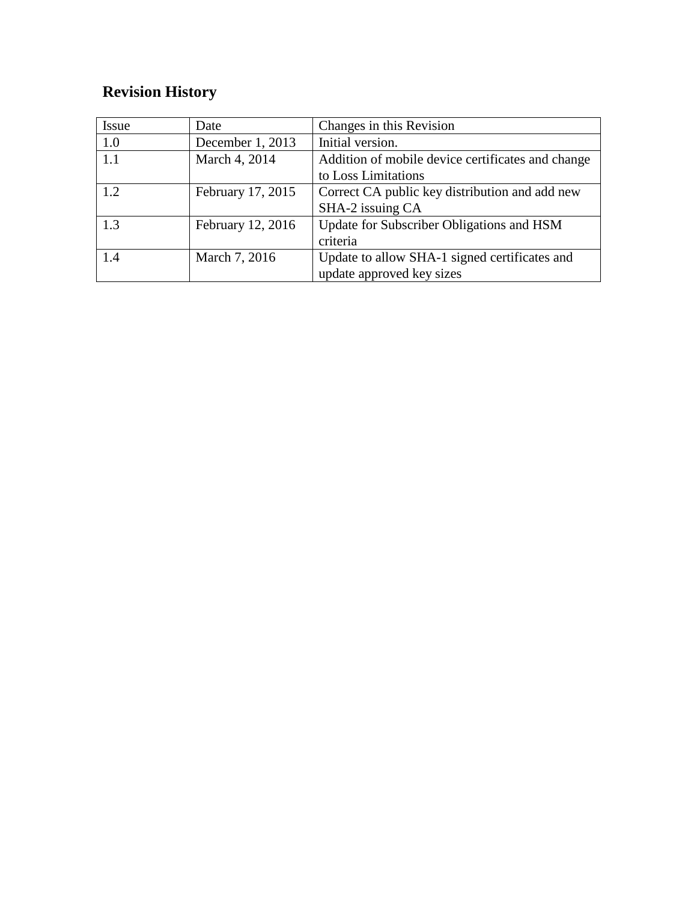## Revision History

| Issue | Date | Changes in this Revision |
|---|---|---|
| 1.0 | December 1, 2013 | Initial version. |
| 1.1 | March 4, 2014 | Addition of mobile device certificates and change to Loss Limitations |
| 1.2 | February 17, 2015 | Correct CA public key distribution and add new SHA-2 issuing CA |
| 1.3 | February 12, 2016 | Update for Subscriber Obligations and HSM criteria |
| 1.4 | March 7, 2016 | Update to allow SHA-1 signed certificates and update approved key sizes |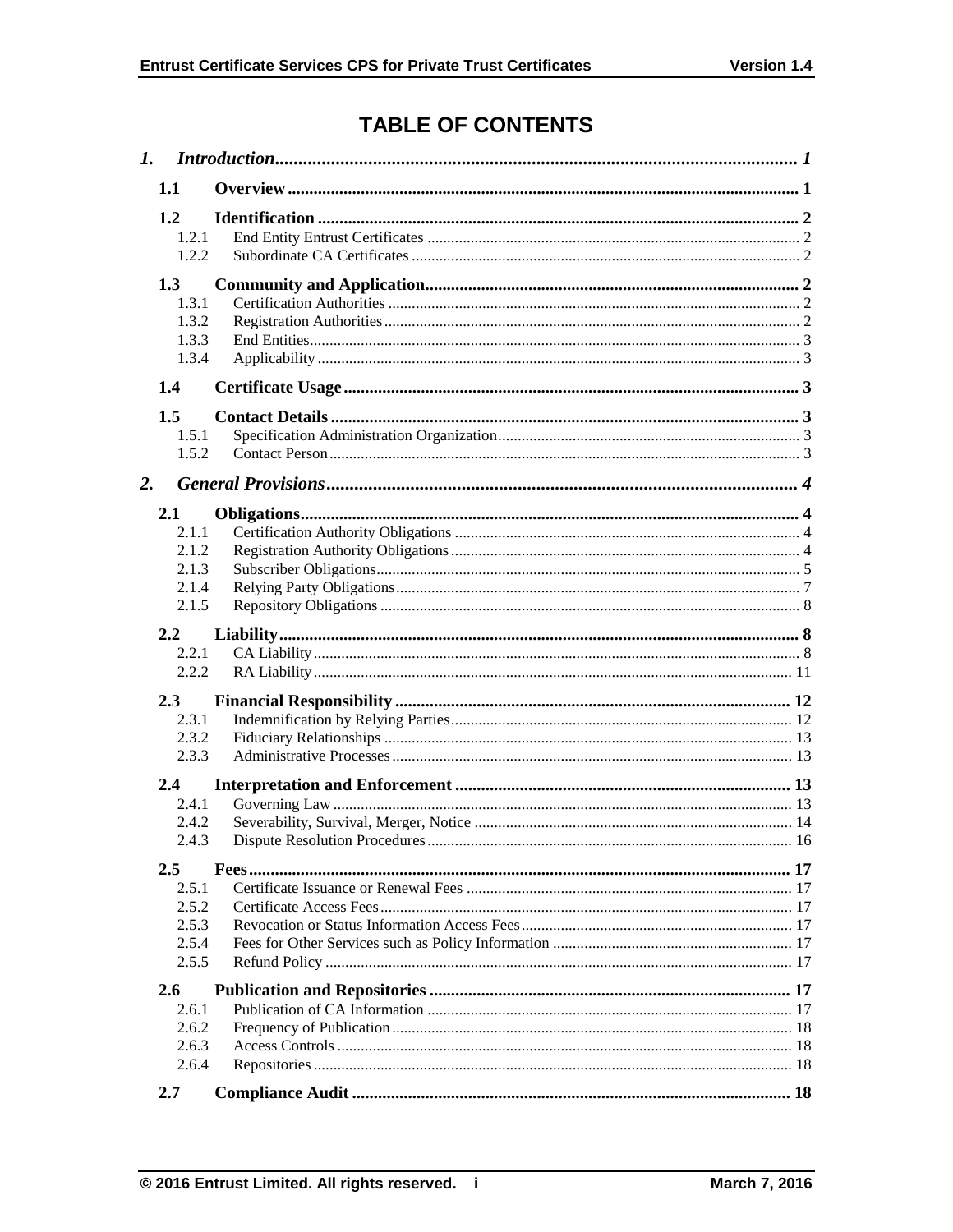# TABLE OF CONTENTS

*1. Introduction* ........ *1*

**1.1 Overview** ........ **1**

**1.2 Identification** ........ **2**
- 1.2.1 End Entity Entrust Certificates ........ 2
- 1.2.2 Subordinate CA Certificates ........ 2

**1.3 Community and Application** ........ **2**
- 1.3.1 Certification Authorities ........ 2
- 1.3.2 Registration Authorities ........ 2
- 1.3.3 End Entities ........ 3
- 1.3.4 Applicability ........ 3

**1.4 Certificate Usage** ........ **3**

**1.5 Contact Details** ........ **3**
- 1.5.1 Specification Administration Organization ........ 3
- 1.5.2 Contact Person ........ 3

*2. General Provisions* ........ *4*

**2.1 Obligations** ........ **4**
- 2.1.1 Certification Authority Obligations ........ 4
- 2.1.2 Registration Authority Obligations ........ 4
- 2.1.3 Subscriber Obligations ........ 5
- 2.1.4 Relying Party Obligations ........ 7
- 2.1.5 Repository Obligations ........ 8

**2.2 Liability** ........ **8**
- 2.2.1 CA Liability ........ 8
- 2.2.2 RA Liability ........ 11

**2.3 Financial Responsibility** ........ **12**
- 2.3.1 Indemnification by Relying Parties ........ 12
- 2.3.2 Fiduciary Relationships ........ 13
- 2.3.3 Administrative Processes ........ 13

**2.4 Interpretation and Enforcement** ........ **13**
- 2.4.1 Governing Law ........ 13
- 2.4.2 Severability, Survival, Merger, Notice ........ 14
- 2.4.3 Dispute Resolution Procedures ........ 16

**2.5 Fees** ........ **17**
- 2.5.1 Certificate Issuance or Renewal Fees ........ 17
- 2.5.2 Certificate Access Fees ........ 17
- 2.5.3 Revocation or Status Information Access Fees ........ 17
- 2.5.4 Fees for Other Services such as Policy Information ........ 17
- 2.5.5 Refund Policy ........ 17

**2.6 Publication and Repositories** ........ **17**
- 2.6.1 Publication of CA Information ........ 17
- 2.6.2 Frequency of Publication ........ 18
- 2.6.3 Access Controls ........ 18
- 2.6.4 Repositories ........ 18

**2.7 Compliance Audit** ........ **18**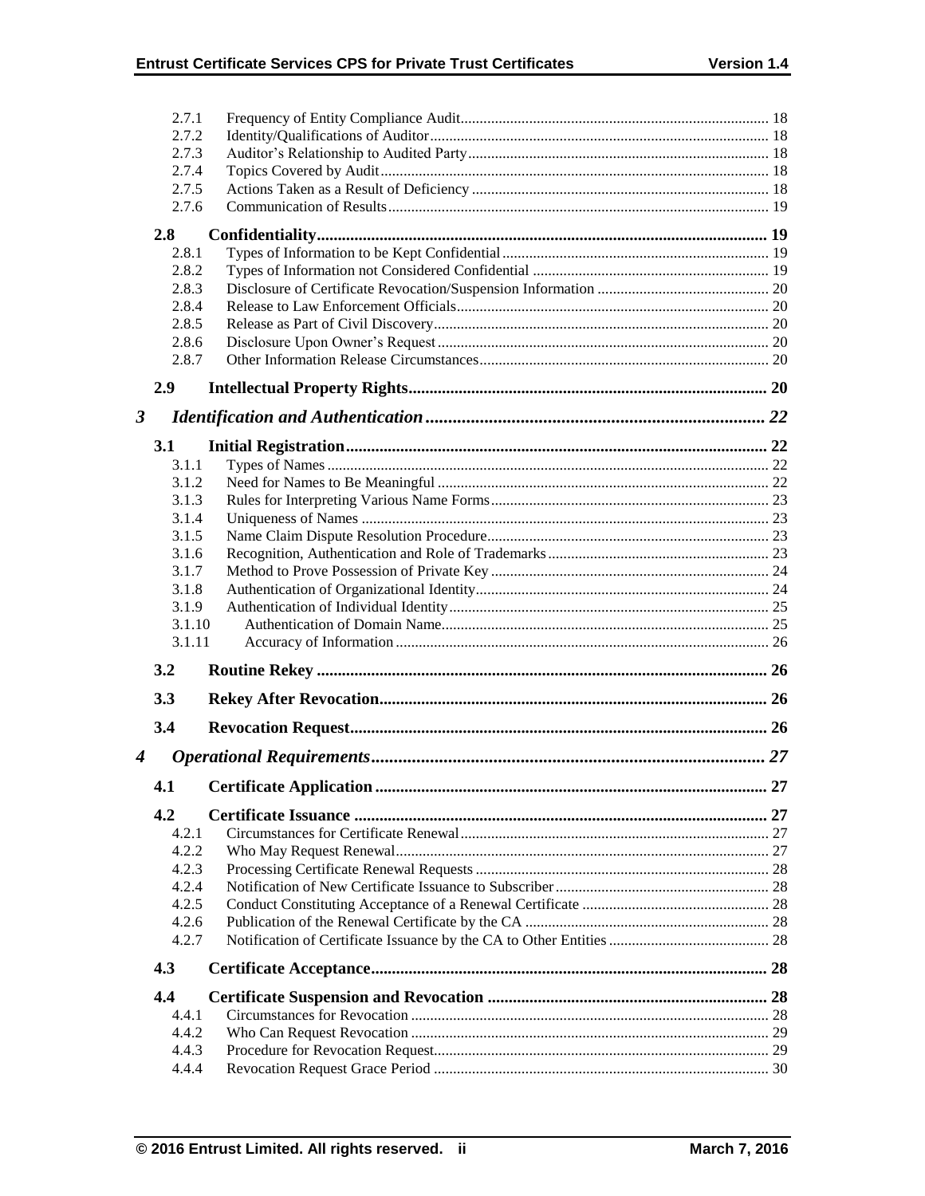2.7.1 Frequency of Entity Compliance Audit ........ 18
2.7.2 Identity/Qualifications of Auditor ........ 18
2.7.3 Auditor's Relationship to Audited Party ........ 18
2.7.4 Topics Covered by Audit ........ 18
2.7.5 Actions Taken as a Result of Deficiency ........ 18
2.7.6 Communication of Results ........ 19

**2.8 Confidentiality ........ 19**

2.8.1 Types of Information to be Kept Confidential ........ 19
2.8.2 Types of Information not Considered Confidential ........ 19
2.8.3 Disclosure of Certificate Revocation/Suspension Information ........ 20
2.8.4 Release to Law Enforcement Officials ........ 20
2.8.5 Release as Part of Civil Discovery ........ 20
2.8.6 Disclosure Upon Owner's Request ........ 20
2.8.7 Other Information Release Circumstances ........ 20

**2.9 Intellectual Property Rights ........ 20**

***3 Identification and Authentication ........ 22***

**3.1 Initial Registration ........ 22**

3.1.1 Types of Names ........ 22
3.1.2 Need for Names to Be Meaningful ........ 22
3.1.3 Rules for Interpreting Various Name Forms ........ 23
3.1.4 Uniqueness of Names ........ 23
3.1.5 Name Claim Dispute Resolution Procedure ........ 23
3.1.6 Recognition, Authentication and Role of Trademarks ........ 23
3.1.7 Method to Prove Possession of Private Key ........ 24
3.1.8 Authentication of Organizational Identity ........ 24
3.1.9 Authentication of Individual Identity ........ 25
3.1.10 Authentication of Domain Name ........ 25
3.1.11 Accuracy of Information ........ 26

**3.2 Routine Rekey ........ 26**

**3.3 Rekey After Revocation ........ 26**

**3.4 Revocation Request ........ 26**

***4 Operational Requirements ........ 27***

**4.1 Certificate Application ........ 27**

**4.2 Certificate Issuance ........ 27**

4.2.1 Circumstances for Certificate Renewal ........ 27
4.2.2 Who May Request Renewal ........ 27
4.2.3 Processing Certificate Renewal Requests ........ 28
4.2.4 Notification of New Certificate Issuance to Subscriber ........ 28
4.2.5 Conduct Constituting Acceptance of a Renewal Certificate ........ 28
4.2.6 Publication of the Renewal Certificate by the CA ........ 28
4.2.7 Notification of Certificate Issuance by the CA to Other Entities ........ 28

**4.3 Certificate Acceptance ........ 28**

**4.4 Certificate Suspension and Revocation ........ 28**

4.4.1 Circumstances for Revocation ........ 28
4.4.2 Who Can Request Revocation ........ 29
4.4.3 Procedure for Revocation Request ........ 29
4.4.4 Revocation Request Grace Period ........ 30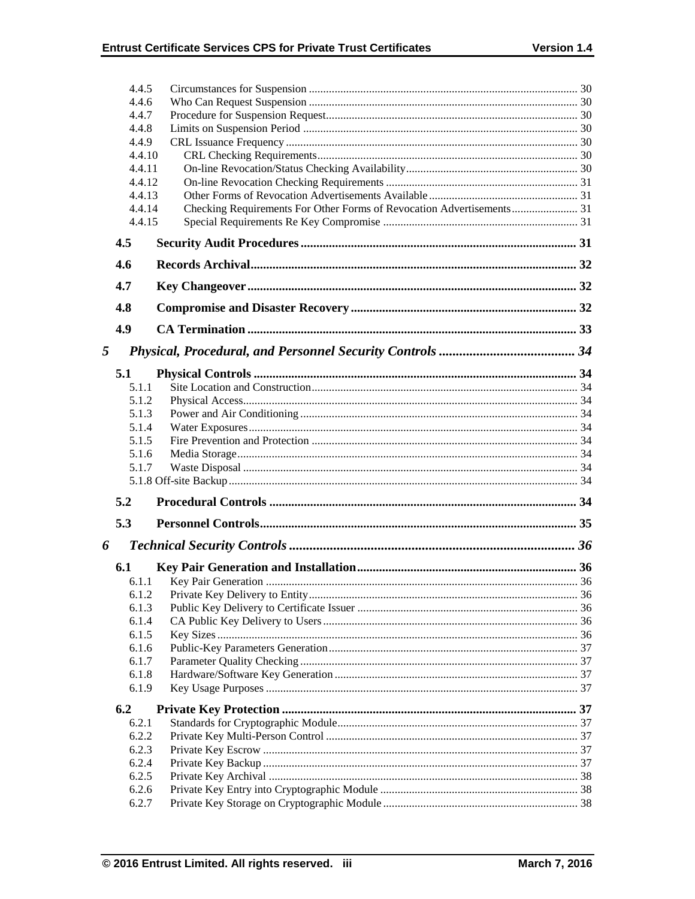4.4.5 Circumstances for Suspension ..... 30
4.4.6 Who Can Request Suspension ..... 30
4.4.7 Procedure for Suspension Request ..... 30
4.4.8 Limits on Suspension Period ..... 30
4.4.9 CRL Issuance Frequency ..... 30
4.4.10 CRL Checking Requirements ..... 30
4.4.11 On-line Revocation/Status Checking Availability ..... 30
4.4.12 On-line Revocation Checking Requirements ..... 31
4.4.13 Other Forms of Revocation Advertisements Available ..... 31
4.4.14 Checking Requirements For Other Forms of Revocation Advertisements ..... 31
4.4.15 Special Requirements Re Key Compromise ..... 31

**4.5 Security Audit Procedures ..... 31**

**4.6 Records Archival ..... 32**

**4.7 Key Changeover ..... 32**

**4.8 Compromise and Disaster Recovery ..... 32**

**4.9 CA Termination ..... 33**

***5 Physical, Procedural, and Personnel Security Controls ..... 34***

**5.1 Physical Controls ..... 34**

5.1.1 Site Location and Construction ..... 34
5.1.2 Physical Access ..... 34
5.1.3 Power and Air Conditioning ..... 34
5.1.4 Water Exposures ..... 34
5.1.5 Fire Prevention and Protection ..... 34
5.1.6 Media Storage ..... 34
5.1.7 Waste Disposal ..... 34
5.1.8 Off-site Backup ..... 34

**5.2 Procedural Controls ..... 34**

**5.3 Personnel Controls ..... 35**

***6 Technical Security Controls ..... 36***

**6.1 Key Pair Generation and Installation ..... 36**

6.1.1 Key Pair Generation ..... 36
6.1.2 Private Key Delivery to Entity ..... 36
6.1.3 Public Key Delivery to Certificate Issuer ..... 36
6.1.4 CA Public Key Delivery to Users ..... 36
6.1.5 Key Sizes ..... 36
6.1.6 Public-Key Parameters Generation ..... 37
6.1.7 Parameter Quality Checking ..... 37
6.1.8 Hardware/Software Key Generation ..... 37
6.1.9 Key Usage Purposes ..... 37

**6.2 Private Key Protection ..... 37**

6.2.1 Standards for Cryptographic Module ..... 37
6.2.2 Private Key Multi-Person Control ..... 37
6.2.3 Private Key Escrow ..... 37
6.2.4 Private Key Backup ..... 37
6.2.5 Private Key Archival ..... 38
6.2.6 Private Key Entry into Cryptographic Module ..... 38
6.2.7 Private Key Storage on Cryptographic Module ..... 38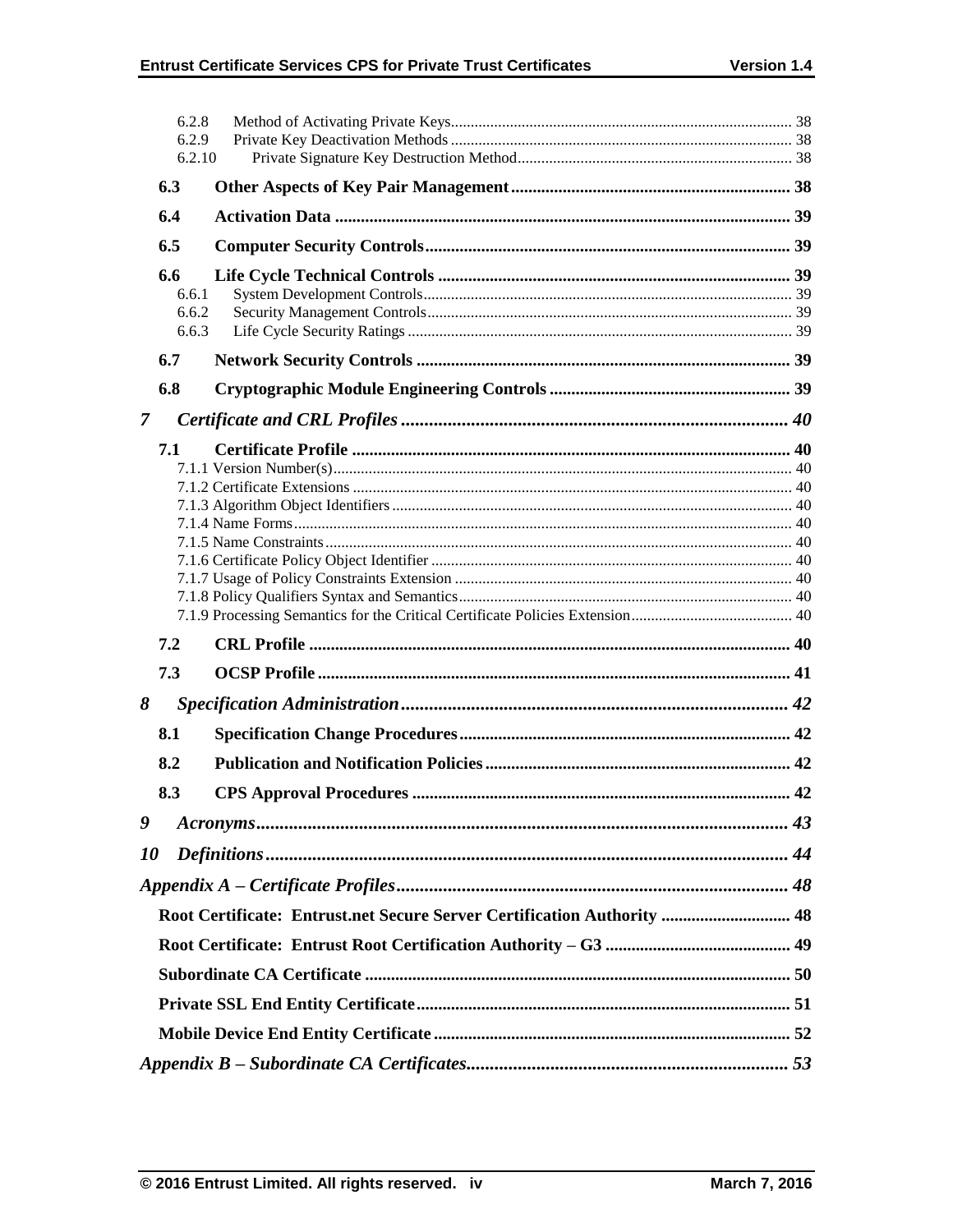6.2.8 Method of Activating Private Keys ..... 38
6.2.9 Private Key Deactivation Methods ..... 38
6.2.10 Private Signature Key Destruction Method ..... 38

**6.3 Other Aspects of Key Pair Management ..... 38**

**6.4 Activation Data ..... 39**

**6.5 Computer Security Controls ..... 39**

**6.6 Life Cycle Technical Controls ..... 39**

6.6.1 System Development Controls ..... 39
6.6.2 Security Management Controls ..... 39
6.6.3 Life Cycle Security Ratings ..... 39

**6.7 Network Security Controls ..... 39**

**6.8 Cryptographic Module Engineering Controls ..... 39**

***7 Certificate and CRL Profiles ..... 40***

**7.1 Certificate Profile ..... 40**

7.1.1 Version Number(s) ..... 40
7.1.2 Certificate Extensions ..... 40
7.1.3 Algorithm Object Identifiers ..... 40
7.1.4 Name Forms ..... 40
7.1.5 Name Constraints ..... 40
7.1.6 Certificate Policy Object Identifier ..... 40
7.1.7 Usage of Policy Constraints Extension ..... 40
7.1.8 Policy Qualifiers Syntax and Semantics ..... 40
7.1.9 Processing Semantics for the Critical Certificate Policies Extension ..... 40

**7.2 CRL Profile ..... 40**

**7.3 OCSP Profile ..... 41**

***8 Specification Administration ..... 42***

**8.1 Specification Change Procedures ..... 42**

**8.2 Publication and Notification Policies ..... 42**

**8.3 CPS Approval Procedures ..... 42**

***9 Acronyms ..... 43***

***10 Definitions ..... 44***

***Appendix A – Certificate Profiles ..... 48***

**Root Certificate: Entrust.net Secure Server Certification Authority ..... 48**

**Root Certificate: Entrust Root Certification Authority – G3 ..... 49**

**Subordinate CA Certificate ..... 50**

**Private SSL End Entity Certificate ..... 51**

**Mobile Device End Entity Certificate ..... 52**

***Appendix B – Subordinate CA Certificates ..... 53***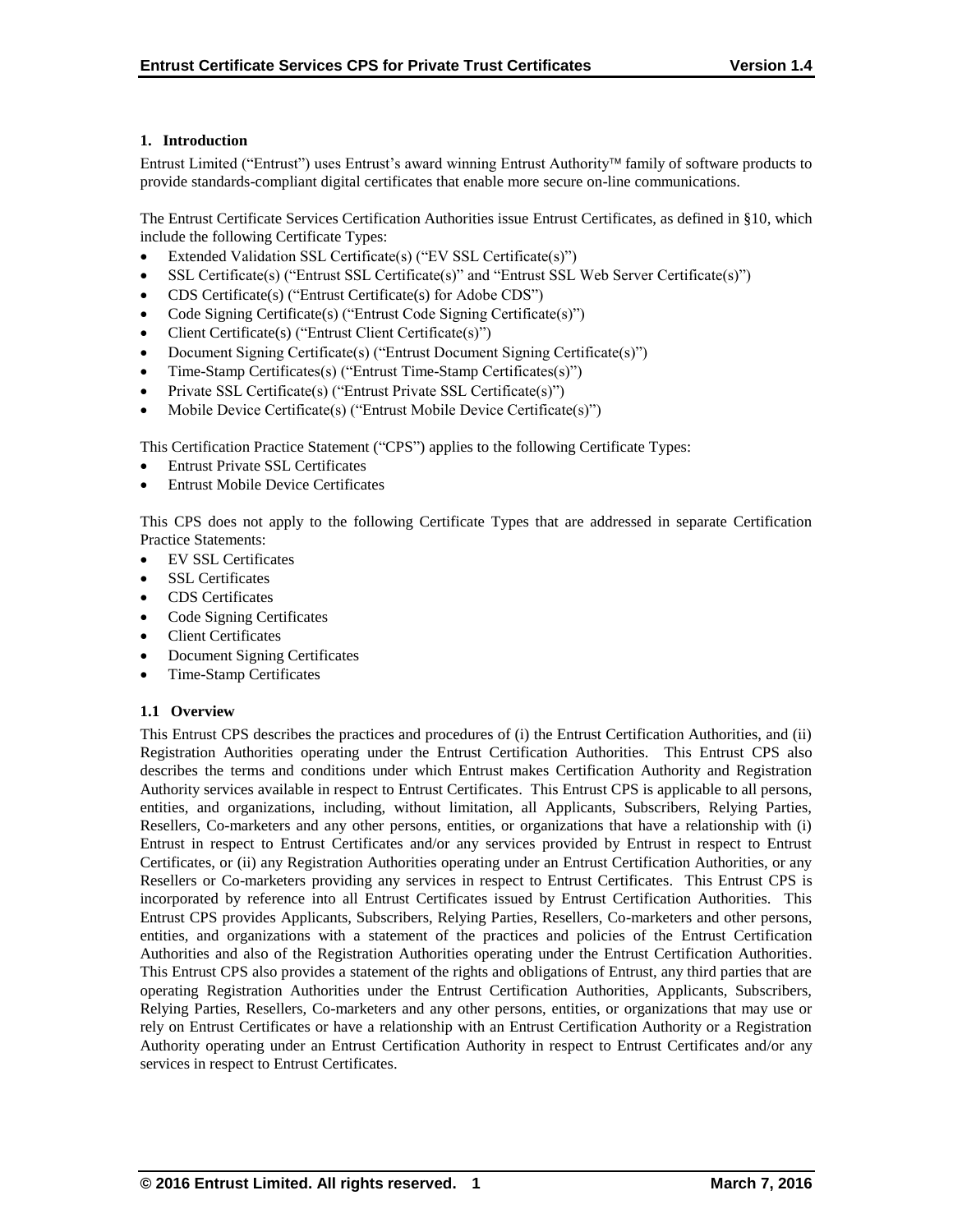# 1. Introduction

Entrust Limited ("Entrust") uses Entrust's award winning Entrust Authority™ family of software products to provide standards-compliant digital certificates that enable more secure on-line communications.

The Entrust Certificate Services Certification Authorities issue Entrust Certificates, as defined in §10, which include the following Certificate Types:

- Extended Validation SSL Certificate(s) ("EV SSL Certificate(s)")
- SSL Certificate(s) ("Entrust SSL Certificate(s)" and "Entrust SSL Web Server Certificate(s)")
- CDS Certificate(s) ("Entrust Certificate(s) for Adobe CDS")
- Code Signing Certificate(s) ("Entrust Code Signing Certificate(s)")
- Client Certificate(s) ("Entrust Client Certificate(s)")
- Document Signing Certificate(s) ("Entrust Document Signing Certificate(s)")
- Time-Stamp Certificates(s) ("Entrust Time-Stamp Certificates(s)")
- Private SSL Certificate(s) ("Entrust Private SSL Certificate(s)")
- Mobile Device Certificate(s) ("Entrust Mobile Device Certificate(s)")

This Certification Practice Statement ("CPS") applies to the following Certificate Types:

- Entrust Private SSL Certificates
- Entrust Mobile Device Certificates

This CPS does not apply to the following Certificate Types that are addressed in separate Certification Practice Statements:

- EV SSL Certificates
- SSL Certificates
- CDS Certificates
- Code Signing Certificates
- Client Certificates
- Document Signing Certificates
- Time-Stamp Certificates

## 1.1 Overview

This Entrust CPS describes the practices and procedures of (i) the Entrust Certification Authorities, and (ii) Registration Authorities operating under the Entrust Certification Authorities. This Entrust CPS also describes the terms and conditions under which Entrust makes Certification Authority and Registration Authority services available in respect to Entrust Certificates. This Entrust CPS is applicable to all persons, entities, and organizations, including, without limitation, all Applicants, Subscribers, Relying Parties, Resellers, Co-marketers and any other persons, entities, or organizations that have a relationship with (i) Entrust in respect to Entrust Certificates and/or any services provided by Entrust in respect to Entrust Certificates, or (ii) any Registration Authorities operating under an Entrust Certification Authorities, or any Resellers or Co-marketers providing any services in respect to Entrust Certificates. This Entrust CPS is incorporated by reference into all Entrust Certificates issued by Entrust Certification Authorities. This Entrust CPS provides Applicants, Subscribers, Relying Parties, Resellers, Co-marketers and other persons, entities, and organizations with a statement of the practices and policies of the Entrust Certification Authorities and also of the Registration Authorities operating under the Entrust Certification Authorities. This Entrust CPS also provides a statement of the rights and obligations of Entrust, any third parties that are operating Registration Authorities under the Entrust Certification Authorities, Applicants, Subscribers, Relying Parties, Resellers, Co-marketers and any other persons, entities, or organizations that may use or rely on Entrust Certificates or have a relationship with an Entrust Certification Authority or a Registration Authority operating under an Entrust Certification Authority in respect to Entrust Certificates and/or any services in respect to Entrust Certificates.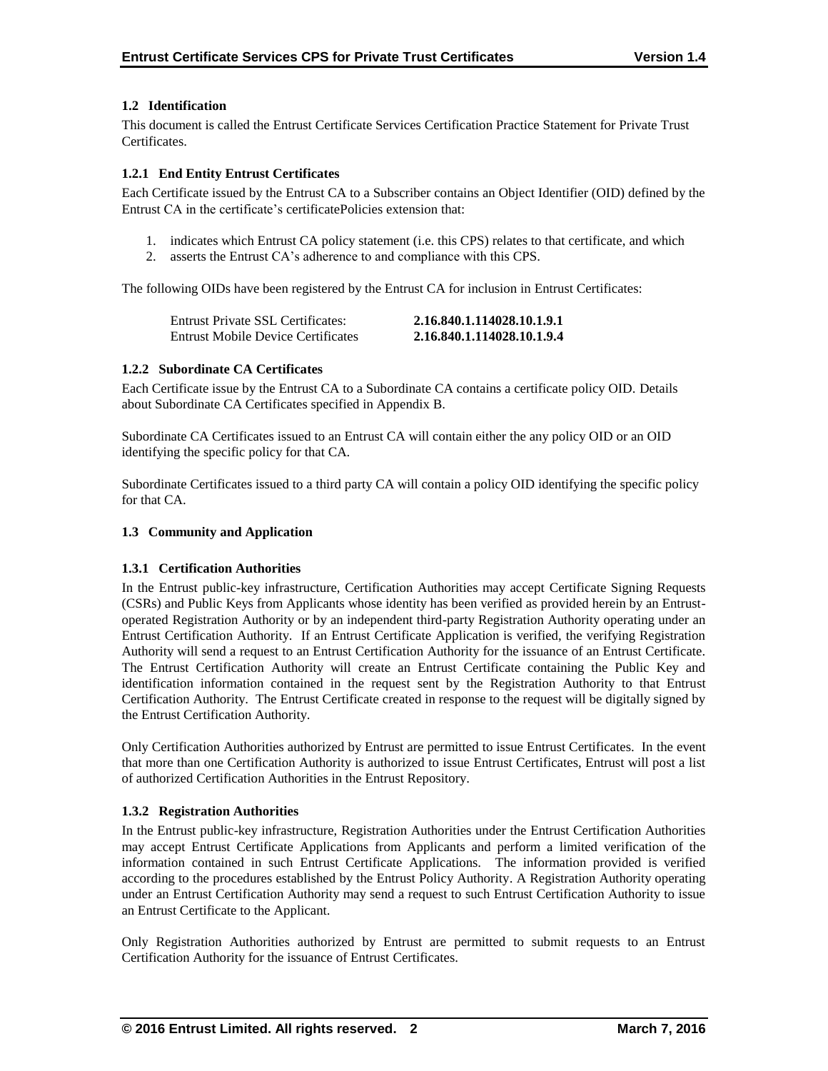### 1.2 Identification

This document is called the Entrust Certificate Services Certification Practice Statement for Private Trust Certificates.

#### 1.2.1 End Entity Entrust Certificates

Each Certificate issued by the Entrust CA to a Subscriber contains an Object Identifier (OID) defined by the Entrust CA in the certificate's certificatePolicies extension that:

1. indicates which Entrust CA policy statement (i.e. this CPS) relates to that certificate, and which
2. asserts the Entrust CA's adherence to and compliance with this CPS.

The following OIDs have been registered by the Entrust CA for inclusion in Entrust Certificates:

| | |
|---|---|
| Entrust Private SSL Certificates: | **2.16.840.1.114028.10.1.9.1** |
| Entrust Mobile Device Certificates | **2.16.840.1.114028.10.1.9.4** |

#### 1.2.2 Subordinate CA Certificates

Each Certificate issue by the Entrust CA to a Subordinate CA contains a certificate policy OID. Details about Subordinate CA Certificates specified in Appendix B.

Subordinate CA Certificates issued to an Entrust CA will contain either the any policy OID or an OID identifying the specific policy for that CA.

Subordinate Certificates issued to a third party CA will contain a policy OID identifying the specific policy for that CA.

### 1.3 Community and Application

#### 1.3.1 Certification Authorities

In the Entrust public-key infrastructure, Certification Authorities may accept Certificate Signing Requests (CSRs) and Public Keys from Applicants whose identity has been verified as provided herein by an Entrust-operated Registration Authority or by an independent third-party Registration Authority operating under an Entrust Certification Authority. If an Entrust Certificate Application is verified, the verifying Registration Authority will send a request to an Entrust Certification Authority for the issuance of an Entrust Certificate. The Entrust Certification Authority will create an Entrust Certificate containing the Public Key and identification information contained in the request sent by the Registration Authority to that Entrust Certification Authority. The Entrust Certificate created in response to the request will be digitally signed by the Entrust Certification Authority.

Only Certification Authorities authorized by Entrust are permitted to issue Entrust Certificates. In the event that more than one Certification Authority is authorized to issue Entrust Certificates, Entrust will post a list of authorized Certification Authorities in the Entrust Repository.

#### 1.3.2 Registration Authorities

In the Entrust public-key infrastructure, Registration Authorities under the Entrust Certification Authorities may accept Entrust Certificate Applications from Applicants and perform a limited verification of the information contained in such Entrust Certificate Applications. The information provided is verified according to the procedures established by the Entrust Policy Authority. A Registration Authority operating under an Entrust Certification Authority may send a request to such Entrust Certification Authority to issue an Entrust Certificate to the Applicant.

Only Registration Authorities authorized by Entrust are permitted to submit requests to an Entrust Certification Authority for the issuance of Entrust Certificates.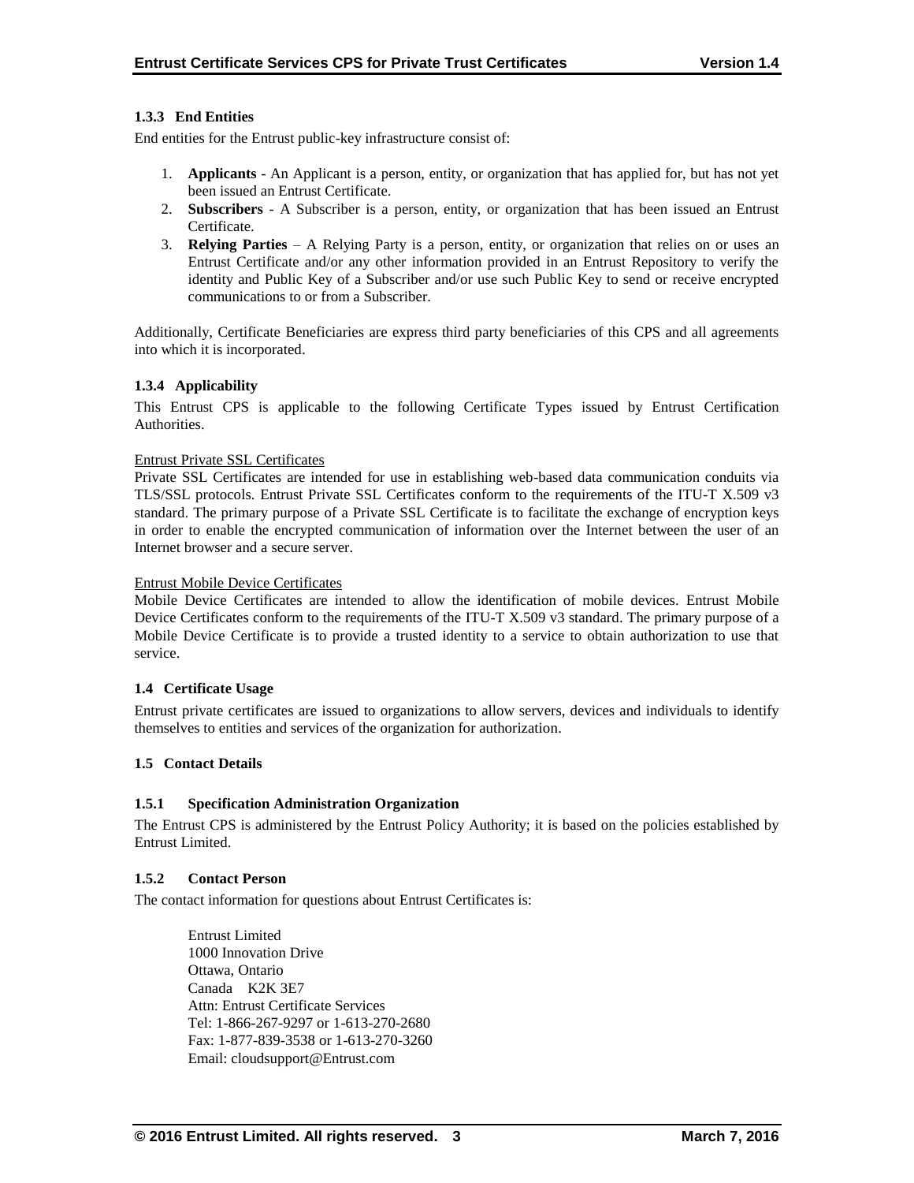### 1.3.3 End Entities

End entities for the Entrust public-key infrastructure consist of:

1. **Applicants** - An Applicant is a person, entity, or organization that has applied for, but has not yet been issued an Entrust Certificate.
2. **Subscribers** - A Subscriber is a person, entity, or organization that has been issued an Entrust Certificate.
3. **Relying Parties** – A Relying Party is a person, entity, or organization that relies on or uses an Entrust Certificate and/or any other information provided in an Entrust Repository to verify the identity and Public Key of a Subscriber and/or use such Public Key to send or receive encrypted communications to or from a Subscriber.

Additionally, Certificate Beneficiaries are express third party beneficiaries of this CPS and all agreements into which it is incorporated.

### 1.3.4 Applicability

This Entrust CPS is applicable to the following Certificate Types issued by Entrust Certification Authorities.

Entrust Private SSL Certificates

Private SSL Certificates are intended for use in establishing web-based data communication conduits via TLS/SSL protocols. Entrust Private SSL Certificates conform to the requirements of the ITU-T X.509 v3 standard. The primary purpose of a Private SSL Certificate is to facilitate the exchange of encryption keys in order to enable the encrypted communication of information over the Internet between the user of an Internet browser and a secure server.

Entrust Mobile Device Certificates

Mobile Device Certificates are intended to allow the identification of mobile devices. Entrust Mobile Device Certificates conform to the requirements of the ITU-T X.509 v3 standard. The primary purpose of a Mobile Device Certificate is to provide a trusted identity to a service to obtain authorization to use that service.

## 1.4 Certificate Usage

Entrust private certificates are issued to organizations to allow servers, devices and individuals to identify themselves to entities and services of the organization for authorization.

## 1.5 Contact Details

### 1.5.1 Specification Administration Organization

The Entrust CPS is administered by the Entrust Policy Authority; it is based on the policies established by Entrust Limited.

### 1.5.2 Contact Person

The contact information for questions about Entrust Certificates is:

Entrust Limited
1000 Innovation Drive
Ottawa, Ontario
Canada K2K 3E7
Attn: Entrust Certificate Services
Tel: 1-866-267-9297 or 1-613-270-2680
Fax: 1-877-839-3538 or 1-613-270-3260
Email: cloudsupport@Entrust.com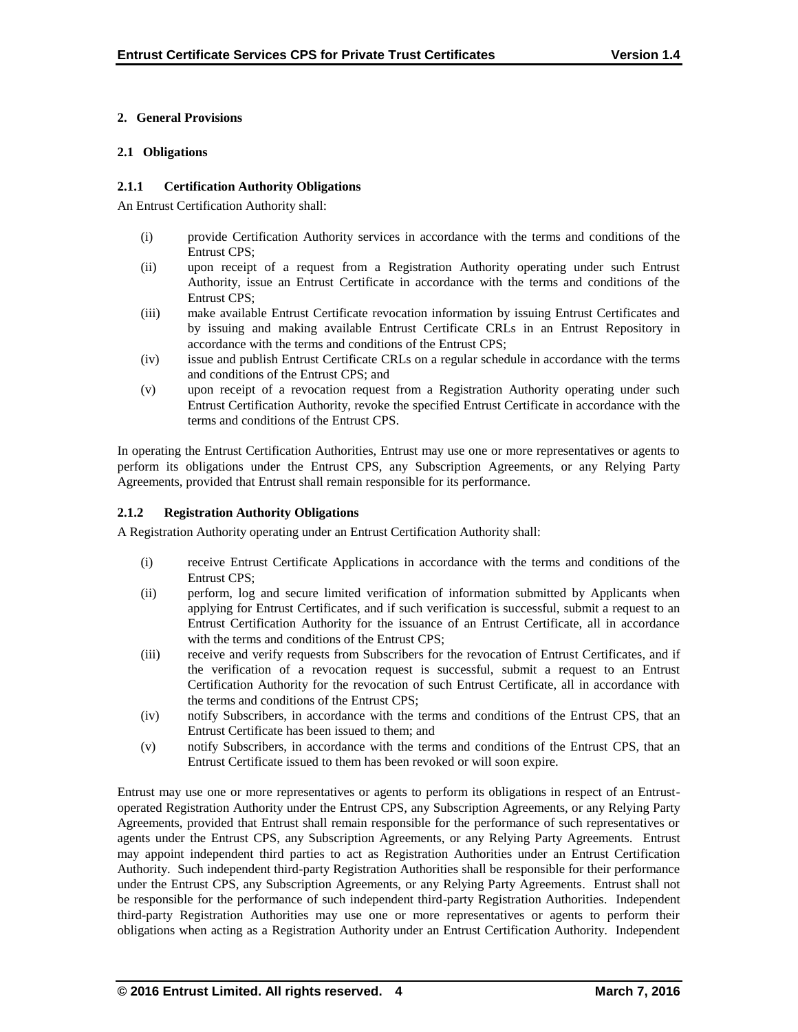# 2. General Provisions

## 2.1 Obligations

### 2.1.1 Certification Authority Obligations

An Entrust Certification Authority shall:

(i) provide Certification Authority services in accordance with the terms and conditions of the Entrust CPS;

(ii) upon receipt of a request from a Registration Authority operating under such Entrust Authority, issue an Entrust Certificate in accordance with the terms and conditions of the Entrust CPS;

(iii) make available Entrust Certificate revocation information by issuing Entrust Certificates and by issuing and making available Entrust Certificate CRLs in an Entrust Repository in accordance with the terms and conditions of the Entrust CPS;

(iv) issue and publish Entrust Certificate CRLs on a regular schedule in accordance with the terms and conditions of the Entrust CPS; and

(v) upon receipt of a revocation request from a Registration Authority operating under such Entrust Certification Authority, revoke the specified Entrust Certificate in accordance with the terms and conditions of the Entrust CPS.

In operating the Entrust Certification Authorities, Entrust may use one or more representatives or agents to perform its obligations under the Entrust CPS, any Subscription Agreements, or any Relying Party Agreements, provided that Entrust shall remain responsible for its performance.

### 2.1.2 Registration Authority Obligations

A Registration Authority operating under an Entrust Certification Authority shall:

(i) receive Entrust Certificate Applications in accordance with the terms and conditions of the Entrust CPS;

(ii) perform, log and secure limited verification of information submitted by Applicants when applying for Entrust Certificates, and if such verification is successful, submit a request to an Entrust Certification Authority for the issuance of an Entrust Certificate, all in accordance with the terms and conditions of the Entrust CPS;

(iii) receive and verify requests from Subscribers for the revocation of Entrust Certificates, and if the verification of a revocation request is successful, submit a request to an Entrust Certification Authority for the revocation of such Entrust Certificate, all in accordance with the terms and conditions of the Entrust CPS;

(iv) notify Subscribers, in accordance with the terms and conditions of the Entrust CPS, that an Entrust Certificate has been issued to them; and

(v) notify Subscribers, in accordance with the terms and conditions of the Entrust CPS, that an Entrust Certificate issued to them has been revoked or will soon expire.

Entrust may use one or more representatives or agents to perform its obligations in respect of an Entrust-operated Registration Authority under the Entrust CPS, any Subscription Agreements, or any Relying Party Agreements, provided that Entrust shall remain responsible for the performance of such representatives or agents under the Entrust CPS, any Subscription Agreements, or any Relying Party Agreements. Entrust may appoint independent third parties to act as Registration Authorities under an Entrust Certification Authority. Such independent third-party Registration Authorities shall be responsible for their performance under the Entrust CPS, any Subscription Agreements, or any Relying Party Agreements. Entrust shall not be responsible for the performance of such independent third-party Registration Authorities. Independent third-party Registration Authorities may use one or more representatives or agents to perform their obligations when acting as a Registration Authority under an Entrust Certification Authority. Independent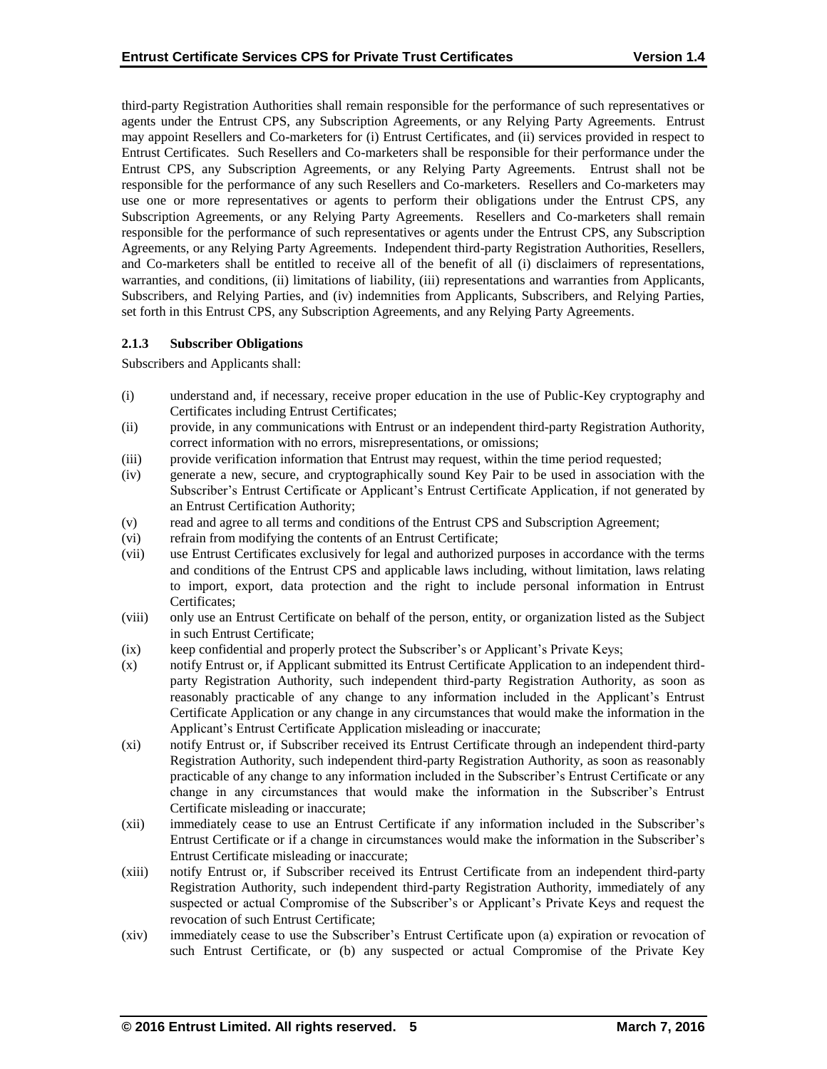third-party Registration Authorities shall remain responsible for the performance of such representatives or agents under the Entrust CPS, any Subscription Agreements, or any Relying Party Agreements. Entrust may appoint Resellers and Co-marketers for (i) Entrust Certificates, and (ii) services provided in respect to Entrust Certificates. Such Resellers and Co-marketers shall be responsible for their performance under the Entrust CPS, any Subscription Agreements, or any Relying Party Agreements. Entrust shall not be responsible for the performance of any such Resellers and Co-marketers. Resellers and Co-marketers may use one or more representatives or agents to perform their obligations under the Entrust CPS, any Subscription Agreements, or any Relying Party Agreements. Resellers and Co-marketers shall remain responsible for the performance of such representatives or agents under the Entrust CPS, any Subscription Agreements, or any Relying Party Agreements. Independent third-party Registration Authorities, Resellers, and Co-marketers shall be entitled to receive all of the benefit of all (i) disclaimers of representations, warranties, and conditions, (ii) limitations of liability, (iii) representations and warranties from Applicants, Subscribers, and Relying Parties, and (iv) indemnities from Applicants, Subscribers, and Relying Parties, set forth in this Entrust CPS, any Subscription Agreements, and any Relying Party Agreements.

### 2.1.3 Subscriber Obligations

Subscribers and Applicants shall:

(i) understand and, if necessary, receive proper education in the use of Public-Key cryptography and Certificates including Entrust Certificates;

(ii) provide, in any communications with Entrust or an independent third-party Registration Authority, correct information with no errors, misrepresentations, or omissions;

(iii) provide verification information that Entrust may request, within the time period requested;

(iv) generate a new, secure, and cryptographically sound Key Pair to be used in association with the Subscriber's Entrust Certificate or Applicant's Entrust Certificate Application, if not generated by an Entrust Certification Authority;

(v) read and agree to all terms and conditions of the Entrust CPS and Subscription Agreement;

(vi) refrain from modifying the contents of an Entrust Certificate;

(vii) use Entrust Certificates exclusively for legal and authorized purposes in accordance with the terms and conditions of the Entrust CPS and applicable laws including, without limitation, laws relating to import, export, data protection and the right to include personal information in Entrust Certificates;

(viii) only use an Entrust Certificate on behalf of the person, entity, or organization listed as the Subject in such Entrust Certificate;

(ix) keep confidential and properly protect the Subscriber's or Applicant's Private Keys;

(x) notify Entrust or, if Applicant submitted its Entrust Certificate Application to an independent third-party Registration Authority, such independent third-party Registration Authority, as soon as reasonably practicable of any change to any information included in the Applicant's Entrust Certificate Application or any change in any circumstances that would make the information in the Applicant's Entrust Certificate Application misleading or inaccurate;

(xi) notify Entrust or, if Subscriber received its Entrust Certificate through an independent third-party Registration Authority, such independent third-party Registration Authority, as soon as reasonably practicable of any change to any information included in the Subscriber's Entrust Certificate or any change in any circumstances that would make the information in the Subscriber's Entrust Certificate misleading or inaccurate;

(xii) immediately cease to use an Entrust Certificate if any information included in the Subscriber's Entrust Certificate or if a change in circumstances would make the information in the Subscriber's Entrust Certificate misleading or inaccurate;

(xiii) notify Entrust or, if Subscriber received its Entrust Certificate from an independent third-party Registration Authority, such independent third-party Registration Authority, immediately of any suspected or actual Compromise of the Subscriber's or Applicant's Private Keys and request the revocation of such Entrust Certificate;

(xiv) immediately cease to use the Subscriber's Entrust Certificate upon (a) expiration or revocation of such Entrust Certificate, or (b) any suspected or actual Compromise of the Private Key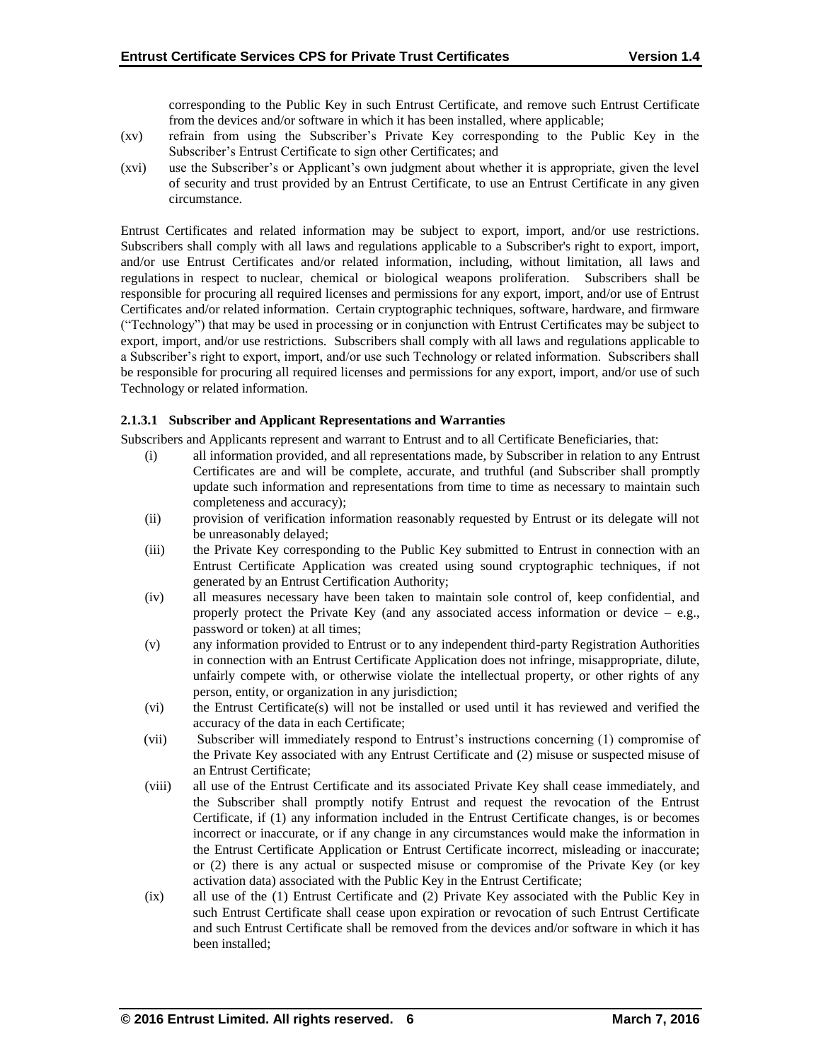corresponding to the Public Key in such Entrust Certificate, and remove such Entrust Certificate from the devices and/or software in which it has been installed, where applicable;

(xv) refrain from using the Subscriber's Private Key corresponding to the Public Key in the Subscriber's Entrust Certificate to sign other Certificates; and

(xvi) use the Subscriber's or Applicant's own judgment about whether it is appropriate, given the level of security and trust provided by an Entrust Certificate, to use an Entrust Certificate in any given circumstance.

Entrust Certificates and related information may be subject to export, import, and/or use restrictions. Subscribers shall comply with all laws and regulations applicable to a Subscriber's right to export, import, and/or use Entrust Certificates and/or related information, including, without limitation, all laws and regulations in respect to nuclear, chemical or biological weapons proliferation. Subscribers shall be responsible for procuring all required licenses and permissions for any export, import, and/or use of Entrust Certificates and/or related information. Certain cryptographic techniques, software, hardware, and firmware ("Technology") that may be used in processing or in conjunction with Entrust Certificates may be subject to export, import, and/or use restrictions. Subscribers shall comply with all laws and regulations applicable to a Subscriber's right to export, import, and/or use such Technology or related information. Subscribers shall be responsible for procuring all required licenses and permissions for any export, import, and/or use of such Technology or related information.

#### 2.1.3.1 Subscriber and Applicant Representations and Warranties

Subscribers and Applicants represent and warrant to Entrust and to all Certificate Beneficiaries, that:

(i) all information provided, and all representations made, by Subscriber in relation to any Entrust Certificates are and will be complete, accurate, and truthful (and Subscriber shall promptly update such information and representations from time to time as necessary to maintain such completeness and accuracy);

(ii) provision of verification information reasonably requested by Entrust or its delegate will not be unreasonably delayed;

(iii) the Private Key corresponding to the Public Key submitted to Entrust in connection with an Entrust Certificate Application was created using sound cryptographic techniques, if not generated by an Entrust Certification Authority;

(iv) all measures necessary have been taken to maintain sole control of, keep confidential, and properly protect the Private Key (and any associated access information or device – e.g., password or token) at all times;

(v) any information provided to Entrust or to any independent third-party Registration Authorities in connection with an Entrust Certificate Application does not infringe, misappropriate, dilute, unfairly compete with, or otherwise violate the intellectual property, or other rights of any person, entity, or organization in any jurisdiction;

(vi) the Entrust Certificate(s) will not be installed or used until it has reviewed and verified the accuracy of the data in each Certificate;

(vii) Subscriber will immediately respond to Entrust's instructions concerning (1) compromise of the Private Key associated with any Entrust Certificate and (2) misuse or suspected misuse of an Entrust Certificate;

(viii) all use of the Entrust Certificate and its associated Private Key shall cease immediately, and the Subscriber shall promptly notify Entrust and request the revocation of the Entrust Certificate, if (1) any information included in the Entrust Certificate changes, is or becomes incorrect or inaccurate, or if any change in any circumstances would make the information in the Entrust Certificate Application or Entrust Certificate incorrect, misleading or inaccurate; or (2) there is any actual or suspected misuse or compromise of the Private Key (or key activation data) associated with the Public Key in the Entrust Certificate;

(ix) all use of the (1) Entrust Certificate and (2) Private Key associated with the Public Key in such Entrust Certificate shall cease upon expiration or revocation of such Entrust Certificate and such Entrust Certificate shall be removed from the devices and/or software in which it has been installed;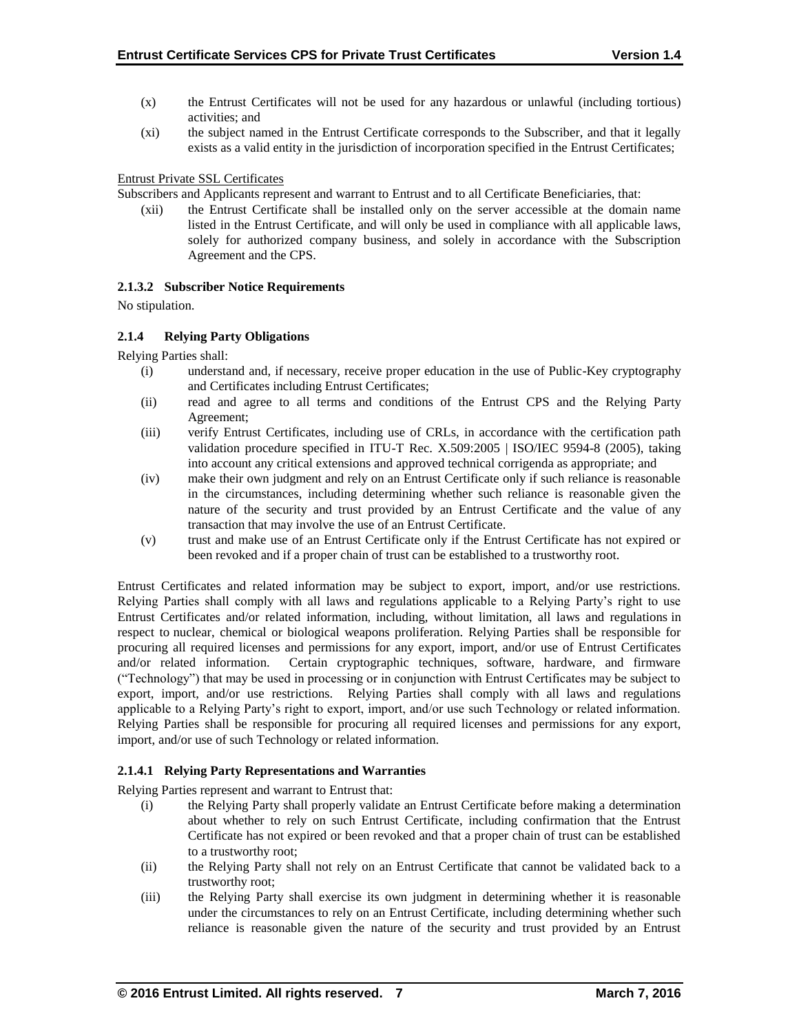(x) the Entrust Certificates will not be used for any hazardous or unlawful (including tortious) activities; and

(xi) the subject named in the Entrust Certificate corresponds to the Subscriber, and that it legally exists as a valid entity in the jurisdiction of incorporation specified in the Entrust Certificates;

Entrust Private SSL Certificates

Subscribers and Applicants represent and warrant to Entrust and to all Certificate Beneficiaries, that:

(xii) the Entrust Certificate shall be installed only on the server accessible at the domain name listed in the Entrust Certificate, and will only be used in compliance with all applicable laws, solely for authorized company business, and solely in accordance with the Subscription Agreement and the CPS.

#### 2.1.3.2 Subscriber Notice Requirements

No stipulation.

### 2.1.4 Relying Party Obligations

Relying Parties shall:

(i) understand and, if necessary, receive proper education in the use of Public-Key cryptography and Certificates including Entrust Certificates;

(ii) read and agree to all terms and conditions of the Entrust CPS and the Relying Party Agreement;

(iii) verify Entrust Certificates, including use of CRLs, in accordance with the certification path validation procedure specified in ITU-T Rec. X.509:2005 | ISO/IEC 9594-8 (2005), taking into account any critical extensions and approved technical corrigenda as appropriate; and

(iv) make their own judgment and rely on an Entrust Certificate only if such reliance is reasonable in the circumstances, including determining whether such reliance is reasonable given the nature of the security and trust provided by an Entrust Certificate and the value of any transaction that may involve the use of an Entrust Certificate.

(v) trust and make use of an Entrust Certificate only if the Entrust Certificate has not expired or been revoked and if a proper chain of trust can be established to a trustworthy root.

Entrust Certificates and related information may be subject to export, import, and/or use restrictions. Relying Parties shall comply with all laws and regulations applicable to a Relying Party's right to use Entrust Certificates and/or related information, including, without limitation, all laws and regulations in respect to nuclear, chemical or biological weapons proliferation. Relying Parties shall be responsible for procuring all required licenses and permissions for any export, import, and/or use of Entrust Certificates and/or related information. Certain cryptographic techniques, software, hardware, and firmware ("Technology") that may be used in processing or in conjunction with Entrust Certificates may be subject to export, import, and/or use restrictions. Relying Parties shall comply with all laws and regulations applicable to a Relying Party's right to export, import, and/or use such Technology or related information. Relying Parties shall be responsible for procuring all required licenses and permissions for any export, import, and/or use of such Technology or related information.

#### 2.1.4.1 Relying Party Representations and Warranties

Relying Parties represent and warrant to Entrust that:

(i) the Relying Party shall properly validate an Entrust Certificate before making a determination about whether to rely on such Entrust Certificate, including confirmation that the Entrust Certificate has not expired or been revoked and that a proper chain of trust can be established to a trustworthy root;

(ii) the Relying Party shall not rely on an Entrust Certificate that cannot be validated back to a trustworthy root;

(iii) the Relying Party shall exercise its own judgment in determining whether it is reasonable under the circumstances to rely on an Entrust Certificate, including determining whether such reliance is reasonable given the nature of the security and trust provided by an Entrust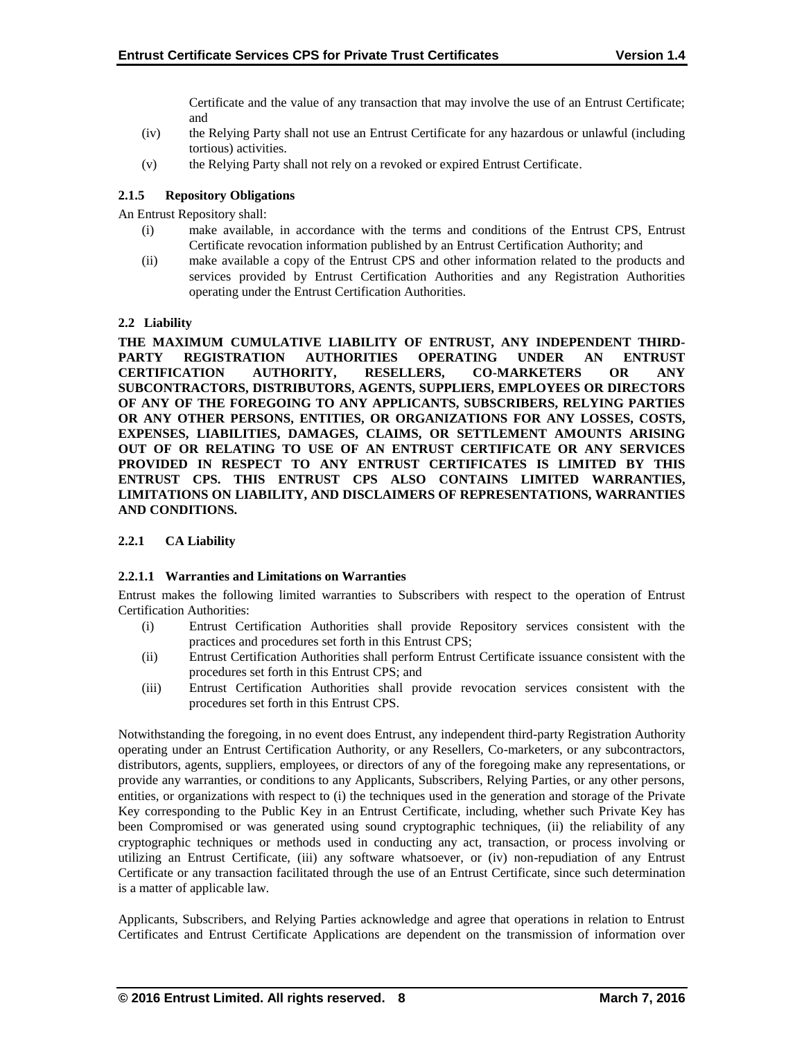Certificate and the value of any transaction that may involve the use of an Entrust Certificate; and

(iv) the Relying Party shall not use an Entrust Certificate for any hazardous or unlawful (including tortious) activities.

(v) the Relying Party shall not rely on a revoked or expired Entrust Certificate.

#### 2.1.5 Repository Obligations

An Entrust Repository shall:

(i) make available, in accordance with the terms and conditions of the Entrust CPS, Entrust Certificate revocation information published by an Entrust Certification Authority; and

(ii) make available a copy of the Entrust CPS and other information related to the products and services provided by Entrust Certification Authorities and any Registration Authorities operating under the Entrust Certification Authorities.

### 2.2 Liability

**THE MAXIMUM CUMULATIVE LIABILITY OF ENTRUST, ANY INDEPENDENT THIRD-PARTY REGISTRATION AUTHORITIES OPERATING UNDER AN ENTRUST CERTIFICATION AUTHORITY, RESELLERS, CO-MARKETERS OR ANY SUBCONTRACTORS, DISTRIBUTORS, AGENTS, SUPPLIERS, EMPLOYEES OR DIRECTORS OF ANY OF THE FOREGOING TO ANY APPLICANTS, SUBSCRIBERS, RELYING PARTIES OR ANY OTHER PERSONS, ENTITIES, OR ORGANIZATIONS FOR ANY LOSSES, COSTS, EXPENSES, LIABILITIES, DAMAGES, CLAIMS, OR SETTLEMENT AMOUNTS ARISING OUT OF OR RELATING TO USE OF AN ENTRUST CERTIFICATE OR ANY SERVICES PROVIDED IN RESPECT TO ANY ENTRUST CERTIFICATES IS LIMITED BY THIS ENTRUST CPS. THIS ENTRUST CPS ALSO CONTAINS LIMITED WARRANTIES, LIMITATIONS ON LIABILITY, AND DISCLAIMERS OF REPRESENTATIONS, WARRANTIES AND CONDITIONS.**

#### 2.2.1 CA Liability

##### 2.2.1.1 Warranties and Limitations on Warranties

Entrust makes the following limited warranties to Subscribers with respect to the operation of Entrust Certification Authorities:

(i) Entrust Certification Authorities shall provide Repository services consistent with the practices and procedures set forth in this Entrust CPS;

(ii) Entrust Certification Authorities shall perform Entrust Certificate issuance consistent with the procedures set forth in this Entrust CPS; and

(iii) Entrust Certification Authorities shall provide revocation services consistent with the procedures set forth in this Entrust CPS.

Notwithstanding the foregoing, in no event does Entrust, any independent third-party Registration Authority operating under an Entrust Certification Authority, or any Resellers, Co-marketers, or any subcontractors, distributors, agents, suppliers, employees, or directors of any of the foregoing make any representations, or provide any warranties, or conditions to any Applicants, Subscribers, Relying Parties, or any other persons, entities, or organizations with respect to (i) the techniques used in the generation and storage of the Private Key corresponding to the Public Key in an Entrust Certificate, including, whether such Private Key has been Compromised or was generated using sound cryptographic techniques, (ii) the reliability of any cryptographic techniques or methods used in conducting any act, transaction, or process involving or utilizing an Entrust Certificate, (iii) any software whatsoever, or (iv) non-repudiation of any Entrust Certificate or any transaction facilitated through the use of an Entrust Certificate, since such determination is a matter of applicable law.

Applicants, Subscribers, and Relying Parties acknowledge and agree that operations in relation to Entrust Certificates and Entrust Certificate Applications are dependent on the transmission of information over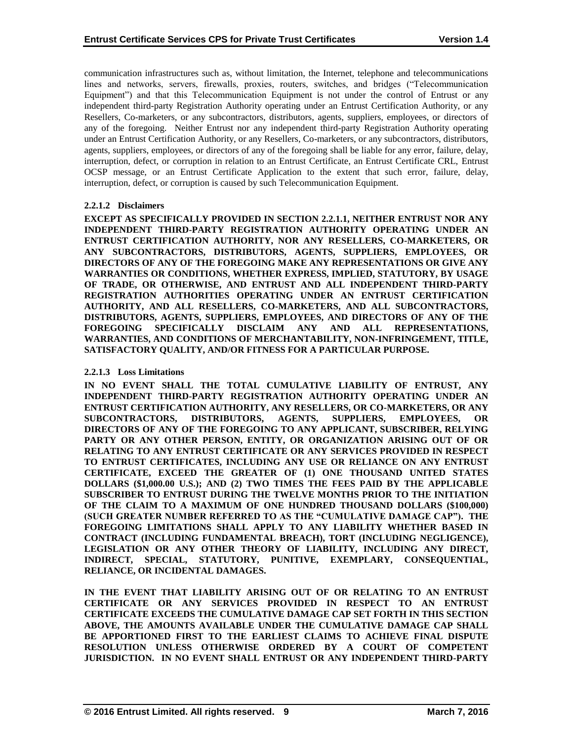communication infrastructures such as, without limitation, the Internet, telephone and telecommunications lines and networks, servers, firewalls, proxies, routers, switches, and bridges ("Telecommunication Equipment") and that this Telecommunication Equipment is not under the control of Entrust or any independent third-party Registration Authority operating under an Entrust Certification Authority, or any Resellers, Co-marketers, or any subcontractors, distributors, agents, suppliers, employees, or directors of any of the foregoing. Neither Entrust nor any independent third-party Registration Authority operating under an Entrust Certification Authority, or any Resellers, Co-marketers, or any subcontractors, distributors, agents, suppliers, employees, or directors of any of the foregoing shall be liable for any error, failure, delay, interruption, defect, or corruption in relation to an Entrust Certificate, an Entrust Certificate CRL, Entrust OCSP message, or an Entrust Certificate Application to the extent that such error, failure, delay, interruption, defect, or corruption is caused by such Telecommunication Equipment.

#### 2.2.1.2 Disclaimers

**EXCEPT AS SPECIFICALLY PROVIDED IN SECTION 2.2.1.1, NEITHER ENTRUST NOR ANY INDEPENDENT THIRD-PARTY REGISTRATION AUTHORITY OPERATING UNDER AN ENTRUST CERTIFICATION AUTHORITY, NOR ANY RESELLERS, CO-MARKETERS, OR ANY SUBCONTRACTORS, DISTRIBUTORS, AGENTS, SUPPLIERS, EMPLOYEES, OR DIRECTORS OF ANY OF THE FOREGOING MAKE ANY REPRESENTATIONS OR GIVE ANY WARRANTIES OR CONDITIONS, WHETHER EXPRESS, IMPLIED, STATUTORY, BY USAGE OF TRADE, OR OTHERWISE, AND ENTRUST AND ALL INDEPENDENT THIRD-PARTY REGISTRATION AUTHORITIES OPERATING UNDER AN ENTRUST CERTIFICATION AUTHORITY, AND ALL RESELLERS, CO-MARKETERS, AND ALL SUBCONTRACTORS, DISTRIBUTORS, AGENTS, SUPPLIERS, EMPLOYEES, AND DIRECTORS OF ANY OF THE FOREGOING SPECIFICALLY DISCLAIM ANY AND ALL REPRESENTATIONS, WARRANTIES, AND CONDITIONS OF MERCHANTABILITY, NON-INFRINGEMENT, TITLE, SATISFACTORY QUALITY, AND/OR FITNESS FOR A PARTICULAR PURPOSE.**

#### 2.2.1.3 Loss Limitations

**IN NO EVENT SHALL THE TOTAL CUMULATIVE LIABILITY OF ENTRUST, ANY INDEPENDENT THIRD-PARTY REGISTRATION AUTHORITY OPERATING UNDER AN ENTRUST CERTIFICATION AUTHORITY, ANY RESELLERS, OR CO-MARKETERS, OR ANY SUBCONTRACTORS, DISTRIBUTORS, AGENTS, SUPPLIERS, EMPLOYEES, OR DIRECTORS OF ANY OF THE FOREGOING TO ANY APPLICANT, SUBSCRIBER, RELYING PARTY OR ANY OTHER PERSON, ENTITY, OR ORGANIZATION ARISING OUT OF OR RELATING TO ANY ENTRUST CERTIFICATE OR ANY SERVICES PROVIDED IN RESPECT TO ENTRUST CERTIFICATES, INCLUDING ANY USE OR RELIANCE ON ANY ENTRUST CERTIFICATE, EXCEED THE GREATER OF (1) ONE THOUSAND UNITED STATES DOLLARS ($1,000.00 U.S.); AND (2) TWO TIMES THE FEES PAID BY THE APPLICABLE SUBSCRIBER TO ENTRUST DURING THE TWELVE MONTHS PRIOR TO THE INITIATION OF THE CLAIM TO A MAXIMUM OF ONE HUNDRED THOUSAND DOLLARS ($100,000) (SUCH GREATER NUMBER REFERRED TO AS THE "CUMULATIVE DAMAGE CAP"). THE FOREGOING LIMITATIONS SHALL APPLY TO ANY LIABILITY WHETHER BASED IN CONTRACT (INCLUDING FUNDAMENTAL BREACH), TORT (INCLUDING NEGLIGENCE), LEGISLATION OR ANY OTHER THEORY OF LIABILITY, INCLUDING ANY DIRECT, INDIRECT, SPECIAL, STATUTORY, PUNITIVE, EXEMPLARY, CONSEQUENTIAL, RELIANCE, OR INCIDENTAL DAMAGES.**

**IN THE EVENT THAT LIABILITY ARISING OUT OF OR RELATING TO AN ENTRUST CERTIFICATE OR ANY SERVICES PROVIDED IN RESPECT TO AN ENTRUST CERTIFICATE EXCEEDS THE CUMULATIVE DAMAGE CAP SET FORTH IN THIS SECTION ABOVE, THE AMOUNTS AVAILABLE UNDER THE CUMULATIVE DAMAGE CAP SHALL BE APPORTIONED FIRST TO THE EARLIEST CLAIMS TO ACHIEVE FINAL DISPUTE RESOLUTION UNLESS OTHERWISE ORDERED BY A COURT OF COMPETENT JURISDICTION. IN NO EVENT SHALL ENTRUST OR ANY INDEPENDENT THIRD-PARTY**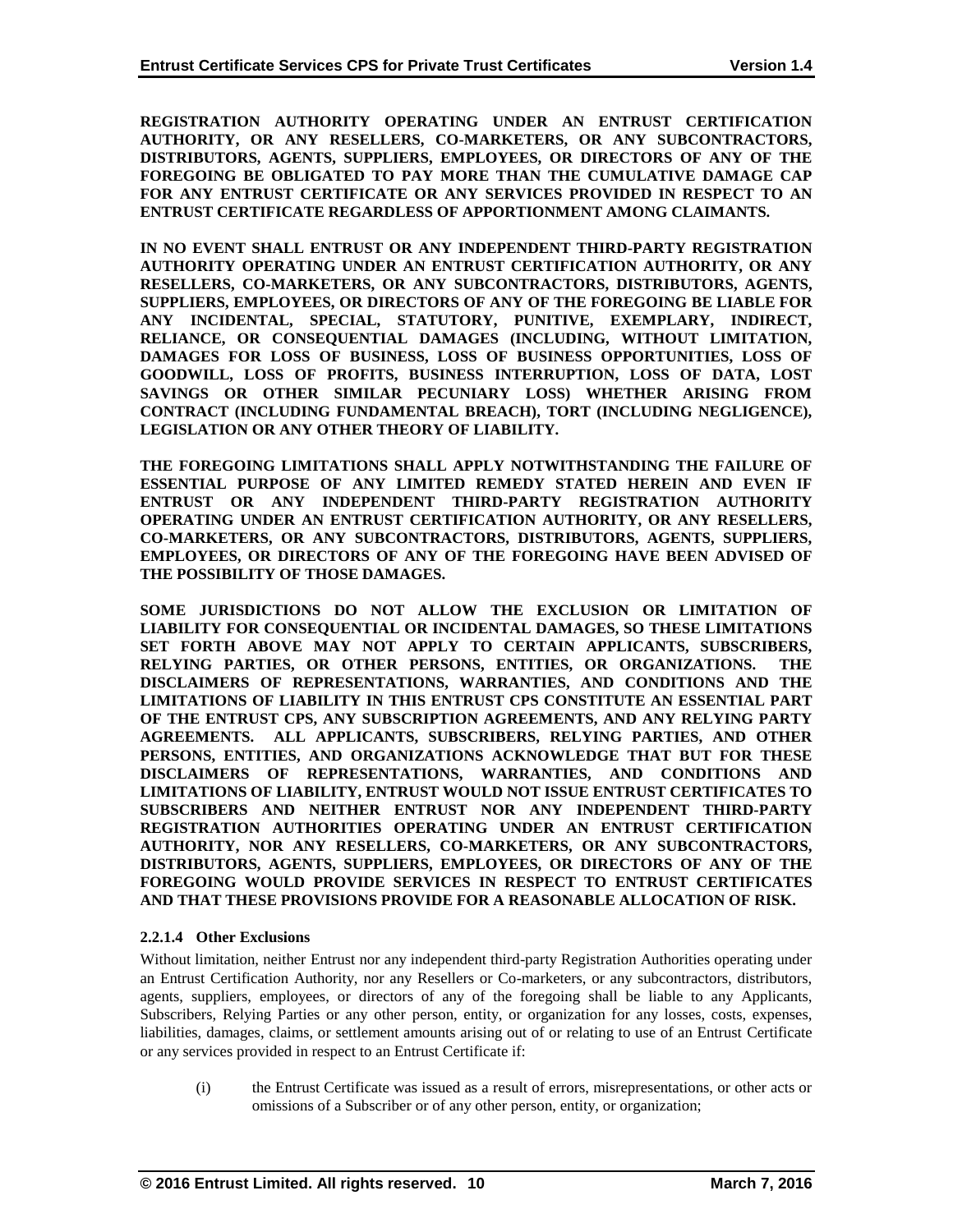**REGISTRATION AUTHORITY OPERATING UNDER AN ENTRUST CERTIFICATION AUTHORITY, OR ANY RESELLERS, CO-MARKETERS, OR ANY SUBCONTRACTORS, DISTRIBUTORS, AGENTS, SUPPLIERS, EMPLOYEES, OR DIRECTORS OF ANY OF THE FOREGOING BE OBLIGATED TO PAY MORE THAN THE CUMULATIVE DAMAGE CAP FOR ANY ENTRUST CERTIFICATE OR ANY SERVICES PROVIDED IN RESPECT TO AN ENTRUST CERTIFICATE REGARDLESS OF APPORTIONMENT AMONG CLAIMANTS.**

**IN NO EVENT SHALL ENTRUST OR ANY INDEPENDENT THIRD-PARTY REGISTRATION AUTHORITY OPERATING UNDER AN ENTRUST CERTIFICATION AUTHORITY, OR ANY RESELLERS, CO-MARKETERS, OR ANY SUBCONTRACTORS, DISTRIBUTORS, AGENTS, SUPPLIERS, EMPLOYEES, OR DIRECTORS OF ANY OF THE FOREGOING BE LIABLE FOR ANY INCIDENTAL, SPECIAL, STATUTORY, PUNITIVE, EXEMPLARY, INDIRECT, RELIANCE, OR CONSEQUENTIAL DAMAGES (INCLUDING, WITHOUT LIMITATION, DAMAGES FOR LOSS OF BUSINESS, LOSS OF BUSINESS OPPORTUNITIES, LOSS OF GOODWILL, LOSS OF PROFITS, BUSINESS INTERRUPTION, LOSS OF DATA, LOST SAVINGS OR OTHER SIMILAR PECUNIARY LOSS) WHETHER ARISING FROM CONTRACT (INCLUDING FUNDAMENTAL BREACH), TORT (INCLUDING NEGLIGENCE), LEGISLATION OR ANY OTHER THEORY OF LIABILITY.**

**THE FOREGOING LIMITATIONS SHALL APPLY NOTWITHSTANDING THE FAILURE OF ESSENTIAL PURPOSE OF ANY LIMITED REMEDY STATED HEREIN AND EVEN IF ENTRUST OR ANY INDEPENDENT THIRD-PARTY REGISTRATION AUTHORITY OPERATING UNDER AN ENTRUST CERTIFICATION AUTHORITY, OR ANY RESELLERS, CO-MARKETERS, OR ANY SUBCONTRACTORS, DISTRIBUTORS, AGENTS, SUPPLIERS, EMPLOYEES, OR DIRECTORS OF ANY OF THE FOREGOING HAVE BEEN ADVISED OF THE POSSIBILITY OF THOSE DAMAGES.**

**SOME JURISDICTIONS DO NOT ALLOW THE EXCLUSION OR LIMITATION OF LIABILITY FOR CONSEQUENTIAL OR INCIDENTAL DAMAGES, SO THESE LIMITATIONS SET FORTH ABOVE MAY NOT APPLY TO CERTAIN APPLICANTS, SUBSCRIBERS, RELYING PARTIES, OR OTHER PERSONS, ENTITIES, OR ORGANIZATIONS. THE DISCLAIMERS OF REPRESENTATIONS, WARRANTIES, AND CONDITIONS AND THE LIMITATIONS OF LIABILITY IN THIS ENTRUST CPS CONSTITUTE AN ESSENTIAL PART OF THE ENTRUST CPS, ANY SUBSCRIPTION AGREEMENTS, AND ANY RELYING PARTY AGREEMENTS. ALL APPLICANTS, SUBSCRIBERS, RELYING PARTIES, AND OTHER PERSONS, ENTITIES, AND ORGANIZATIONS ACKNOWLEDGE THAT BUT FOR THESE DISCLAIMERS OF REPRESENTATIONS, WARRANTIES, AND CONDITIONS AND LIMITATIONS OF LIABILITY, ENTRUST WOULD NOT ISSUE ENTRUST CERTIFICATES TO SUBSCRIBERS AND NEITHER ENTRUST NOR ANY INDEPENDENT THIRD-PARTY REGISTRATION AUTHORITIES OPERATING UNDER AN ENTRUST CERTIFICATION AUTHORITY, NOR ANY RESELLERS, CO-MARKETERS, OR ANY SUBCONTRACTORS, DISTRIBUTORS, AGENTS, SUPPLIERS, EMPLOYEES, OR DIRECTORS OF ANY OF THE FOREGOING WOULD PROVIDE SERVICES IN RESPECT TO ENTRUST CERTIFICATES AND THAT THESE PROVISIONS PROVIDE FOR A REASONABLE ALLOCATION OF RISK.**

#### 2.2.1.4 Other Exclusions

Without limitation, neither Entrust nor any independent third-party Registration Authorities operating under an Entrust Certification Authority, nor any Resellers or Co-marketers, or any subcontractors, distributors, agents, suppliers, employees, or directors of any of the foregoing shall be liable to any Applicants, Subscribers, Relying Parties or any other person, entity, or organization for any losses, costs, expenses, liabilities, damages, claims, or settlement amounts arising out of or relating to use of an Entrust Certificate or any services provided in respect to an Entrust Certificate if:

(i) the Entrust Certificate was issued as a result of errors, misrepresentations, or other acts or omissions of a Subscriber or of any other person, entity, or organization;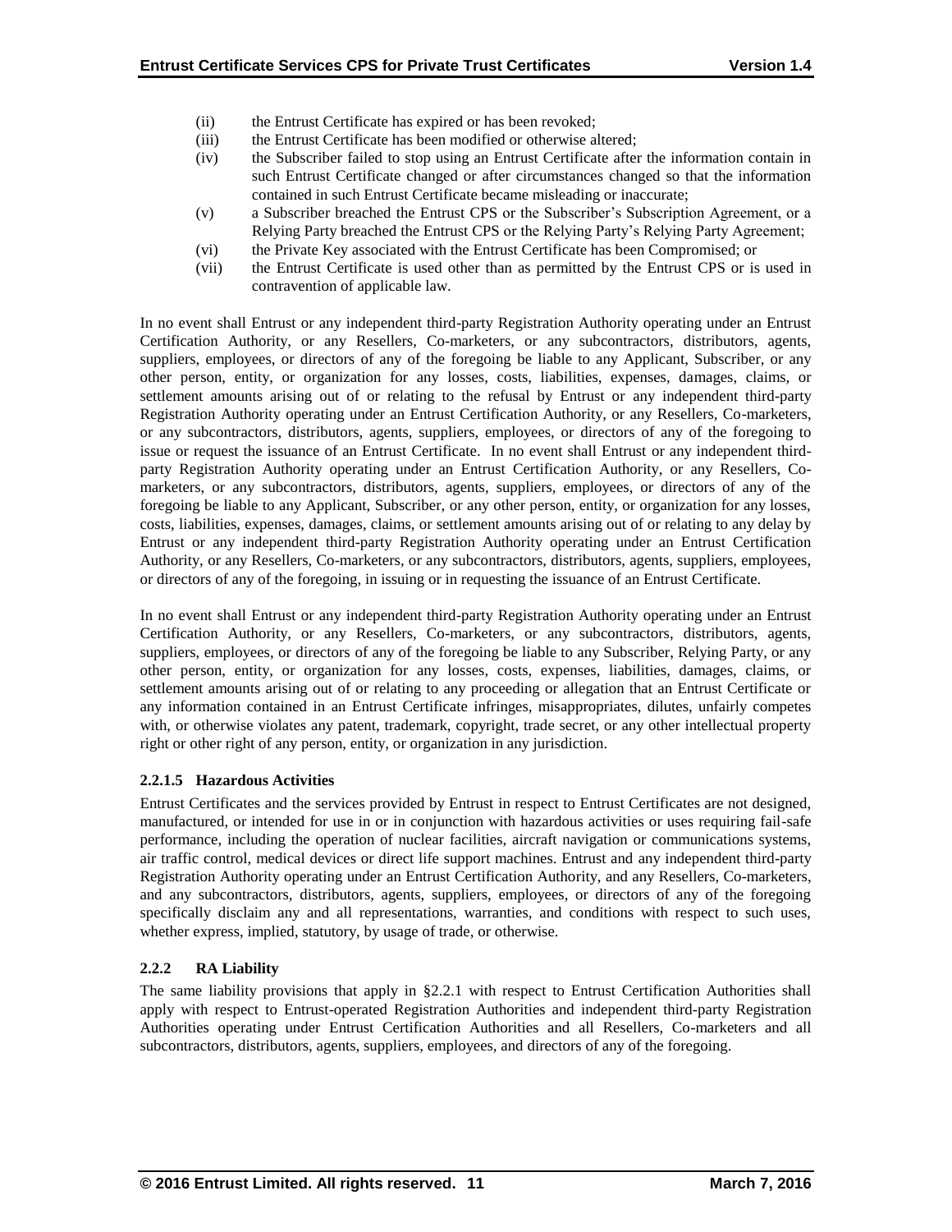(ii) the Entrust Certificate has expired or has been revoked;
(iii) the Entrust Certificate has been modified or otherwise altered;
(iv) the Subscriber failed to stop using an Entrust Certificate after the information contain in such Entrust Certificate changed or after circumstances changed so that the information contained in such Entrust Certificate became misleading or inaccurate;
(v) a Subscriber breached the Entrust CPS or the Subscriber's Subscription Agreement, or a Relying Party breached the Entrust CPS or the Relying Party's Relying Party Agreement;
(vi) the Private Key associated with the Entrust Certificate has been Compromised; or
(vii) the Entrust Certificate is used other than as permitted by the Entrust CPS or is used in contravention of applicable law.

In no event shall Entrust or any independent third-party Registration Authority operating under an Entrust Certification Authority, or any Resellers, Co-marketers, or any subcontractors, distributors, agents, suppliers, employees, or directors of any of the foregoing be liable to any Applicant, Subscriber, or any other person, entity, or organization for any losses, costs, liabilities, expenses, damages, claims, or settlement amounts arising out of or relating to the refusal by Entrust or any independent third-party Registration Authority operating under an Entrust Certification Authority, or any Resellers, Co-marketers, or any subcontractors, distributors, agents, suppliers, employees, or directors of any of the foregoing to issue or request the issuance of an Entrust Certificate. In no event shall Entrust or any independent third-party Registration Authority operating under an Entrust Certification Authority, or any Resellers, Co-marketers, or any subcontractors, distributors, agents, suppliers, employees, or directors of any of the foregoing be liable to any Applicant, Subscriber, or any other person, entity, or organization for any losses, costs, liabilities, expenses, damages, claims, or settlement amounts arising out of or relating to any delay by Entrust or any independent third-party Registration Authority operating under an Entrust Certification Authority, or any Resellers, Co-marketers, or any subcontractors, distributors, agents, suppliers, employees, or directors of any of the foregoing, in issuing or in requesting the issuance of an Entrust Certificate.

In no event shall Entrust or any independent third-party Registration Authority operating under an Entrust Certification Authority, or any Resellers, Co-marketers, or any subcontractors, distributors, agents, suppliers, employees, or directors of any of the foregoing be liable to any Subscriber, Relying Party, or any other person, entity, or organization for any losses, costs, expenses, liabilities, damages, claims, or settlement amounts arising out of or relating to any proceeding or allegation that an Entrust Certificate or any information contained in an Entrust Certificate infringes, misappropriates, dilutes, unfairly competes with, or otherwise violates any patent, trademark, copyright, trade secret, or any other intellectual property right or other right of any person, entity, or organization in any jurisdiction.

#### 2.2.1.5 Hazardous Activities

Entrust Certificates and the services provided by Entrust in respect to Entrust Certificates are not designed, manufactured, or intended for use in or in conjunction with hazardous activities or uses requiring fail-safe performance, including the operation of nuclear facilities, aircraft navigation or communications systems, air traffic control, medical devices or direct life support machines. Entrust and any independent third-party Registration Authority operating under an Entrust Certification Authority, and any Resellers, Co-marketers, and any subcontractors, distributors, agents, suppliers, employees, or directors of any of the foregoing specifically disclaim any and all representations, warranties, and conditions with respect to such uses, whether express, implied, statutory, by usage of trade, or otherwise.

### 2.2.2 RA Liability

The same liability provisions that apply in §2.2.1 with respect to Entrust Certification Authorities shall apply with respect to Entrust-operated Registration Authorities and independent third-party Registration Authorities operating under Entrust Certification Authorities and all Resellers, Co-marketers and all subcontractors, distributors, agents, suppliers, employees, and directors of any of the foregoing.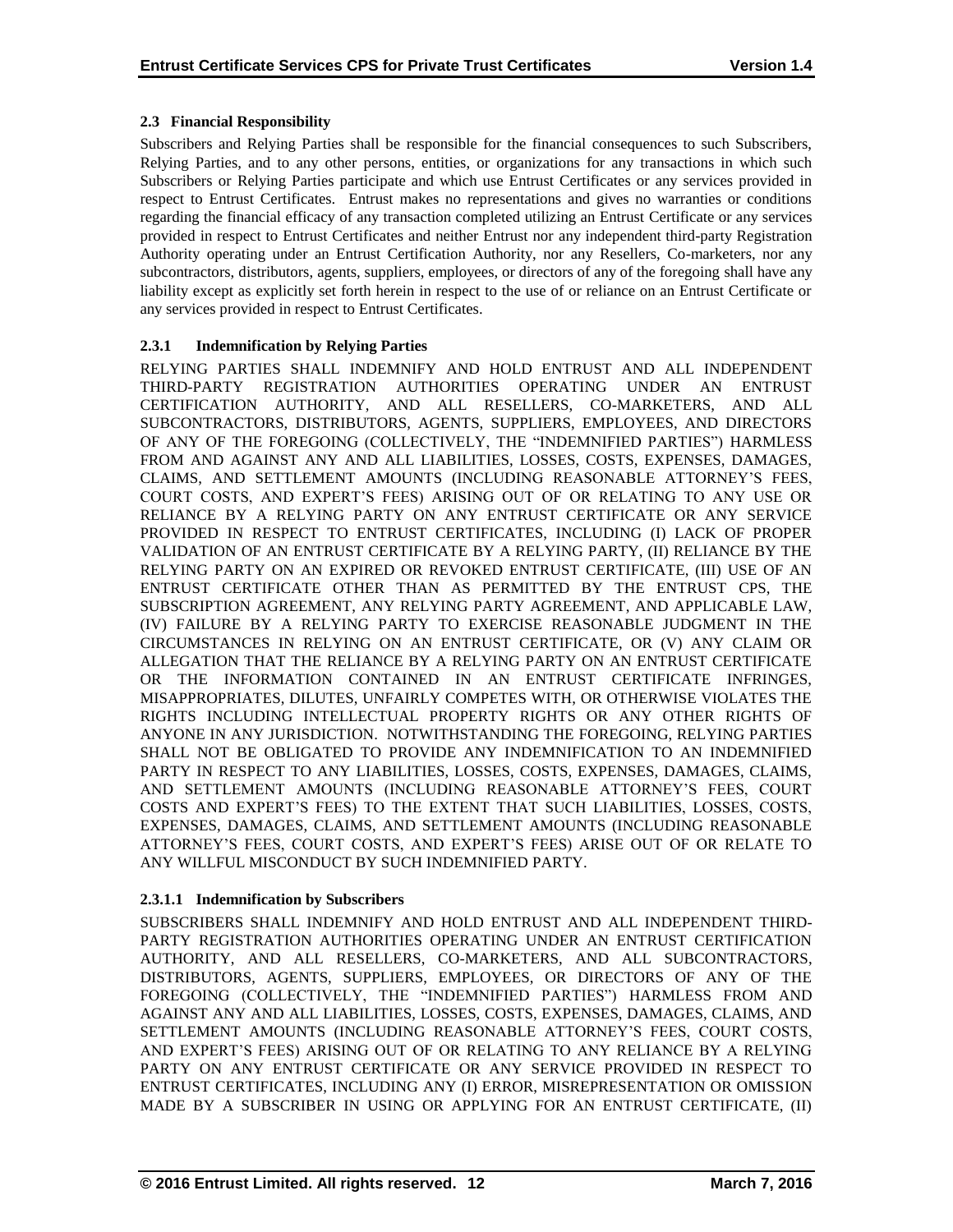### 2.3 Financial Responsibility

Subscribers and Relying Parties shall be responsible for the financial consequences to such Subscribers, Relying Parties, and to any other persons, entities, or organizations for any transactions in which such Subscribers or Relying Parties participate and which use Entrust Certificates or any services provided in respect to Entrust Certificates. Entrust makes no representations and gives no warranties or conditions regarding the financial efficacy of any transaction completed utilizing an Entrust Certificate or any services provided in respect to Entrust Certificates and neither Entrust nor any independent third-party Registration Authority operating under an Entrust Certification Authority, nor any Resellers, Co-marketers, nor any subcontractors, distributors, agents, suppliers, employees, or directors of any of the foregoing shall have any liability except as explicitly set forth herein in respect to the use of or reliance on an Entrust Certificate or any services provided in respect to Entrust Certificates.

#### 2.3.1 Indemnification by Relying Parties

RELYING PARTIES SHALL INDEMNIFY AND HOLD ENTRUST AND ALL INDEPENDENT THIRD-PARTY REGISTRATION AUTHORITIES OPERATING UNDER AN ENTRUST CERTIFICATION AUTHORITY, AND ALL RESELLERS, CO-MARKETERS, AND ALL SUBCONTRACTORS, DISTRIBUTORS, AGENTS, SUPPLIERS, EMPLOYEES, AND DIRECTORS OF ANY OF THE FOREGOING (COLLECTIVELY, THE "INDEMNIFIED PARTIES") HARMLESS FROM AND AGAINST ANY AND ALL LIABILITIES, LOSSES, COSTS, EXPENSES, DAMAGES, CLAIMS, AND SETTLEMENT AMOUNTS (INCLUDING REASONABLE ATTORNEY'S FEES, COURT COSTS, AND EXPERT'S FEES) ARISING OUT OF OR RELATING TO ANY USE OR RELIANCE BY A RELYING PARTY ON ANY ENTRUST CERTIFICATE OR ANY SERVICE PROVIDED IN RESPECT TO ENTRUST CERTIFICATES, INCLUDING (I) LACK OF PROPER VALIDATION OF AN ENTRUST CERTIFICATE BY A RELYING PARTY, (II) RELIANCE BY THE RELYING PARTY ON AN EXPIRED OR REVOKED ENTRUST CERTIFICATE, (III) USE OF AN ENTRUST CERTIFICATE OTHER THAN AS PERMITTED BY THE ENTRUST CPS, THE SUBSCRIPTION AGREEMENT, ANY RELYING PARTY AGREEMENT, AND APPLICABLE LAW, (IV) FAILURE BY A RELYING PARTY TO EXERCISE REASONABLE JUDGMENT IN THE CIRCUMSTANCES IN RELYING ON AN ENTRUST CERTIFICATE, OR (V) ANY CLAIM OR ALLEGATION THAT THE RELIANCE BY A RELYING PARTY ON AN ENTRUST CERTIFICATE OR THE INFORMATION CONTAINED IN AN ENTRUST CERTIFICATE INFRINGES, MISAPPROPRIATES, DILUTES, UNFAIRLY COMPETES WITH, OR OTHERWISE VIOLATES THE RIGHTS INCLUDING INTELLECTUAL PROPERTY RIGHTS OR ANY OTHER RIGHTS OF ANYONE IN ANY JURISDICTION. NOTWITHSTANDING THE FOREGOING, RELYING PARTIES SHALL NOT BE OBLIGATED TO PROVIDE ANY INDEMNIFICATION TO AN INDEMNIFIED PARTY IN RESPECT TO ANY LIABILITIES, LOSSES, COSTS, EXPENSES, DAMAGES, CLAIMS, AND SETTLEMENT AMOUNTS (INCLUDING REASONABLE ATTORNEY'S FEES, COURT COSTS AND EXPERT'S FEES) TO THE EXTENT THAT SUCH LIABILITIES, LOSSES, COSTS, EXPENSES, DAMAGES, CLAIMS, AND SETTLEMENT AMOUNTS (INCLUDING REASONABLE ATTORNEY'S FEES, COURT COSTS, AND EXPERT'S FEES) ARISE OUT OF OR RELATE TO ANY WILLFUL MISCONDUCT BY SUCH INDEMNIFIED PARTY.

##### 2.3.1.1 Indemnification by Subscribers

SUBSCRIBERS SHALL INDEMNIFY AND HOLD ENTRUST AND ALL INDEPENDENT THIRD-PARTY REGISTRATION AUTHORITIES OPERATING UNDER AN ENTRUST CERTIFICATION AUTHORITY, AND ALL RESELLERS, CO-MARKETERS, AND ALL SUBCONTRACTORS, DISTRIBUTORS, AGENTS, SUPPLIERS, EMPLOYEES, OR DIRECTORS OF ANY OF THE FOREGOING (COLLECTIVELY, THE "INDEMNIFIED PARTIES") HARMLESS FROM AND AGAINST ANY AND ALL LIABILITIES, LOSSES, COSTS, EXPENSES, DAMAGES, CLAIMS, AND SETTLEMENT AMOUNTS (INCLUDING REASONABLE ATTORNEY'S FEES, COURT COSTS, AND EXPERT'S FEES) ARISING OUT OF OR RELATING TO ANY RELIANCE BY A RELYING PARTY ON ANY ENTRUST CERTIFICATE OR ANY SERVICE PROVIDED IN RESPECT TO ENTRUST CERTIFICATES, INCLUDING ANY (I) ERROR, MISREPRESENTATION OR OMISSION MADE BY A SUBSCRIBER IN USING OR APPLYING FOR AN ENTRUST CERTIFICATE, (II)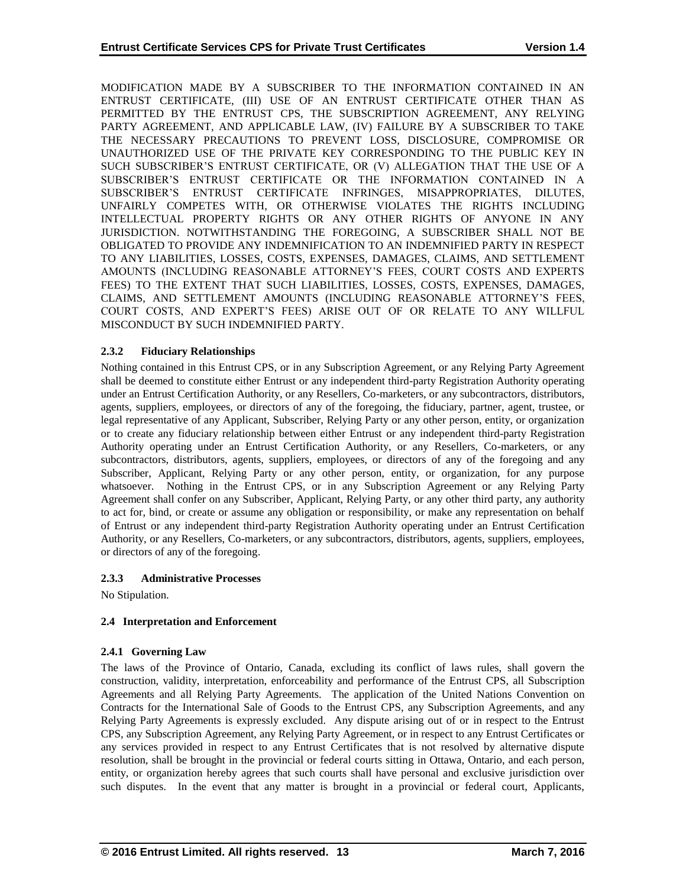MODIFICATION MADE BY A SUBSCRIBER TO THE INFORMATION CONTAINED IN AN ENTRUST CERTIFICATE, (III) USE OF AN ENTRUST CERTIFICATE OTHER THAN AS PERMITTED BY THE ENTRUST CPS, THE SUBSCRIPTION AGREEMENT, ANY RELYING PARTY AGREEMENT, AND APPLICABLE LAW, (IV) FAILURE BY A SUBSCRIBER TO TAKE THE NECESSARY PRECAUTIONS TO PREVENT LOSS, DISCLOSURE, COMPROMISE OR UNAUTHORIZED USE OF THE PRIVATE KEY CORRESPONDING TO THE PUBLIC KEY IN SUCH SUBSCRIBER'S ENTRUST CERTIFICATE, OR (V) ALLEGATION THAT THE USE OF A SUBSCRIBER'S ENTRUST CERTIFICATE OR THE INFORMATION CONTAINED IN A SUBSCRIBER'S ENTRUST CERTIFICATE INFRINGES, MISAPPROPRIATES, DILUTES, UNFAIRLY COMPETES WITH, OR OTHERWISE VIOLATES THE RIGHTS INCLUDING INTELLECTUAL PROPERTY RIGHTS OR ANY OTHER RIGHTS OF ANYONE IN ANY JURISDICTION. NOTWITHSTANDING THE FOREGOING, A SUBSCRIBER SHALL NOT BE OBLIGATED TO PROVIDE ANY INDEMNIFICATION TO AN INDEMNIFIED PARTY IN RESPECT TO ANY LIABILITIES, LOSSES, COSTS, EXPENSES, DAMAGES, CLAIMS, AND SETTLEMENT AMOUNTS (INCLUDING REASONABLE ATTORNEY'S FEES, COURT COSTS AND EXPERTS FEES) TO THE EXTENT THAT SUCH LIABILITIES, LOSSES, COSTS, EXPENSES, DAMAGES, CLAIMS, AND SETTLEMENT AMOUNTS (INCLUDING REASONABLE ATTORNEY'S FEES, COURT COSTS, AND EXPERT'S FEES) ARISE OUT OF OR RELATE TO ANY WILLFUL MISCONDUCT BY SUCH INDEMNIFIED PARTY.

#### 2.3.2 Fiduciary Relationships

Nothing contained in this Entrust CPS, or in any Subscription Agreement, or any Relying Party Agreement shall be deemed to constitute either Entrust or any independent third-party Registration Authority operating under an Entrust Certification Authority, or any Resellers, Co-marketers, or any subcontractors, distributors, agents, suppliers, employees, or directors of any of the foregoing, the fiduciary, partner, agent, trustee, or legal representative of any Applicant, Subscriber, Relying Party or any other person, entity, or organization or to create any fiduciary relationship between either Entrust or any independent third-party Registration Authority operating under an Entrust Certification Authority, or any Resellers, Co-marketers, or any subcontractors, distributors, agents, suppliers, employees, or directors of any of the foregoing and any Subscriber, Applicant, Relying Party or any other person, entity, or organization, for any purpose whatsoever. Nothing in the Entrust CPS, or in any Subscription Agreement or any Relying Party Agreement shall confer on any Subscriber, Applicant, Relying Party, or any other third party, any authority to act for, bind, or create or assume any obligation or responsibility, or make any representation on behalf of Entrust or any independent third-party Registration Authority operating under an Entrust Certification Authority, or any Resellers, Co-marketers, or any subcontractors, distributors, agents, suppliers, employees, or directors of any of the foregoing.

#### 2.3.3 Administrative Processes

No Stipulation.

### 2.4 Interpretation and Enforcement

#### 2.4.1 Governing Law

The laws of the Province of Ontario, Canada, excluding its conflict of laws rules, shall govern the construction, validity, interpretation, enforceability and performance of the Entrust CPS, all Subscription Agreements and all Relying Party Agreements. The application of the United Nations Convention on Contracts for the International Sale of Goods to the Entrust CPS, any Subscription Agreements, and any Relying Party Agreements is expressly excluded. Any dispute arising out of or in respect to the Entrust CPS, any Subscription Agreement, any Relying Party Agreement, or in respect to any Entrust Certificates or any services provided in respect to any Entrust Certificates that is not resolved by alternative dispute resolution, shall be brought in the provincial or federal courts sitting in Ottawa, Ontario, and each person, entity, or organization hereby agrees that such courts shall have personal and exclusive jurisdiction over such disputes. In the event that any matter is brought in a provincial or federal court, Applicants,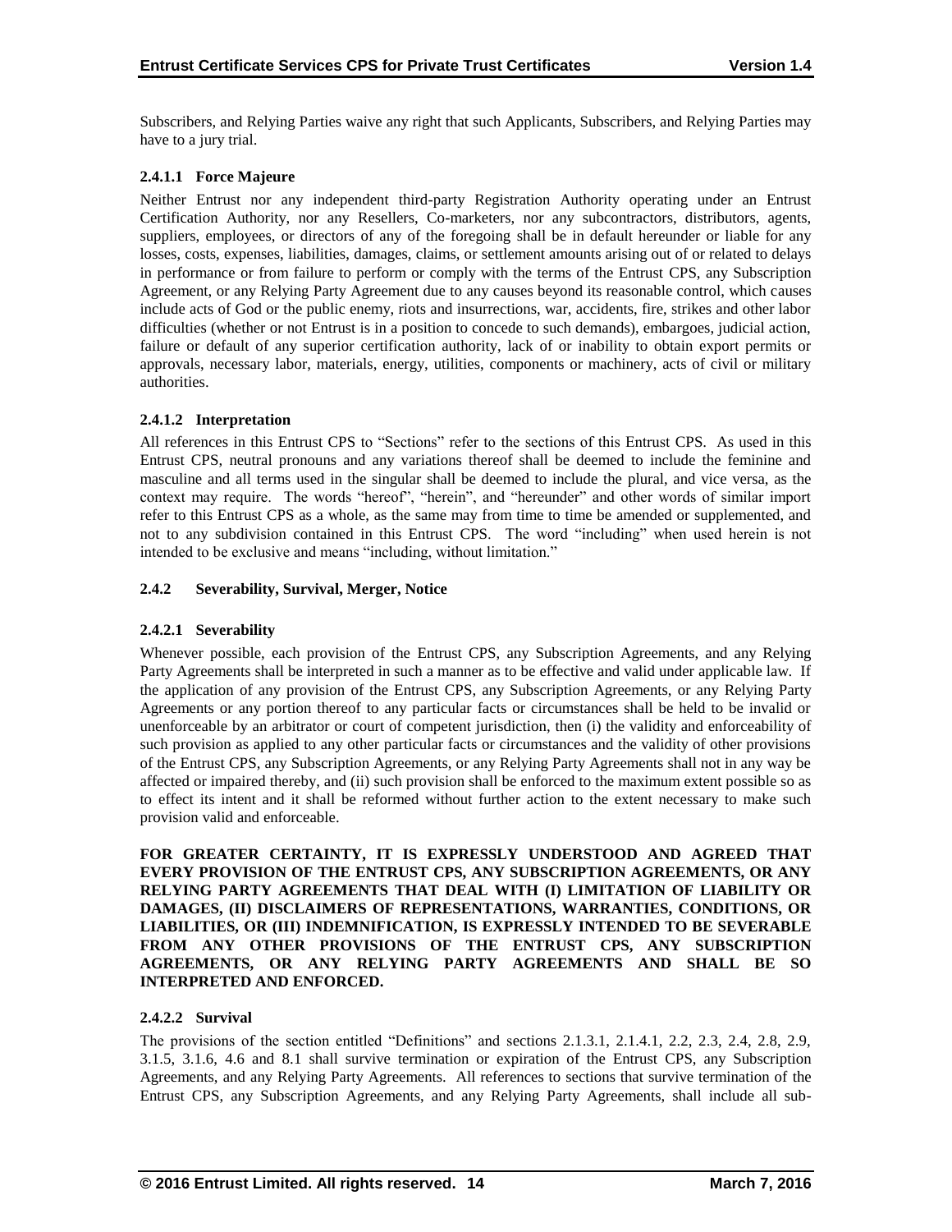Subscribers, and Relying Parties waive any right that such Applicants, Subscribers, and Relying Parties may have to a jury trial.

#### 2.4.1.1 Force Majeure

Neither Entrust nor any independent third-party Registration Authority operating under an Entrust Certification Authority, nor any Resellers, Co-marketers, nor any subcontractors, distributors, agents, suppliers, employees, or directors of any of the foregoing shall be in default hereunder or liable for any losses, costs, expenses, liabilities, damages, claims, or settlement amounts arising out of or related to delays in performance or from failure to perform or comply with the terms of the Entrust CPS, any Subscription Agreement, or any Relying Party Agreement due to any causes beyond its reasonable control, which causes include acts of God or the public enemy, riots and insurrections, war, accidents, fire, strikes and other labor difficulties (whether or not Entrust is in a position to concede to such demands), embargoes, judicial action, failure or default of any superior certification authority, lack of or inability to obtain export permits or approvals, necessary labor, materials, energy, utilities, components or machinery, acts of civil or military authorities.

#### 2.4.1.2 Interpretation

All references in this Entrust CPS to "Sections" refer to the sections of this Entrust CPS. As used in this Entrust CPS, neutral pronouns and any variations thereof shall be deemed to include the feminine and masculine and all terms used in the singular shall be deemed to include the plural, and vice versa, as the context may require. The words "hereof", "herein", and "hereunder" and other words of similar import refer to this Entrust CPS as a whole, as the same may from time to time be amended or supplemented, and not to any subdivision contained in this Entrust CPS. The word "including" when used herein is not intended to be exclusive and means "including, without limitation."

### 2.4.2 Severability, Survival, Merger, Notice

#### 2.4.2.1 Severability

Whenever possible, each provision of the Entrust CPS, any Subscription Agreements, and any Relying Party Agreements shall be interpreted in such a manner as to be effective and valid under applicable law. If the application of any provision of the Entrust CPS, any Subscription Agreements, or any Relying Party Agreements or any portion thereof to any particular facts or circumstances shall be held to be invalid or unenforceable by an arbitrator or court of competent jurisdiction, then (i) the validity and enforceability of such provision as applied to any other particular facts or circumstances and the validity of other provisions of the Entrust CPS, any Subscription Agreements, or any Relying Party Agreements shall not in any way be affected or impaired thereby, and (ii) such provision shall be enforced to the maximum extent possible so as to effect its intent and it shall be reformed without further action to the extent necessary to make such provision valid and enforceable.

**FOR GREATER CERTAINTY, IT IS EXPRESSLY UNDERSTOOD AND AGREED THAT EVERY PROVISION OF THE ENTRUST CPS, ANY SUBSCRIPTION AGREEMENTS, OR ANY RELYING PARTY AGREEMENTS THAT DEAL WITH (I) LIMITATION OF LIABILITY OR DAMAGES, (II) DISCLAIMERS OF REPRESENTATIONS, WARRANTIES, CONDITIONS, OR LIABILITIES, OR (III) INDEMNIFICATION, IS EXPRESSLY INTENDED TO BE SEVERABLE FROM ANY OTHER PROVISIONS OF THE ENTRUST CPS, ANY SUBSCRIPTION AGREEMENTS, OR ANY RELYING PARTY AGREEMENTS AND SHALL BE SO INTERPRETED AND ENFORCED.**

#### 2.4.2.2 Survival

The provisions of the section entitled "Definitions" and sections 2.1.3.1, 2.1.4.1, 2.2, 2.3, 2.4, 2.8, 2.9, 3.1.5, 3.1.6, 4.6 and 8.1 shall survive termination or expiration of the Entrust CPS, any Subscription Agreements, and any Relying Party Agreements. All references to sections that survive termination of the Entrust CPS, any Subscription Agreements, and any Relying Party Agreements, shall include all sub-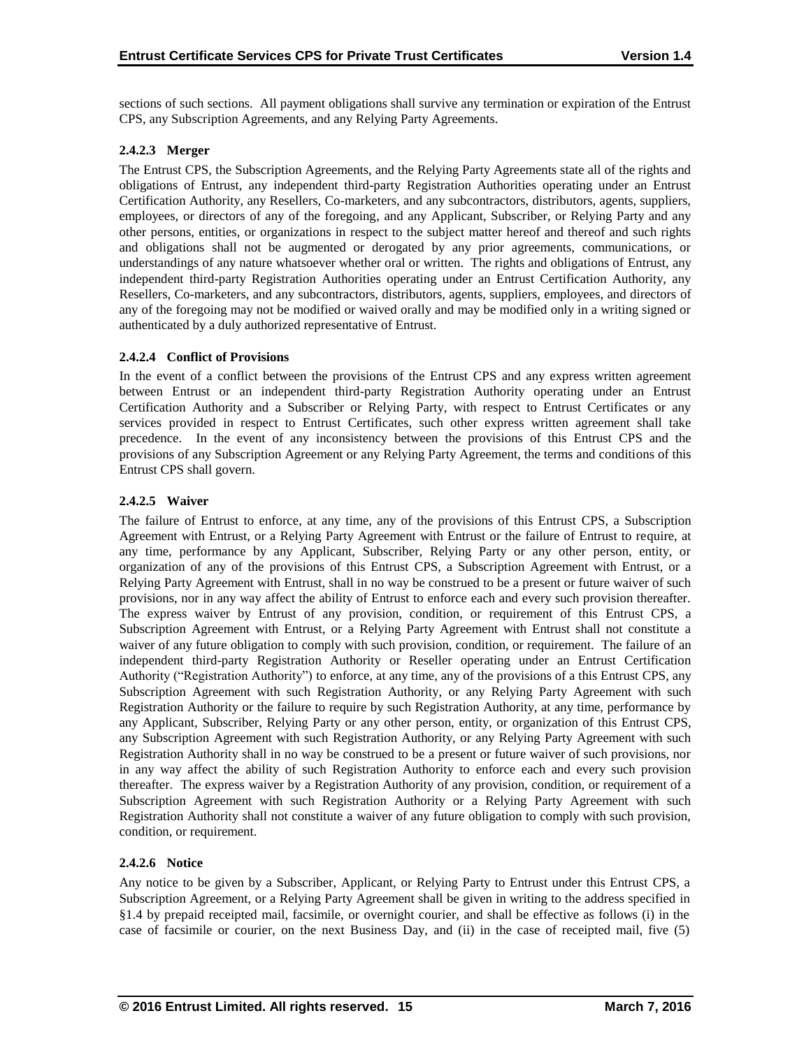sections of such sections. All payment obligations shall survive any termination or expiration of the Entrust CPS, any Subscription Agreements, and any Relying Party Agreements.

#### 2.4.2.3 Merger

The Entrust CPS, the Subscription Agreements, and the Relying Party Agreements state all of the rights and obligations of Entrust, any independent third-party Registration Authorities operating under an Entrust Certification Authority, any Resellers, Co-marketers, and any subcontractors, distributors, agents, suppliers, employees, or directors of any of the foregoing, and any Applicant, Subscriber, or Relying Party and any other persons, entities, or organizations in respect to the subject matter hereof and thereof and such rights and obligations shall not be augmented or derogated by any prior agreements, communications, or understandings of any nature whatsoever whether oral or written. The rights and obligations of Entrust, any independent third-party Registration Authorities operating under an Entrust Certification Authority, any Resellers, Co-marketers, and any subcontractors, distributors, agents, suppliers, employees, and directors of any of the foregoing may not be modified or waived orally and may be modified only in a writing signed or authenticated by a duly authorized representative of Entrust.

#### 2.4.2.4 Conflict of Provisions

In the event of a conflict between the provisions of the Entrust CPS and any express written agreement between Entrust or an independent third-party Registration Authority operating under an Entrust Certification Authority and a Subscriber or Relying Party, with respect to Entrust Certificates or any services provided in respect to Entrust Certificates, such other express written agreement shall take precedence. In the event of any inconsistency between the provisions of this Entrust CPS and the provisions of any Subscription Agreement or any Relying Party Agreement, the terms and conditions of this Entrust CPS shall govern.

#### 2.4.2.5 Waiver

The failure of Entrust to enforce, at any time, any of the provisions of this Entrust CPS, a Subscription Agreement with Entrust, or a Relying Party Agreement with Entrust or the failure of Entrust to require, at any time, performance by any Applicant, Subscriber, Relying Party or any other person, entity, or organization of any of the provisions of this Entrust CPS, a Subscription Agreement with Entrust, or a Relying Party Agreement with Entrust, shall in no way be construed to be a present or future waiver of such provisions, nor in any way affect the ability of Entrust to enforce each and every such provision thereafter. The express waiver by Entrust of any provision, condition, or requirement of this Entrust CPS, a Subscription Agreement with Entrust, or a Relying Party Agreement with Entrust shall not constitute a waiver of any future obligation to comply with such provision, condition, or requirement. The failure of an independent third-party Registration Authority or Reseller operating under an Entrust Certification Authority ("Registration Authority") to enforce, at any time, any of the provisions of a this Entrust CPS, any Subscription Agreement with such Registration Authority, or any Relying Party Agreement with such Registration Authority or the failure to require by such Registration Authority, at any time, performance by any Applicant, Subscriber, Relying Party or any other person, entity, or organization of this Entrust CPS, any Subscription Agreement with such Registration Authority, or any Relying Party Agreement with such Registration Authority shall in no way be construed to be a present or future waiver of such provisions, nor in any way affect the ability of such Registration Authority to enforce each and every such provision thereafter. The express waiver by a Registration Authority of any provision, condition, or requirement of a Subscription Agreement with such Registration Authority or a Relying Party Agreement with such Registration Authority shall not constitute a waiver of any future obligation to comply with such provision, condition, or requirement.

#### 2.4.2.6 Notice

Any notice to be given by a Subscriber, Applicant, or Relying Party to Entrust under this Entrust CPS, a Subscription Agreement, or a Relying Party Agreement shall be given in writing to the address specified in §1.4 by prepaid receipted mail, facsimile, or overnight courier, and shall be effective as follows (i) in the case of facsimile or courier, on the next Business Day, and (ii) in the case of receipted mail, five (5)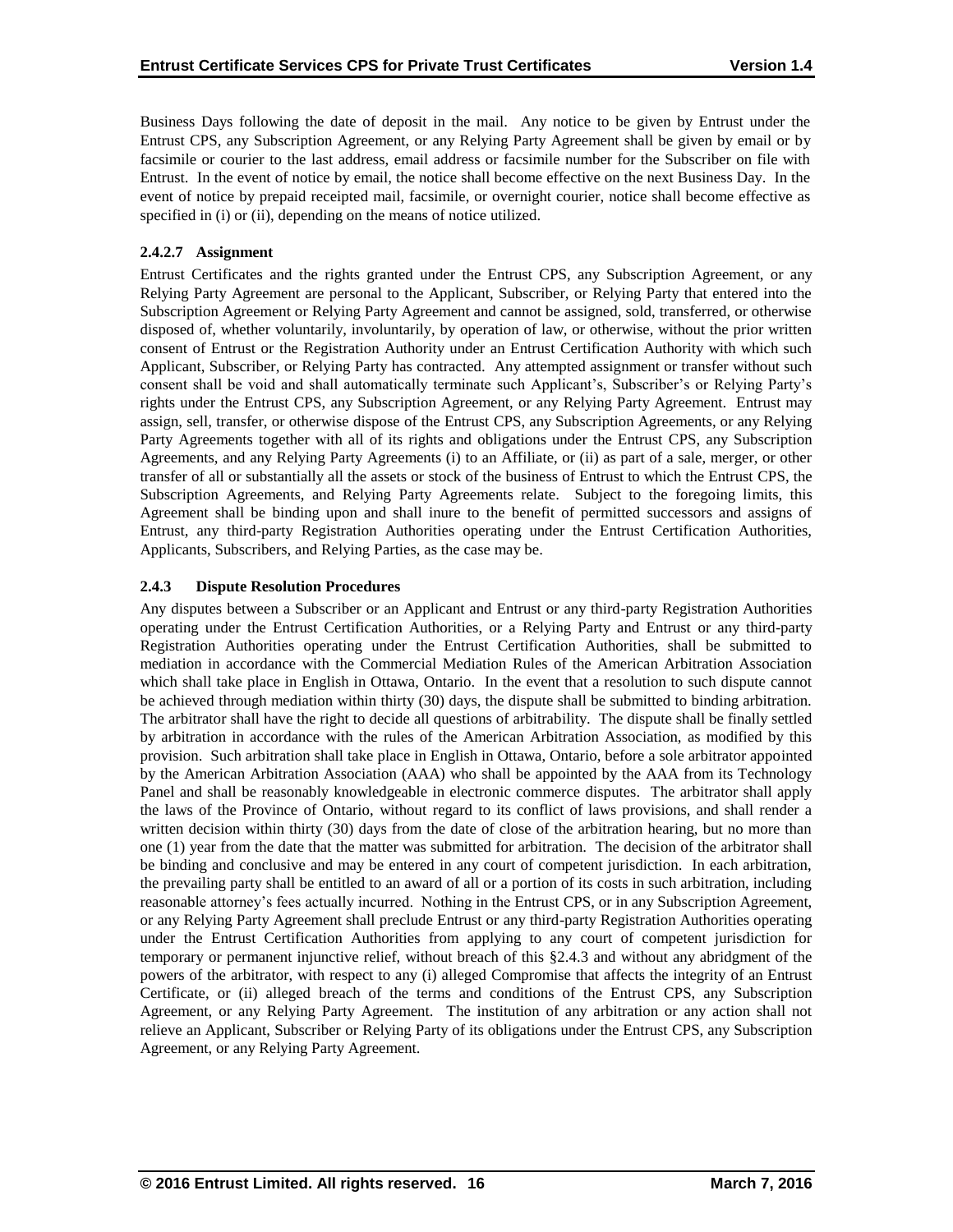Business Days following the date of deposit in the mail. Any notice to be given by Entrust under the Entrust CPS, any Subscription Agreement, or any Relying Party Agreement shall be given by email or by facsimile or courier to the last address, email address or facsimile number for the Subscriber on file with Entrust. In the event of notice by email, the notice shall become effective on the next Business Day. In the event of notice by prepaid receipted mail, facsimile, or overnight courier, notice shall become effective as specified in (i) or (ii), depending on the means of notice utilized.

#### 2.4.2.7 Assignment

Entrust Certificates and the rights granted under the Entrust CPS, any Subscription Agreement, or any Relying Party Agreement are personal to the Applicant, Subscriber, or Relying Party that entered into the Subscription Agreement or Relying Party Agreement and cannot be assigned, sold, transferred, or otherwise disposed of, whether voluntarily, involuntarily, by operation of law, or otherwise, without the prior written consent of Entrust or the Registration Authority under an Entrust Certification Authority with which such Applicant, Subscriber, or Relying Party has contracted. Any attempted assignment or transfer without such consent shall be void and shall automatically terminate such Applicant's, Subscriber's or Relying Party's rights under the Entrust CPS, any Subscription Agreement, or any Relying Party Agreement. Entrust may assign, sell, transfer, or otherwise dispose of the Entrust CPS, any Subscription Agreements, or any Relying Party Agreements together with all of its rights and obligations under the Entrust CPS, any Subscription Agreements, and any Relying Party Agreements (i) to an Affiliate, or (ii) as part of a sale, merger, or other transfer of all or substantially all the assets or stock of the business of Entrust to which the Entrust CPS, the Subscription Agreements, and Relying Party Agreements relate. Subject to the foregoing limits, this Agreement shall be binding upon and shall inure to the benefit of permitted successors and assigns of Entrust, any third-party Registration Authorities operating under the Entrust Certification Authorities, Applicants, Subscribers, and Relying Parties, as the case may be.

### 2.4.3 Dispute Resolution Procedures

Any disputes between a Subscriber or an Applicant and Entrust or any third-party Registration Authorities operating under the Entrust Certification Authorities, or a Relying Party and Entrust or any third-party Registration Authorities operating under the Entrust Certification Authorities, shall be submitted to mediation in accordance with the Commercial Mediation Rules of the American Arbitration Association which shall take place in English in Ottawa, Ontario. In the event that a resolution to such dispute cannot be achieved through mediation within thirty (30) days, the dispute shall be submitted to binding arbitration. The arbitrator shall have the right to decide all questions of arbitrability. The dispute shall be finally settled by arbitration in accordance with the rules of the American Arbitration Association, as modified by this provision. Such arbitration shall take place in English in Ottawa, Ontario, before a sole arbitrator appointed by the American Arbitration Association (AAA) who shall be appointed by the AAA from its Technology Panel and shall be reasonably knowledgeable in electronic commerce disputes. The arbitrator shall apply the laws of the Province of Ontario, without regard to its conflict of laws provisions, and shall render a written decision within thirty (30) days from the date of close of the arbitration hearing, but no more than one (1) year from the date that the matter was submitted for arbitration. The decision of the arbitrator shall be binding and conclusive and may be entered in any court of competent jurisdiction. In each arbitration, the prevailing party shall be entitled to an award of all or a portion of its costs in such arbitration, including reasonable attorney's fees actually incurred. Nothing in the Entrust CPS, or in any Subscription Agreement, or any Relying Party Agreement shall preclude Entrust or any third-party Registration Authorities operating under the Entrust Certification Authorities from applying to any court of competent jurisdiction for temporary or permanent injunctive relief, without breach of this §2.4.3 and without any abridgment of the powers of the arbitrator, with respect to any (i) alleged Compromise that affects the integrity of an Entrust Certificate, or (ii) alleged breach of the terms and conditions of the Entrust CPS, any Subscription Agreement, or any Relying Party Agreement. The institution of any arbitration or any action shall not relieve an Applicant, Subscriber or Relying Party of its obligations under the Entrust CPS, any Subscription Agreement, or any Relying Party Agreement.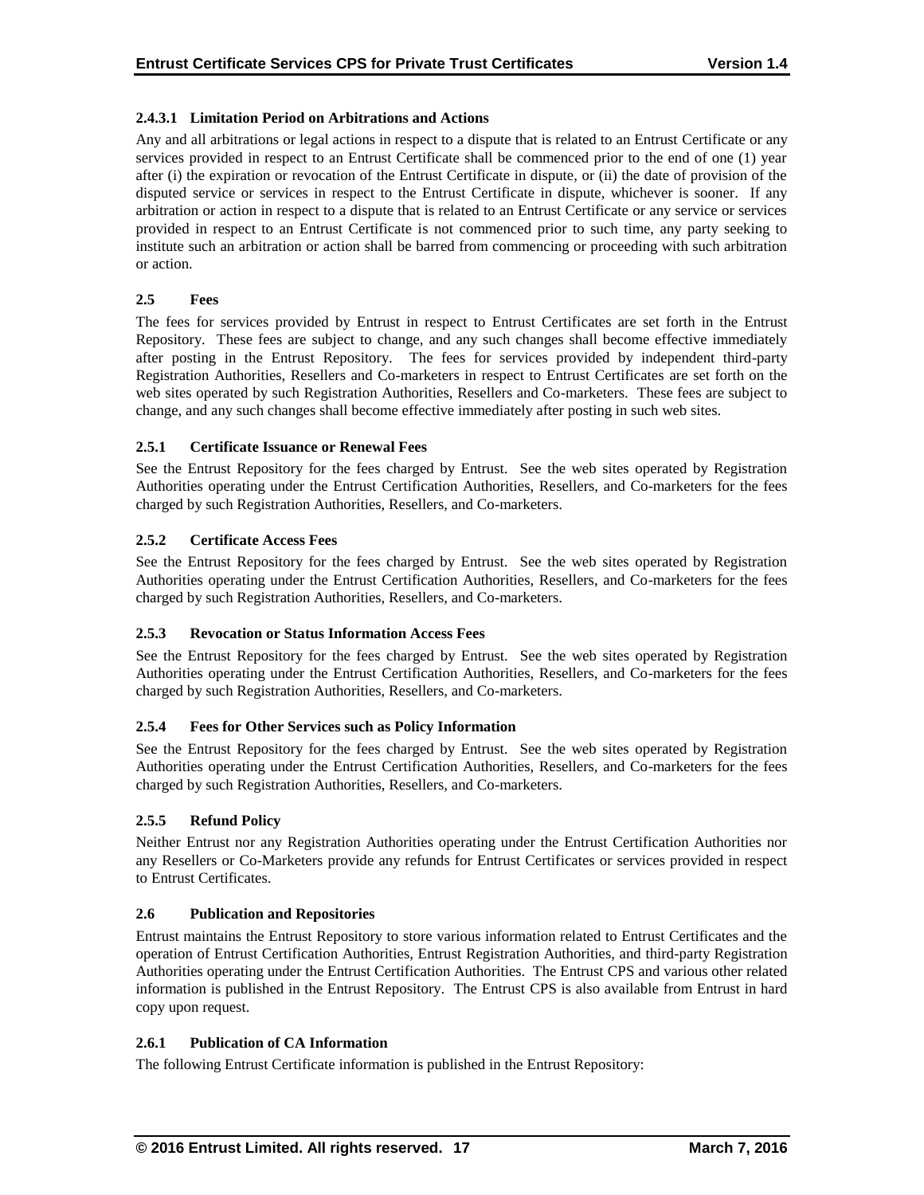#### 2.4.3.1 Limitation Period on Arbitrations and Actions

Any and all arbitrations or legal actions in respect to a dispute that is related to an Entrust Certificate or any services provided in respect to an Entrust Certificate shall be commenced prior to the end of one (1) year after (i) the expiration or revocation of the Entrust Certificate in dispute, or (ii) the date of provision of the disputed service or services in respect to the Entrust Certificate in dispute, whichever is sooner. If any arbitration or action in respect to a dispute that is related to an Entrust Certificate or any service or services provided in respect to an Entrust Certificate is not commenced prior to such time, any party seeking to institute such an arbitration or action shall be barred from commencing or proceeding with such arbitration or action.

## 2.5 Fees

The fees for services provided by Entrust in respect to Entrust Certificates are set forth in the Entrust Repository. These fees are subject to change, and any such changes shall become effective immediately after posting in the Entrust Repository. The fees for services provided by independent third-party Registration Authorities, Resellers and Co-marketers in respect to Entrust Certificates are set forth on the web sites operated by such Registration Authorities, Resellers and Co-marketers. These fees are subject to change, and any such changes shall become effective immediately after posting in such web sites.

### 2.5.1 Certificate Issuance or Renewal Fees

See the Entrust Repository for the fees charged by Entrust. See the web sites operated by Registration Authorities operating under the Entrust Certification Authorities, Resellers, and Co-marketers for the fees charged by such Registration Authorities, Resellers, and Co-marketers.

### 2.5.2 Certificate Access Fees

See the Entrust Repository for the fees charged by Entrust. See the web sites operated by Registration Authorities operating under the Entrust Certification Authorities, Resellers, and Co-marketers for the fees charged by such Registration Authorities, Resellers, and Co-marketers.

### 2.5.3 Revocation or Status Information Access Fees

See the Entrust Repository for the fees charged by Entrust. See the web sites operated by Registration Authorities operating under the Entrust Certification Authorities, Resellers, and Co-marketers for the fees charged by such Registration Authorities, Resellers, and Co-marketers.

### 2.5.4 Fees for Other Services such as Policy Information

See the Entrust Repository for the fees charged by Entrust. See the web sites operated by Registration Authorities operating under the Entrust Certification Authorities, Resellers, and Co-marketers for the fees charged by such Registration Authorities, Resellers, and Co-marketers.

### 2.5.5 Refund Policy

Neither Entrust nor any Registration Authorities operating under the Entrust Certification Authorities nor any Resellers or Co-Marketers provide any refunds for Entrust Certificates or services provided in respect to Entrust Certificates.

## 2.6 Publication and Repositories

Entrust maintains the Entrust Repository to store various information related to Entrust Certificates and the operation of Entrust Certification Authorities, Entrust Registration Authorities, and third-party Registration Authorities operating under the Entrust Certification Authorities. The Entrust CPS and various other related information is published in the Entrust Repository. The Entrust CPS is also available from Entrust in hard copy upon request.

### 2.6.1 Publication of CA Information

The following Entrust Certificate information is published in the Entrust Repository: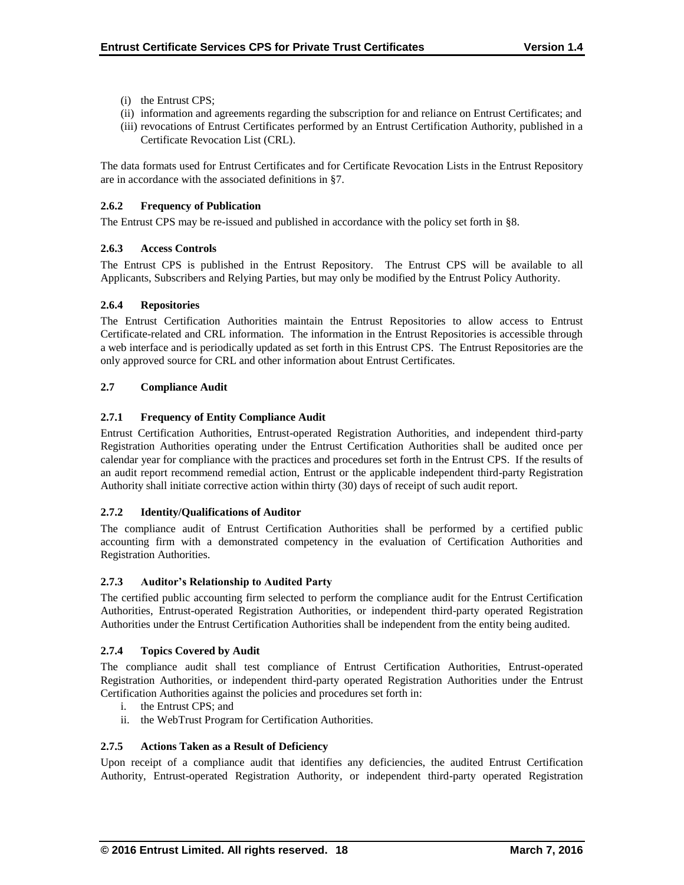(i) the Entrust CPS;
(ii) information and agreements regarding the subscription for and reliance on Entrust Certificates; and
(iii) revocations of Entrust Certificates performed by an Entrust Certification Authority, published in a Certificate Revocation List (CRL).

The data formats used for Entrust Certificates and for Certificate Revocation Lists in the Entrust Repository are in accordance with the associated definitions in §7.

### 2.6.2 Frequency of Publication

The Entrust CPS may be re-issued and published in accordance with the policy set forth in §8.

### 2.6.3 Access Controls

The Entrust CPS is published in the Entrust Repository. The Entrust CPS will be available to all Applicants, Subscribers and Relying Parties, but may only be modified by the Entrust Policy Authority.

### 2.6.4 Repositories

The Entrust Certification Authorities maintain the Entrust Repositories to allow access to Entrust Certificate-related and CRL information. The information in the Entrust Repositories is accessible through a web interface and is periodically updated as set forth in this Entrust CPS. The Entrust Repositories are the only approved source for CRL and other information about Entrust Certificates.

## 2.7 Compliance Audit

### 2.7.1 Frequency of Entity Compliance Audit

Entrust Certification Authorities, Entrust-operated Registration Authorities, and independent third-party Registration Authorities operating under the Entrust Certification Authorities shall be audited once per calendar year for compliance with the practices and procedures set forth in the Entrust CPS. If the results of an audit report recommend remedial action, Entrust or the applicable independent third-party Registration Authority shall initiate corrective action within thirty (30) days of receipt of such audit report.

### 2.7.2 Identity/Qualifications of Auditor

The compliance audit of Entrust Certification Authorities shall be performed by a certified public accounting firm with a demonstrated competency in the evaluation of Certification Authorities and Registration Authorities.

### 2.7.3 Auditor's Relationship to Audited Party

The certified public accounting firm selected to perform the compliance audit for the Entrust Certification Authorities, Entrust-operated Registration Authorities, or independent third-party operated Registration Authorities under the Entrust Certification Authorities shall be independent from the entity being audited.

### 2.7.4 Topics Covered by Audit

The compliance audit shall test compliance of Entrust Certification Authorities, Entrust-operated Registration Authorities, or independent third-party operated Registration Authorities under the Entrust Certification Authorities against the policies and procedures set forth in:

i. the Entrust CPS; and
ii. the WebTrust Program for Certification Authorities.

### 2.7.5 Actions Taken as a Result of Deficiency

Upon receipt of a compliance audit that identifies any deficiencies, the audited Entrust Certification Authority, Entrust-operated Registration Authority, or independent third-party operated Registration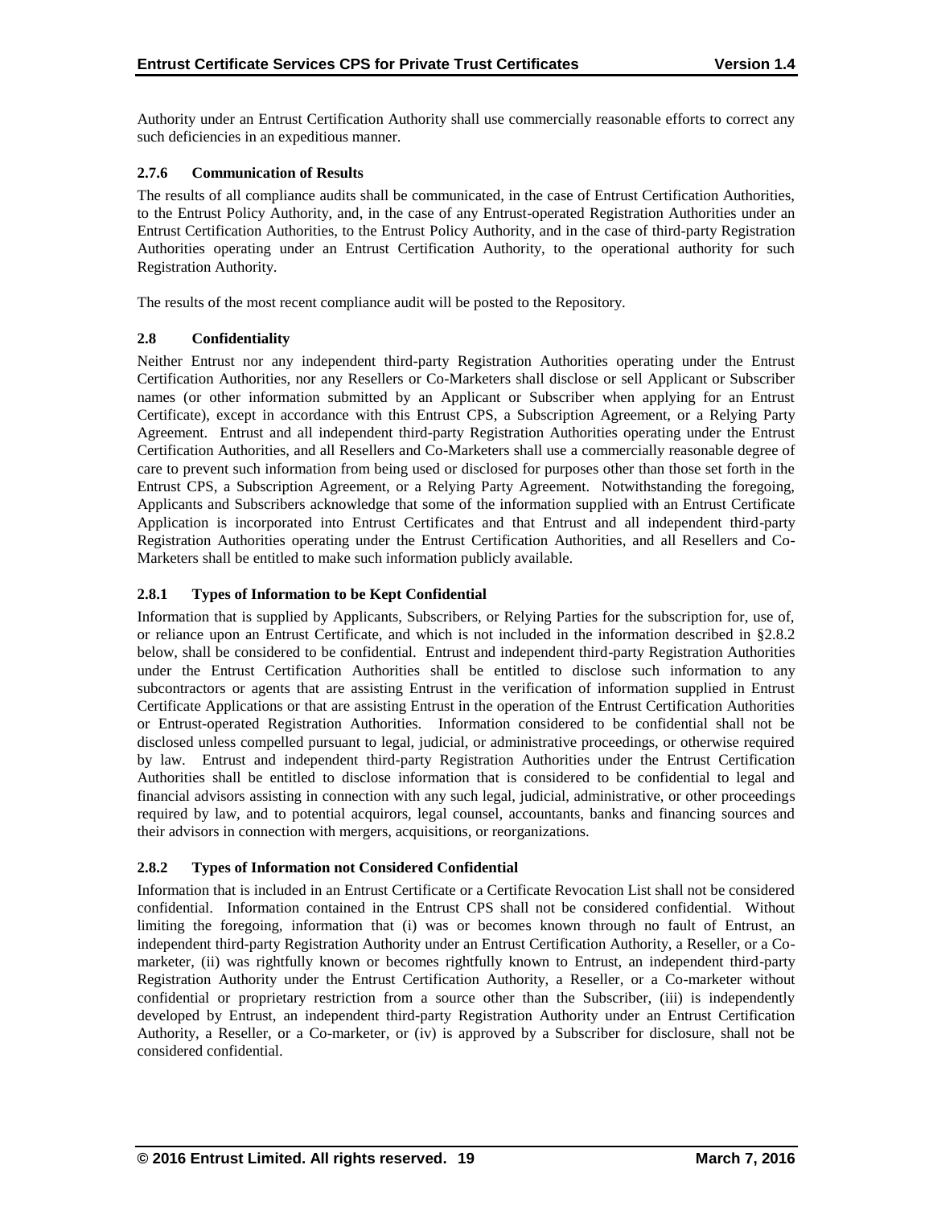Authority under an Entrust Certification Authority shall use commercially reasonable efforts to correct any such deficiencies in an expeditious manner.

#### 2.7.6 Communication of Results

The results of all compliance audits shall be communicated, in the case of Entrust Certification Authorities, to the Entrust Policy Authority, and, in the case of any Entrust-operated Registration Authorities under an Entrust Certification Authorities, to the Entrust Policy Authority, and in the case of third-party Registration Authorities operating under an Entrust Certification Authority, to the operational authority for such Registration Authority.

The results of the most recent compliance audit will be posted to the Repository.

### 2.8 Confidentiality

Neither Entrust nor any independent third-party Registration Authorities operating under the Entrust Certification Authorities, nor any Resellers or Co-Marketers shall disclose or sell Applicant or Subscriber names (or other information submitted by an Applicant or Subscriber when applying for an Entrust Certificate), except in accordance with this Entrust CPS, a Subscription Agreement, or a Relying Party Agreement. Entrust and all independent third-party Registration Authorities operating under the Entrust Certification Authorities, and all Resellers and Co-Marketers shall use a commercially reasonable degree of care to prevent such information from being used or disclosed for purposes other than those set forth in the Entrust CPS, a Subscription Agreement, or a Relying Party Agreement. Notwithstanding the foregoing, Applicants and Subscribers acknowledge that some of the information supplied with an Entrust Certificate Application is incorporated into Entrust Certificates and that Entrust and all independent third-party Registration Authorities operating under the Entrust Certification Authorities, and all Resellers and Co-Marketers shall be entitled to make such information publicly available.

#### 2.8.1 Types of Information to be Kept Confidential

Information that is supplied by Applicants, Subscribers, or Relying Parties for the subscription for, use of, or reliance upon an Entrust Certificate, and which is not included in the information described in §2.8.2 below, shall be considered to be confidential. Entrust and independent third-party Registration Authorities under the Entrust Certification Authorities shall be entitled to disclose such information to any subcontractors or agents that are assisting Entrust in the verification of information supplied in Entrust Certificate Applications or that are assisting Entrust in the operation of the Entrust Certification Authorities or Entrust-operated Registration Authorities. Information considered to be confidential shall not be disclosed unless compelled pursuant to legal, judicial, or administrative proceedings, or otherwise required by law. Entrust and independent third-party Registration Authorities under the Entrust Certification Authorities shall be entitled to disclose information that is considered to be confidential to legal and financial advisors assisting in connection with any such legal, judicial, administrative, or other proceedings required by law, and to potential acquirors, legal counsel, accountants, banks and financing sources and their advisors in connection with mergers, acquisitions, or reorganizations.

#### 2.8.2 Types of Information not Considered Confidential

Information that is included in an Entrust Certificate or a Certificate Revocation List shall not be considered confidential. Information contained in the Entrust CPS shall not be considered confidential. Without limiting the foregoing, information that (i) was or becomes known through no fault of Entrust, an independent third-party Registration Authority under an Entrust Certification Authority, a Reseller, or a Co-marketer, (ii) was rightfully known or becomes rightfully known to Entrust, an independent third-party Registration Authority under the Entrust Certification Authority, a Reseller, or a Co-marketer without confidential or proprietary restriction from a source other than the Subscriber, (iii) is independently developed by Entrust, an independent third-party Registration Authority under an Entrust Certification Authority, a Reseller, or a Co-marketer, or (iv) is approved by a Subscriber for disclosure, shall not be considered confidential.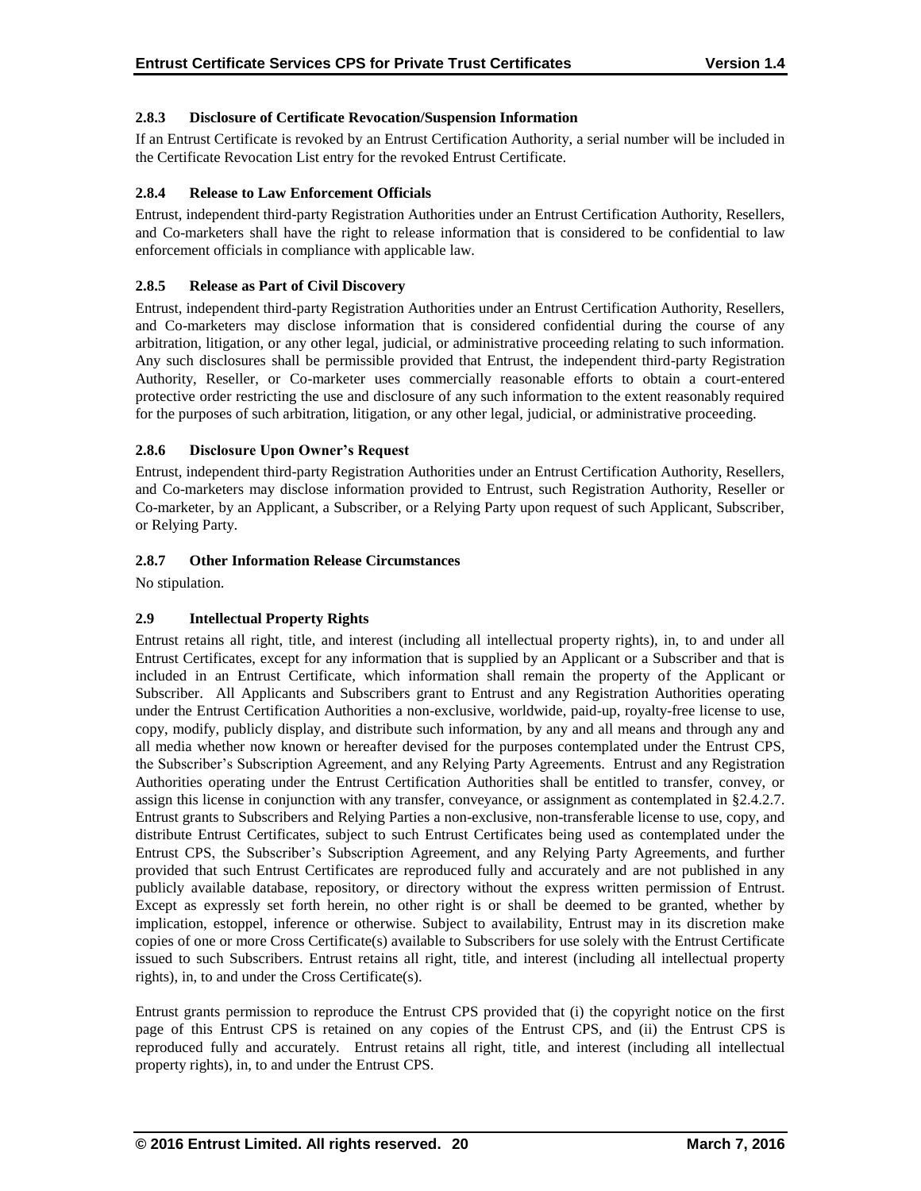### 2.8.3 Disclosure of Certificate Revocation/Suspension Information

If an Entrust Certificate is revoked by an Entrust Certification Authority, a serial number will be included in the Certificate Revocation List entry for the revoked Entrust Certificate.

### 2.8.4 Release to Law Enforcement Officials

Entrust, independent third-party Registration Authorities under an Entrust Certification Authority, Resellers, and Co-marketers shall have the right to release information that is considered to be confidential to law enforcement officials in compliance with applicable law.

### 2.8.5 Release as Part of Civil Discovery

Entrust, independent third-party Registration Authorities under an Entrust Certification Authority, Resellers, and Co-marketers may disclose information that is considered confidential during the course of any arbitration, litigation, or any other legal, judicial, or administrative proceeding relating to such information. Any such disclosures shall be permissible provided that Entrust, the independent third-party Registration Authority, Reseller, or Co-marketer uses commercially reasonable efforts to obtain a court-entered protective order restricting the use and disclosure of any such information to the extent reasonably required for the purposes of such arbitration, litigation, or any other legal, judicial, or administrative proceeding.

### 2.8.6 Disclosure Upon Owner's Request

Entrust, independent third-party Registration Authorities under an Entrust Certification Authority, Resellers, and Co-marketers may disclose information provided to Entrust, such Registration Authority, Reseller or Co-marketer, by an Applicant, a Subscriber, or a Relying Party upon request of such Applicant, Subscriber, or Relying Party.

### 2.8.7 Other Information Release Circumstances

No stipulation.

## 2.9 Intellectual Property Rights

Entrust retains all right, title, and interest (including all intellectual property rights), in, to and under all Entrust Certificates, except for any information that is supplied by an Applicant or a Subscriber and that is included in an Entrust Certificate, which information shall remain the property of the Applicant or Subscriber. All Applicants and Subscribers grant to Entrust and any Registration Authorities operating under the Entrust Certification Authorities a non-exclusive, worldwide, paid-up, royalty-free license to use, copy, modify, publicly display, and distribute such information, by any and all means and through any and all media whether now known or hereafter devised for the purposes contemplated under the Entrust CPS, the Subscriber's Subscription Agreement, and any Relying Party Agreements. Entrust and any Registration Authorities operating under the Entrust Certification Authorities shall be entitled to transfer, convey, or assign this license in conjunction with any transfer, conveyance, or assignment as contemplated in §2.4.2.7. Entrust grants to Subscribers and Relying Parties a non-exclusive, non-transferable license to use, copy, and distribute Entrust Certificates, subject to such Entrust Certificates being used as contemplated under the Entrust CPS, the Subscriber's Subscription Agreement, and any Relying Party Agreements, and further provided that such Entrust Certificates are reproduced fully and accurately and are not published in any publicly available database, repository, or directory without the express written permission of Entrust. Except as expressly set forth herein, no other right is or shall be deemed to be granted, whether by implication, estoppel, inference or otherwise. Subject to availability, Entrust may in its discretion make copies of one or more Cross Certificate(s) available to Subscribers for use solely with the Entrust Certificate issued to such Subscribers. Entrust retains all right, title, and interest (including all intellectual property rights), in, to and under the Cross Certificate(s).

Entrust grants permission to reproduce the Entrust CPS provided that (i) the copyright notice on the first page of this Entrust CPS is retained on any copies of the Entrust CPS, and (ii) the Entrust CPS is reproduced fully and accurately. Entrust retains all right, title, and interest (including all intellectual property rights), in, to and under the Entrust CPS.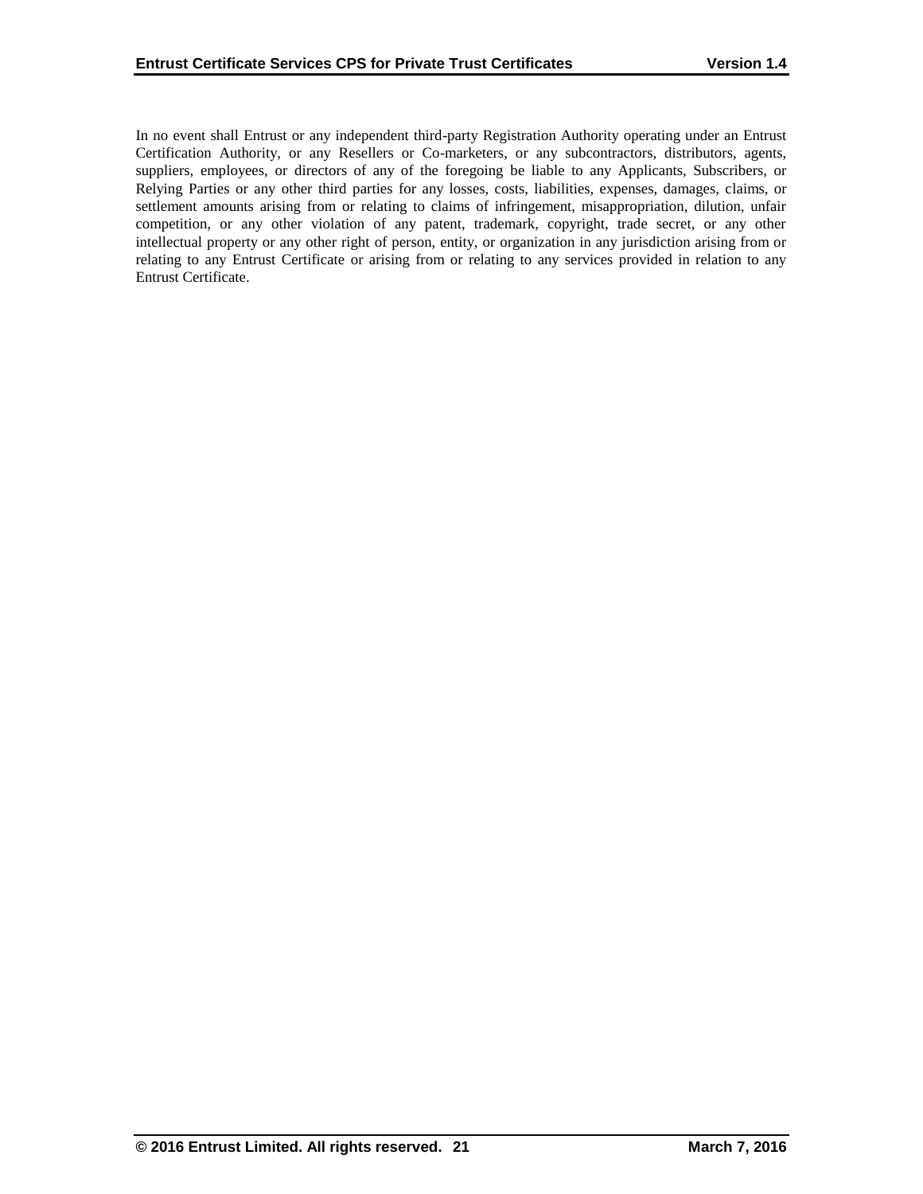In no event shall Entrust or any independent third-party Registration Authority operating under an Entrust Certification Authority, or any Resellers or Co-marketers, or any subcontractors, distributors, agents, suppliers, employees, or directors of any of the foregoing be liable to any Applicants, Subscribers, or Relying Parties or any other third parties for any losses, costs, liabilities, expenses, damages, claims, or settlement amounts arising from or relating to claims of infringement, misappropriation, dilution, unfair competition, or any other violation of any patent, trademark, copyright, trade secret, or any other intellectual property or any other right of person, entity, or organization in any jurisdiction arising from or relating to any Entrust Certificate or arising from or relating to any services provided in relation to any Entrust Certificate.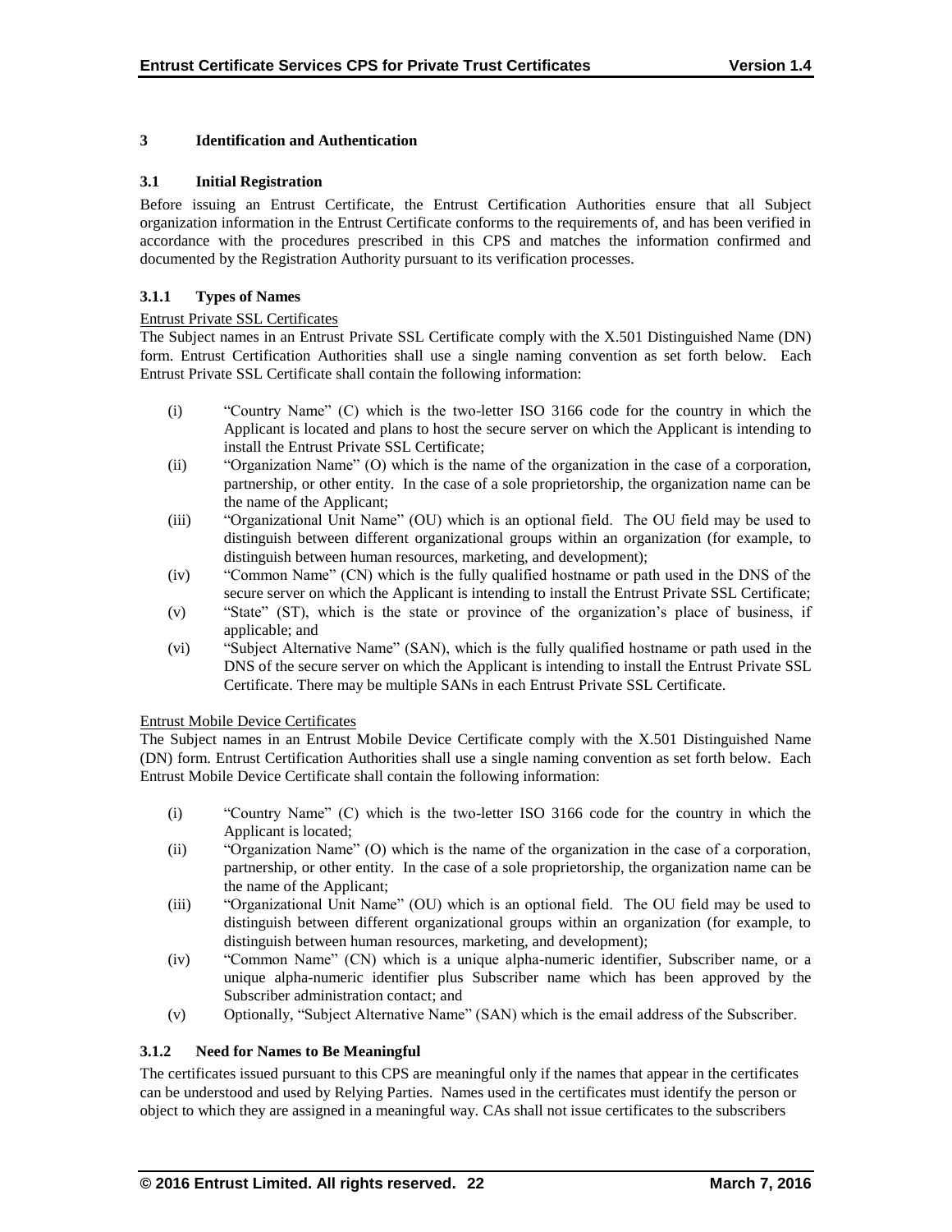# 3 Identification and Authentication

## 3.1 Initial Registration

Before issuing an Entrust Certificate, the Entrust Certification Authorities ensure that all Subject organization information in the Entrust Certificate conforms to the requirements of, and has been verified in accordance with the procedures prescribed in this CPS and matches the information confirmed and documented by the Registration Authority pursuant to its verification processes.

### 3.1.1 Types of Names

Entrust Private SSL Certificates

The Subject names in an Entrust Private SSL Certificate comply with the X.501 Distinguished Name (DN) form. Entrust Certification Authorities shall use a single naming convention as set forth below. Each Entrust Private SSL Certificate shall contain the following information:

(i) "Country Name" (C) which is the two-letter ISO 3166 code for the country in which the Applicant is located and plans to host the secure server on which the Applicant is intending to install the Entrust Private SSL Certificate;

(ii) "Organization Name" (O) which is the name of the organization in the case of a corporation, partnership, or other entity. In the case of a sole proprietorship, the organization name can be the name of the Applicant;

(iii) "Organizational Unit Name" (OU) which is an optional field. The OU field may be used to distinguish between different organizational groups within an organization (for example, to distinguish between human resources, marketing, and development);

(iv) "Common Name" (CN) which is the fully qualified hostname or path used in the DNS of the secure server on which the Applicant is intending to install the Entrust Private SSL Certificate;

(v) "State" (ST), which is the state or province of the organization's place of business, if applicable; and

(vi) "Subject Alternative Name" (SAN), which is the fully qualified hostname or path used in the DNS of the secure server on which the Applicant is intending to install the Entrust Private SSL Certificate. There may be multiple SANs in each Entrust Private SSL Certificate.

Entrust Mobile Device Certificates

The Subject names in an Entrust Mobile Device Certificate comply with the X.501 Distinguished Name (DN) form. Entrust Certification Authorities shall use a single naming convention as set forth below. Each Entrust Mobile Device Certificate shall contain the following information:

(i) "Country Name" (C) which is the two-letter ISO 3166 code for the country in which the Applicant is located;

(ii) "Organization Name" (O) which is the name of the organization in the case of a corporation, partnership, or other entity. In the case of a sole proprietorship, the organization name can be the name of the Applicant;

(iii) "Organizational Unit Name" (OU) which is an optional field. The OU field may be used to distinguish between different organizational groups within an organization (for example, to distinguish between human resources, marketing, and development);

(iv) "Common Name" (CN) which is a unique alpha-numeric identifier, Subscriber name, or a unique alpha-numeric identifier plus Subscriber name which has been approved by the Subscriber administration contact; and

(v) Optionally, "Subject Alternative Name" (SAN) which is the email address of the Subscriber.

### 3.1.2 Need for Names to Be Meaningful

The certificates issued pursuant to this CPS are meaningful only if the names that appear in the certificates can be understood and used by Relying Parties. Names used in the certificates must identify the person or object to which they are assigned in a meaningful way. CAs shall not issue certificates to the subscribers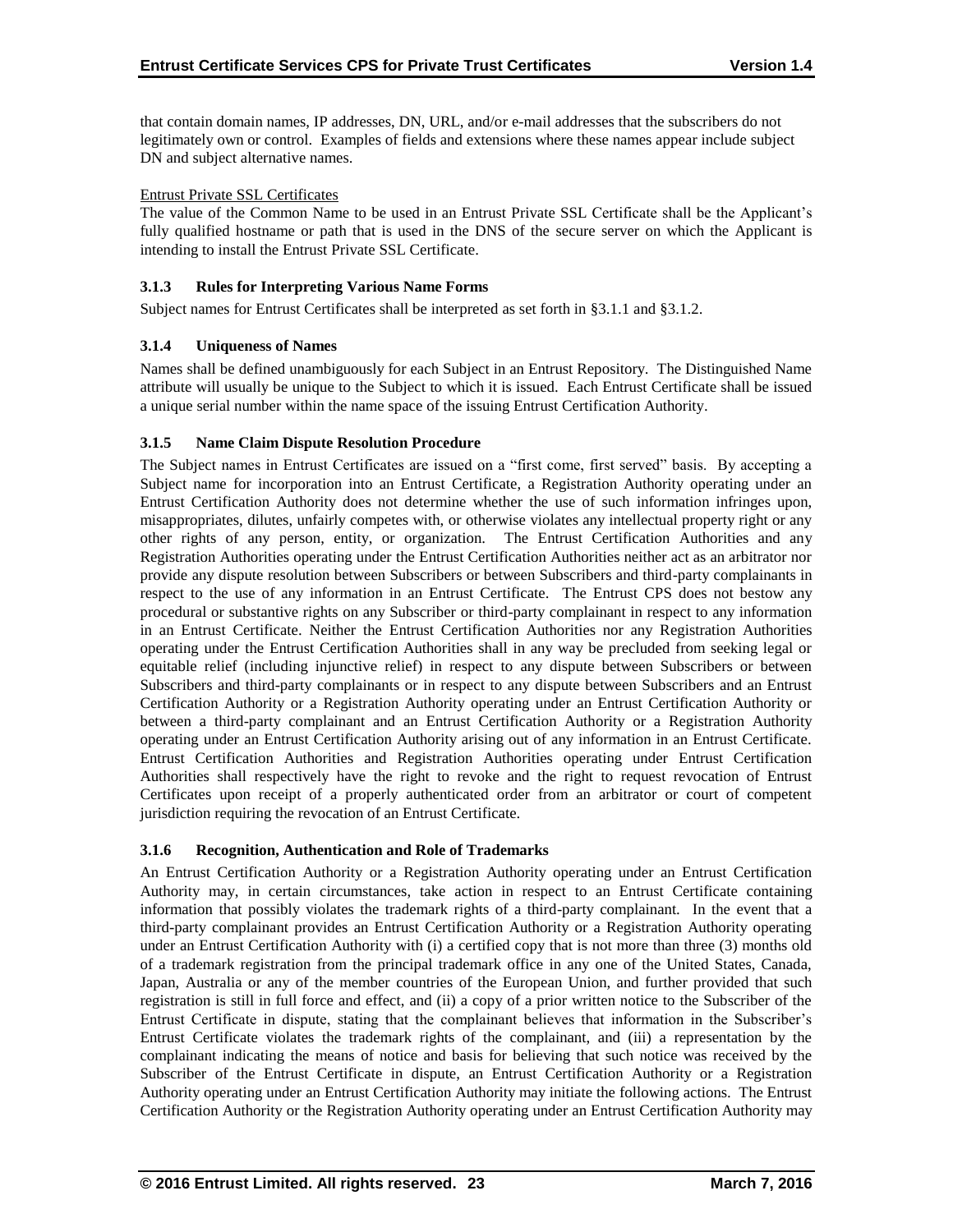that contain domain names, IP addresses, DN, URL, and/or e-mail addresses that the subscribers do not legitimately own or control. Examples of fields and extensions where these names appear include subject DN and subject alternative names.

Entrust Private SSL Certificates

The value of the Common Name to be used in an Entrust Private SSL Certificate shall be the Applicant's fully qualified hostname or path that is used in the DNS of the secure server on which the Applicant is intending to install the Entrust Private SSL Certificate.

### 3.1.3 Rules for Interpreting Various Name Forms

Subject names for Entrust Certificates shall be interpreted as set forth in §3.1.1 and §3.1.2.

### 3.1.4 Uniqueness of Names

Names shall be defined unambiguously for each Subject in an Entrust Repository. The Distinguished Name attribute will usually be unique to the Subject to which it is issued. Each Entrust Certificate shall be issued a unique serial number within the name space of the issuing Entrust Certification Authority.

### 3.1.5 Name Claim Dispute Resolution Procedure

The Subject names in Entrust Certificates are issued on a "first come, first served" basis. By accepting a Subject name for incorporation into an Entrust Certificate, a Registration Authority operating under an Entrust Certification Authority does not determine whether the use of such information infringes upon, misappropriates, dilutes, unfairly competes with, or otherwise violates any intellectual property right or any other rights of any person, entity, or organization. The Entrust Certification Authorities and any Registration Authorities operating under the Entrust Certification Authorities neither act as an arbitrator nor provide any dispute resolution between Subscribers or between Subscribers and third-party complainants in respect to the use of any information in an Entrust Certificate. The Entrust CPS does not bestow any procedural or substantive rights on any Subscriber or third-party complainant in respect to any information in an Entrust Certificate. Neither the Entrust Certification Authorities nor any Registration Authorities operating under the Entrust Certification Authorities shall in any way be precluded from seeking legal or equitable relief (including injunctive relief) in respect to any dispute between Subscribers or between Subscribers and third-party complainants or in respect to any dispute between Subscribers and an Entrust Certification Authority or a Registration Authority operating under an Entrust Certification Authority or between a third-party complainant and an Entrust Certification Authority or a Registration Authority operating under an Entrust Certification Authority arising out of any information in an Entrust Certificate. Entrust Certification Authorities and Registration Authorities operating under Entrust Certification Authorities shall respectively have the right to revoke and the right to request revocation of Entrust Certificates upon receipt of a properly authenticated order from an arbitrator or court of competent jurisdiction requiring the revocation of an Entrust Certificate.

### 3.1.6 Recognition, Authentication and Role of Trademarks

An Entrust Certification Authority or a Registration Authority operating under an Entrust Certification Authority may, in certain circumstances, take action in respect to an Entrust Certificate containing information that possibly violates the trademark rights of a third-party complainant. In the event that a third-party complainant provides an Entrust Certification Authority or a Registration Authority operating under an Entrust Certification Authority with (i) a certified copy that is not more than three (3) months old of a trademark registration from the principal trademark office in any one of the United States, Canada, Japan, Australia or any of the member countries of the European Union, and further provided that such registration is still in full force and effect, and (ii) a copy of a prior written notice to the Subscriber of the Entrust Certificate in dispute, stating that the complainant believes that information in the Subscriber's Entrust Certificate violates the trademark rights of the complainant, and (iii) a representation by the complainant indicating the means of notice and basis for believing that such notice was received by the Subscriber of the Entrust Certificate in dispute, an Entrust Certification Authority or a Registration Authority operating under an Entrust Certification Authority may initiate the following actions. The Entrust Certification Authority or the Registration Authority operating under an Entrust Certification Authority may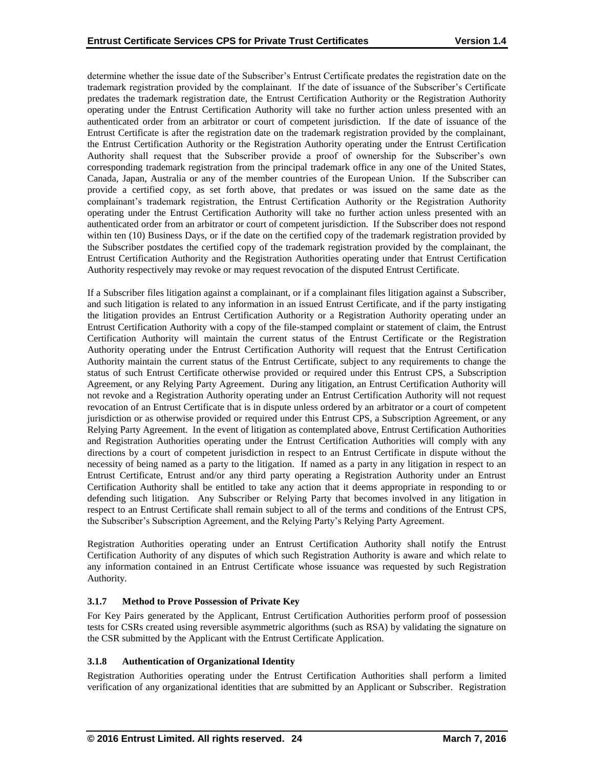determine whether the issue date of the Subscriber's Entrust Certificate predates the registration date on the trademark registration provided by the complainant. If the date of issuance of the Subscriber's Certificate predates the trademark registration date, the Entrust Certification Authority or the Registration Authority operating under the Entrust Certification Authority will take no further action unless presented with an authenticated order from an arbitrator or court of competent jurisdiction. If the date of issuance of the Entrust Certificate is after the registration date on the trademark registration provided by the complainant, the Entrust Certification Authority or the Registration Authority operating under the Entrust Certification Authority shall request that the Subscriber provide a proof of ownership for the Subscriber's own corresponding trademark registration from the principal trademark office in any one of the United States, Canada, Japan, Australia or any of the member countries of the European Union. If the Subscriber can provide a certified copy, as set forth above, that predates or was issued on the same date as the complainant's trademark registration, the Entrust Certification Authority or the Registration Authority operating under the Entrust Certification Authority will take no further action unless presented with an authenticated order from an arbitrator or court of competent jurisdiction. If the Subscriber does not respond within ten (10) Business Days, or if the date on the certified copy of the trademark registration provided by the Subscriber postdates the certified copy of the trademark registration provided by the complainant, the Entrust Certification Authority and the Registration Authorities operating under that Entrust Certification Authority respectively may revoke or may request revocation of the disputed Entrust Certificate.

If a Subscriber files litigation against a complainant, or if a complainant files litigation against a Subscriber, and such litigation is related to any information in an issued Entrust Certificate, and if the party instigating the litigation provides an Entrust Certification Authority or a Registration Authority operating under an Entrust Certification Authority with a copy of the file-stamped complaint or statement of claim, the Entrust Certification Authority will maintain the current status of the Entrust Certificate or the Registration Authority operating under the Entrust Certification Authority will request that the Entrust Certification Authority maintain the current status of the Entrust Certificate, subject to any requirements to change the status of such Entrust Certificate otherwise provided or required under this Entrust CPS, a Subscription Agreement, or any Relying Party Agreement. During any litigation, an Entrust Certification Authority will not revoke and a Registration Authority operating under an Entrust Certification Authority will not request revocation of an Entrust Certificate that is in dispute unless ordered by an arbitrator or a court of competent jurisdiction or as otherwise provided or required under this Entrust CPS, a Subscription Agreement, or any Relying Party Agreement. In the event of litigation as contemplated above, Entrust Certification Authorities and Registration Authorities operating under the Entrust Certification Authorities will comply with any directions by a court of competent jurisdiction in respect to an Entrust Certificate in dispute without the necessity of being named as a party to the litigation. If named as a party in any litigation in respect to an Entrust Certificate, Entrust and/or any third party operating a Registration Authority under an Entrust Certification Authority shall be entitled to take any action that it deems appropriate in responding to or defending such litigation. Any Subscriber or Relying Party that becomes involved in any litigation in respect to an Entrust Certificate shall remain subject to all of the terms and conditions of the Entrust CPS, the Subscriber's Subscription Agreement, and the Relying Party's Relying Party Agreement.

Registration Authorities operating under an Entrust Certification Authority shall notify the Entrust Certification Authority of any disputes of which such Registration Authority is aware and which relate to any information contained in an Entrust Certificate whose issuance was requested by such Registration Authority.

### 3.1.7 Method to Prove Possession of Private Key

For Key Pairs generated by the Applicant, Entrust Certification Authorities perform proof of possession tests for CSRs created using reversible asymmetric algorithms (such as RSA) by validating the signature on the CSR submitted by the Applicant with the Entrust Certificate Application.

### 3.1.8 Authentication of Organizational Identity

Registration Authorities operating under the Entrust Certification Authorities shall perform a limited verification of any organizational identities that are submitted by an Applicant or Subscriber. Registration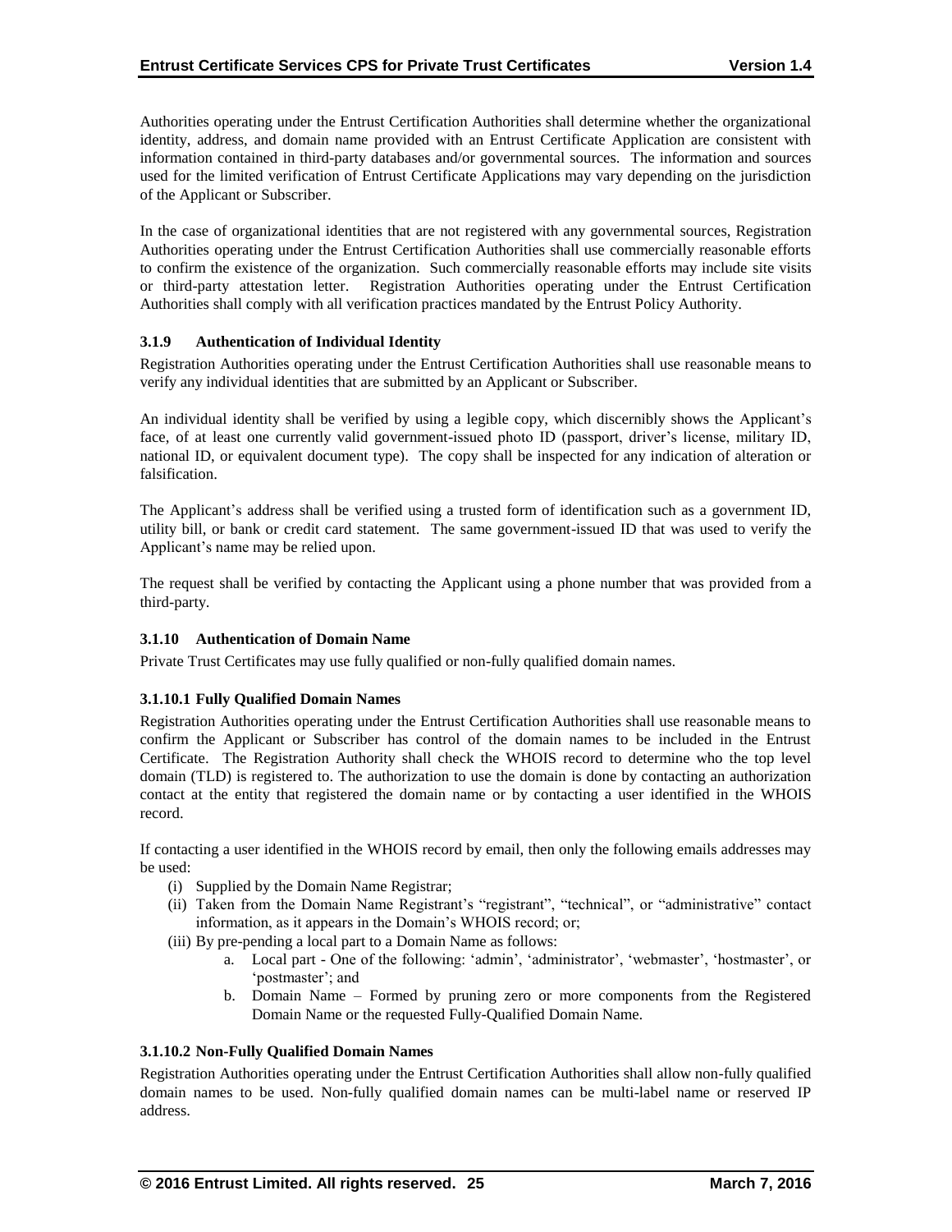Authorities operating under the Entrust Certification Authorities shall determine whether the organizational identity, address, and domain name provided with an Entrust Certificate Application are consistent with information contained in third-party databases and/or governmental sources. The information and sources used for the limited verification of Entrust Certificate Applications may vary depending on the jurisdiction of the Applicant or Subscriber.

In the case of organizational identities that are not registered with any governmental sources, Registration Authorities operating under the Entrust Certification Authorities shall use commercially reasonable efforts to confirm the existence of the organization. Such commercially reasonable efforts may include site visits or third-party attestation letter. Registration Authorities operating under the Entrust Certification Authorities shall comply with all verification practices mandated by the Entrust Policy Authority.

### 3.1.9 Authentication of Individual Identity

Registration Authorities operating under the Entrust Certification Authorities shall use reasonable means to verify any individual identities that are submitted by an Applicant or Subscriber.

An individual identity shall be verified by using a legible copy, which discernibly shows the Applicant's face, of at least one currently valid government-issued photo ID (passport, driver's license, military ID, national ID, or equivalent document type). The copy shall be inspected for any indication of alteration or falsification.

The Applicant's address shall be verified using a trusted form of identification such as a government ID, utility bill, or bank or credit card statement. The same government-issued ID that was used to verify the Applicant's name may be relied upon.

The request shall be verified by contacting the Applicant using a phone number that was provided from a third-party.

### 3.1.10 Authentication of Domain Name

Private Trust Certificates may use fully qualified or non-fully qualified domain names.

#### 3.1.10.1 Fully Qualified Domain Names

Registration Authorities operating under the Entrust Certification Authorities shall use reasonable means to confirm the Applicant or Subscriber has control of the domain names to be included in the Entrust Certificate. The Registration Authority shall check the WHOIS record to determine who the top level domain (TLD) is registered to. The authorization to use the domain is done by contacting an authorization contact at the entity that registered the domain name or by contacting a user identified in the WHOIS record.

If contacting a user identified in the WHOIS record by email, then only the following emails addresses may be used:

(i) Supplied by the Domain Name Registrar;
(ii) Taken from the Domain Name Registrant's "registrant", "technical", or "administrative" contact information, as it appears in the Domain's WHOIS record; or;
(iii) By pre-pending a local part to a Domain Name as follows:
   a. Local part - One of the following: 'admin', 'administrator', 'webmaster', 'hostmaster', or 'postmaster'; and
   b. Domain Name – Formed by pruning zero or more components from the Registered Domain Name or the requested Fully-Qualified Domain Name.

#### 3.1.10.2 Non-Fully Qualified Domain Names

Registration Authorities operating under the Entrust Certification Authorities shall allow non-fully qualified domain names to be used. Non-fully qualified domain names can be multi-label name or reserved IP address.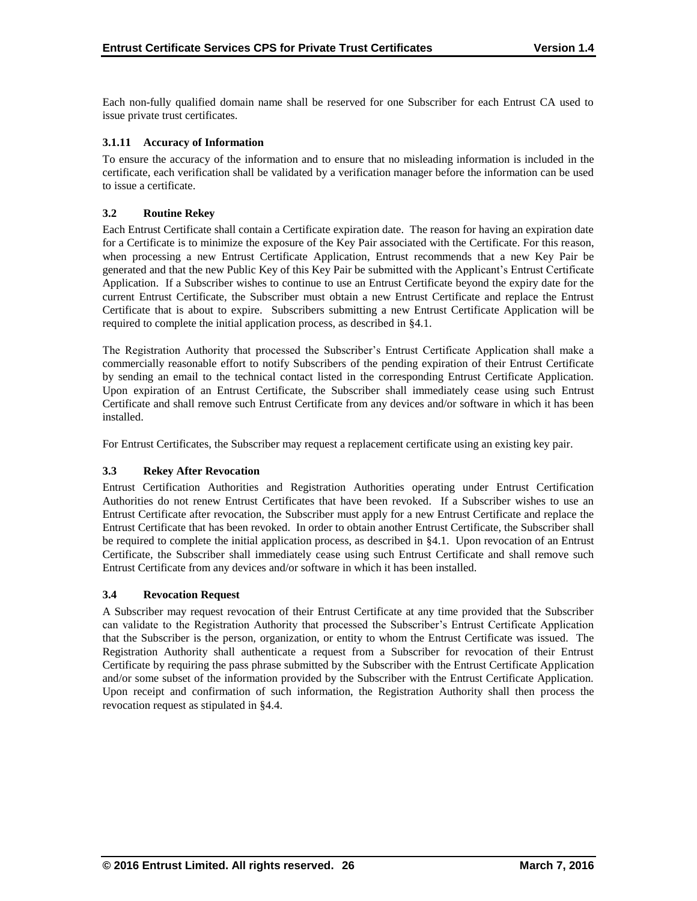Each non-fully qualified domain name shall be reserved for one Subscriber for each Entrust CA used to issue private trust certificates.

#### 3.1.11 Accuracy of Information

To ensure the accuracy of the information and to ensure that no misleading information is included in the certificate, each verification shall be validated by a verification manager before the information can be used to issue a certificate.

### 3.2 Routine Rekey

Each Entrust Certificate shall contain a Certificate expiration date. The reason for having an expiration date for a Certificate is to minimize the exposure of the Key Pair associated with the Certificate. For this reason, when processing a new Entrust Certificate Application, Entrust recommends that a new Key Pair be generated and that the new Public Key of this Key Pair be submitted with the Applicant's Entrust Certificate Application. If a Subscriber wishes to continue to use an Entrust Certificate beyond the expiry date for the current Entrust Certificate, the Subscriber must obtain a new Entrust Certificate and replace the Entrust Certificate that is about to expire. Subscribers submitting a new Entrust Certificate Application will be required to complete the initial application process, as described in §4.1.

The Registration Authority that processed the Subscriber's Entrust Certificate Application shall make a commercially reasonable effort to notify Subscribers of the pending expiration of their Entrust Certificate by sending an email to the technical contact listed in the corresponding Entrust Certificate Application. Upon expiration of an Entrust Certificate, the Subscriber shall immediately cease using such Entrust Certificate and shall remove such Entrust Certificate from any devices and/or software in which it has been installed.

For Entrust Certificates, the Subscriber may request a replacement certificate using an existing key pair.

### 3.3 Rekey After Revocation

Entrust Certification Authorities and Registration Authorities operating under Entrust Certification Authorities do not renew Entrust Certificates that have been revoked. If a Subscriber wishes to use an Entrust Certificate after revocation, the Subscriber must apply for a new Entrust Certificate and replace the Entrust Certificate that has been revoked. In order to obtain another Entrust Certificate, the Subscriber shall be required to complete the initial application process, as described in §4.1. Upon revocation of an Entrust Certificate, the Subscriber shall immediately cease using such Entrust Certificate and shall remove such Entrust Certificate from any devices and/or software in which it has been installed.

### 3.4 Revocation Request

A Subscriber may request revocation of their Entrust Certificate at any time provided that the Subscriber can validate to the Registration Authority that processed the Subscriber's Entrust Certificate Application that the Subscriber is the person, organization, or entity to whom the Entrust Certificate was issued. The Registration Authority shall authenticate a request from a Subscriber for revocation of their Entrust Certificate by requiring the pass phrase submitted by the Subscriber with the Entrust Certificate Application and/or some subset of the information provided by the Subscriber with the Entrust Certificate Application. Upon receipt and confirmation of such information, the Registration Authority shall then process the revocation request as stipulated in §4.4.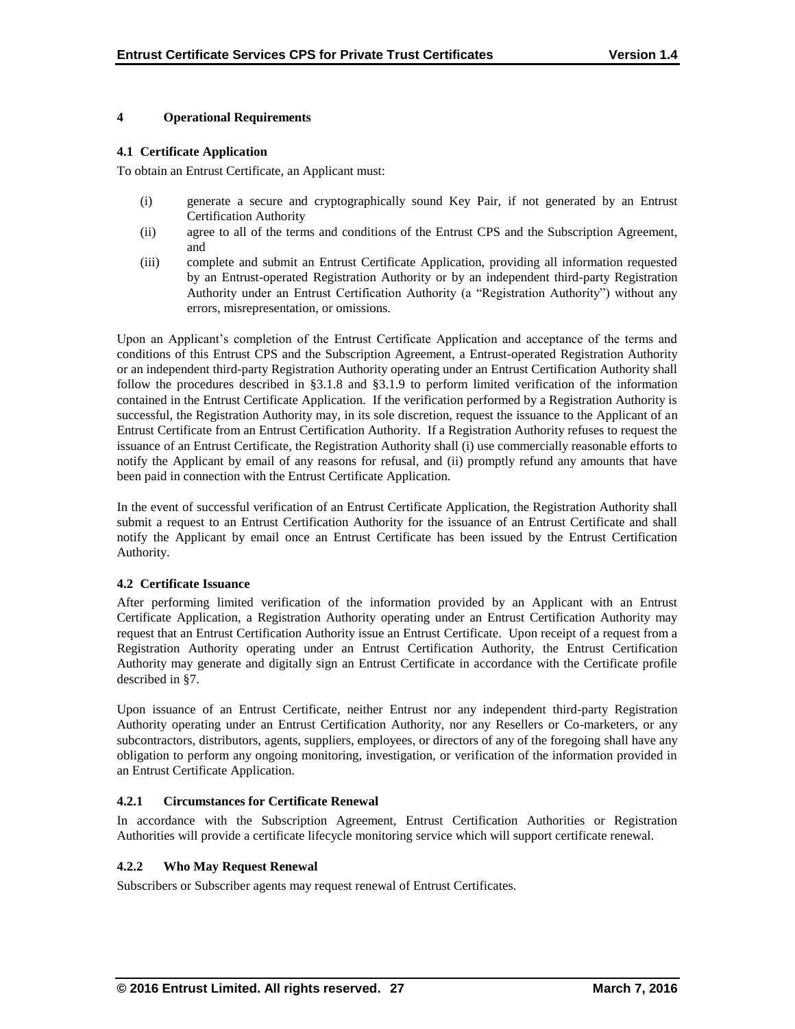# 4 Operational Requirements

## 4.1 Certificate Application

To obtain an Entrust Certificate, an Applicant must:

(i) generate a secure and cryptographically sound Key Pair, if not generated by an Entrust Certification Authority

(ii) agree to all of the terms and conditions of the Entrust CPS and the Subscription Agreement, and

(iii) complete and submit an Entrust Certificate Application, providing all information requested by an Entrust-operated Registration Authority or by an independent third-party Registration Authority under an Entrust Certification Authority (a "Registration Authority") without any errors, misrepresentation, or omissions.

Upon an Applicant's completion of the Entrust Certificate Application and acceptance of the terms and conditions of this Entrust CPS and the Subscription Agreement, a Entrust-operated Registration Authority or an independent third-party Registration Authority operating under an Entrust Certification Authority shall follow the procedures described in §3.1.8 and §3.1.9 to perform limited verification of the information contained in the Entrust Certificate Application. If the verification performed by a Registration Authority is successful, the Registration Authority may, in its sole discretion, request the issuance to the Applicant of an Entrust Certificate from an Entrust Certification Authority. If a Registration Authority refuses to request the issuance of an Entrust Certificate, the Registration Authority shall (i) use commercially reasonable efforts to notify the Applicant by email of any reasons for refusal, and (ii) promptly refund any amounts that have been paid in connection with the Entrust Certificate Application.

In the event of successful verification of an Entrust Certificate Application, the Registration Authority shall submit a request to an Entrust Certification Authority for the issuance of an Entrust Certificate and shall notify the Applicant by email once an Entrust Certificate has been issued by the Entrust Certification Authority.

## 4.2 Certificate Issuance

After performing limited verification of the information provided by an Applicant with an Entrust Certificate Application, a Registration Authority operating under an Entrust Certification Authority may request that an Entrust Certification Authority issue an Entrust Certificate. Upon receipt of a request from a Registration Authority operating under an Entrust Certification Authority, the Entrust Certification Authority may generate and digitally sign an Entrust Certificate in accordance with the Certificate profile described in §7.

Upon issuance of an Entrust Certificate, neither Entrust nor any independent third-party Registration Authority operating under an Entrust Certification Authority, nor any Resellers or Co-marketers, or any subcontractors, distributors, agents, suppliers, employees, or directors of any of the foregoing shall have any obligation to perform any ongoing monitoring, investigation, or verification of the information provided in an Entrust Certificate Application.

### 4.2.1 Circumstances for Certificate Renewal

In accordance with the Subscription Agreement, Entrust Certification Authorities or Registration Authorities will provide a certificate lifecycle monitoring service which will support certificate renewal.

### 4.2.2 Who May Request Renewal

Subscribers or Subscriber agents may request renewal of Entrust Certificates.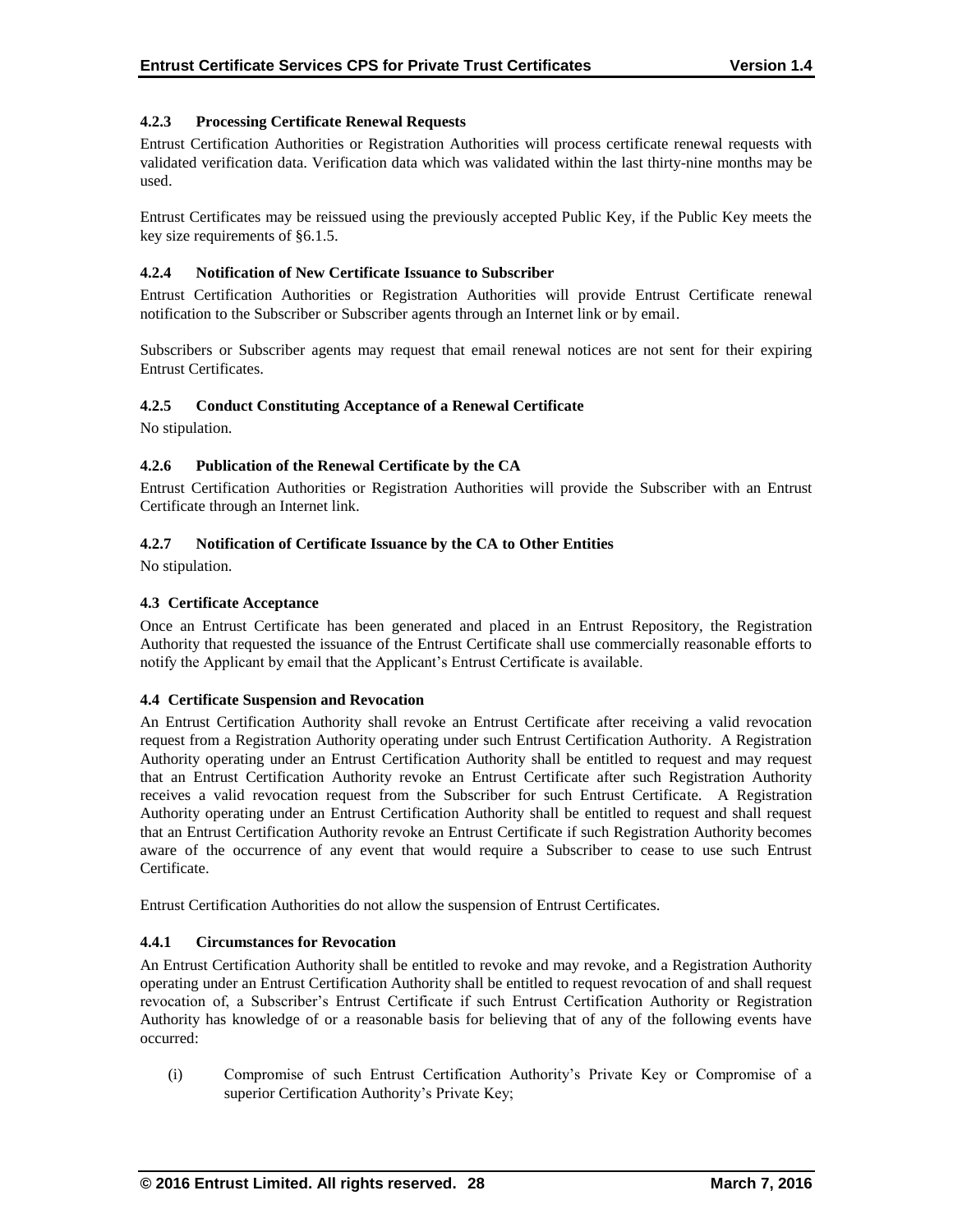#### 4.2.3 Processing Certificate Renewal Requests

Entrust Certification Authorities or Registration Authorities will process certificate renewal requests with validated verification data. Verification data which was validated within the last thirty-nine months may be used.

Entrust Certificates may be reissued using the previously accepted Public Key, if the Public Key meets the key size requirements of §6.1.5.

#### 4.2.4 Notification of New Certificate Issuance to Subscriber

Entrust Certification Authorities or Registration Authorities will provide Entrust Certificate renewal notification to the Subscriber or Subscriber agents through an Internet link or by email.

Subscribers or Subscriber agents may request that email renewal notices are not sent for their expiring Entrust Certificates.

#### 4.2.5 Conduct Constituting Acceptance of a Renewal Certificate

No stipulation.

#### 4.2.6 Publication of the Renewal Certificate by the CA

Entrust Certification Authorities or Registration Authorities will provide the Subscriber with an Entrust Certificate through an Internet link.

#### 4.2.7 Notification of Certificate Issuance by the CA to Other Entities

No stipulation.

### 4.3 Certificate Acceptance

Once an Entrust Certificate has been generated and placed in an Entrust Repository, the Registration Authority that requested the issuance of the Entrust Certificate shall use commercially reasonable efforts to notify the Applicant by email that the Applicant's Entrust Certificate is available.

### 4.4 Certificate Suspension and Revocation

An Entrust Certification Authority shall revoke an Entrust Certificate after receiving a valid revocation request from a Registration Authority operating under such Entrust Certification Authority. A Registration Authority operating under an Entrust Certification Authority shall be entitled to request and may request that an Entrust Certification Authority revoke an Entrust Certificate after such Registration Authority receives a valid revocation request from the Subscriber for such Entrust Certificate. A Registration Authority operating under an Entrust Certification Authority shall be entitled to request and shall request that an Entrust Certification Authority revoke an Entrust Certificate if such Registration Authority becomes aware of the occurrence of any event that would require a Subscriber to cease to use such Entrust Certificate.

Entrust Certification Authorities do not allow the suspension of Entrust Certificates.

#### 4.4.1 Circumstances for Revocation

An Entrust Certification Authority shall be entitled to revoke and may revoke, and a Registration Authority operating under an Entrust Certification Authority shall be entitled to request revocation of and shall request revocation of, a Subscriber's Entrust Certificate if such Entrust Certification Authority or Registration Authority has knowledge of or a reasonable basis for believing that of any of the following events have occurred:

(i) Compromise of such Entrust Certification Authority's Private Key or Compromise of a superior Certification Authority's Private Key;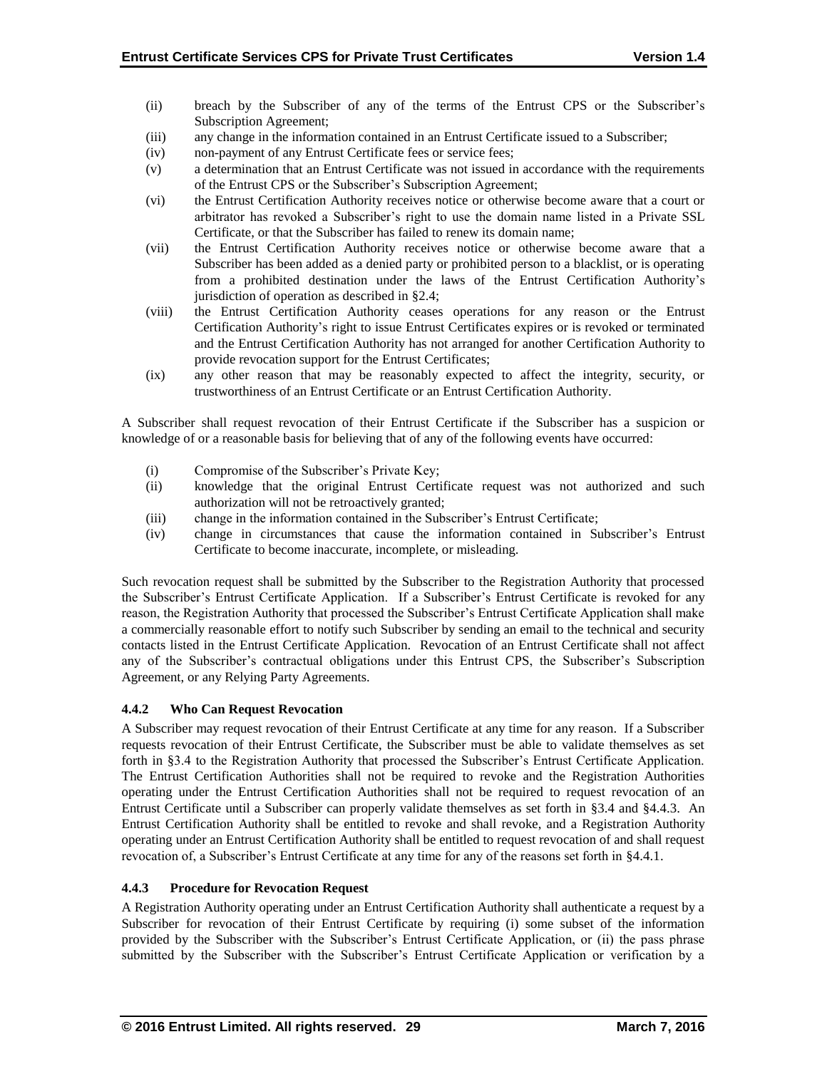(ii) breach by the Subscriber of any of the terms of the Entrust CPS or the Subscriber's Subscription Agreement;
(iii) any change in the information contained in an Entrust Certificate issued to a Subscriber;
(iv) non-payment of any Entrust Certificate fees or service fees;
(v) a determination that an Entrust Certificate was not issued in accordance with the requirements of the Entrust CPS or the Subscriber's Subscription Agreement;
(vi) the Entrust Certification Authority receives notice or otherwise become aware that a court or arbitrator has revoked a Subscriber's right to use the domain name listed in a Private SSL Certificate, or that the Subscriber has failed to renew its domain name;
(vii) the Entrust Certification Authority receives notice or otherwise become aware that a Subscriber has been added as a denied party or prohibited person to a blacklist, or is operating from a prohibited destination under the laws of the Entrust Certification Authority's jurisdiction of operation as described in §2.4;
(viii) the Entrust Certification Authority ceases operations for any reason or the Entrust Certification Authority's right to issue Entrust Certificates expires or is revoked or terminated and the Entrust Certification Authority has not arranged for another Certification Authority to provide revocation support for the Entrust Certificates;
(ix) any other reason that may be reasonably expected to affect the integrity, security, or trustworthiness of an Entrust Certificate or an Entrust Certification Authority.

A Subscriber shall request revocation of their Entrust Certificate if the Subscriber has a suspicion or knowledge of or a reasonable basis for believing that of any of the following events have occurred:

(i) Compromise of the Subscriber's Private Key;
(ii) knowledge that the original Entrust Certificate request was not authorized and such authorization will not be retroactively granted;
(iii) change in the information contained in the Subscriber's Entrust Certificate;
(iv) change in circumstances that cause the information contained in Subscriber's Entrust Certificate to become inaccurate, incomplete, or misleading.

Such revocation request shall be submitted by the Subscriber to the Registration Authority that processed the Subscriber's Entrust Certificate Application. If a Subscriber's Entrust Certificate is revoked for any reason, the Registration Authority that processed the Subscriber's Entrust Certificate Application shall make a commercially reasonable effort to notify such Subscriber by sending an email to the technical and security contacts listed in the Entrust Certificate Application. Revocation of an Entrust Certificate shall not affect any of the Subscriber's contractual obligations under this Entrust CPS, the Subscriber's Subscription Agreement, or any Relying Party Agreements.

### 4.4.2 Who Can Request Revocation

A Subscriber may request revocation of their Entrust Certificate at any time for any reason. If a Subscriber requests revocation of their Entrust Certificate, the Subscriber must be able to validate themselves as set forth in §3.4 to the Registration Authority that processed the Subscriber's Entrust Certificate Application. The Entrust Certification Authorities shall not be required to revoke and the Registration Authorities operating under the Entrust Certification Authorities shall not be required to request revocation of an Entrust Certificate until a Subscriber can properly validate themselves as set forth in §3.4 and §4.4.3. An Entrust Certification Authority shall be entitled to revoke and shall revoke, and a Registration Authority operating under an Entrust Certification Authority shall be entitled to request revocation of and shall request revocation of, a Subscriber's Entrust Certificate at any time for any of the reasons set forth in §4.4.1.

### 4.4.3 Procedure for Revocation Request

A Registration Authority operating under an Entrust Certification Authority shall authenticate a request by a Subscriber for revocation of their Entrust Certificate by requiring (i) some subset of the information provided by the Subscriber with the Subscriber's Entrust Certificate Application, or (ii) the pass phrase submitted by the Subscriber with the Subscriber's Entrust Certificate Application or verification by a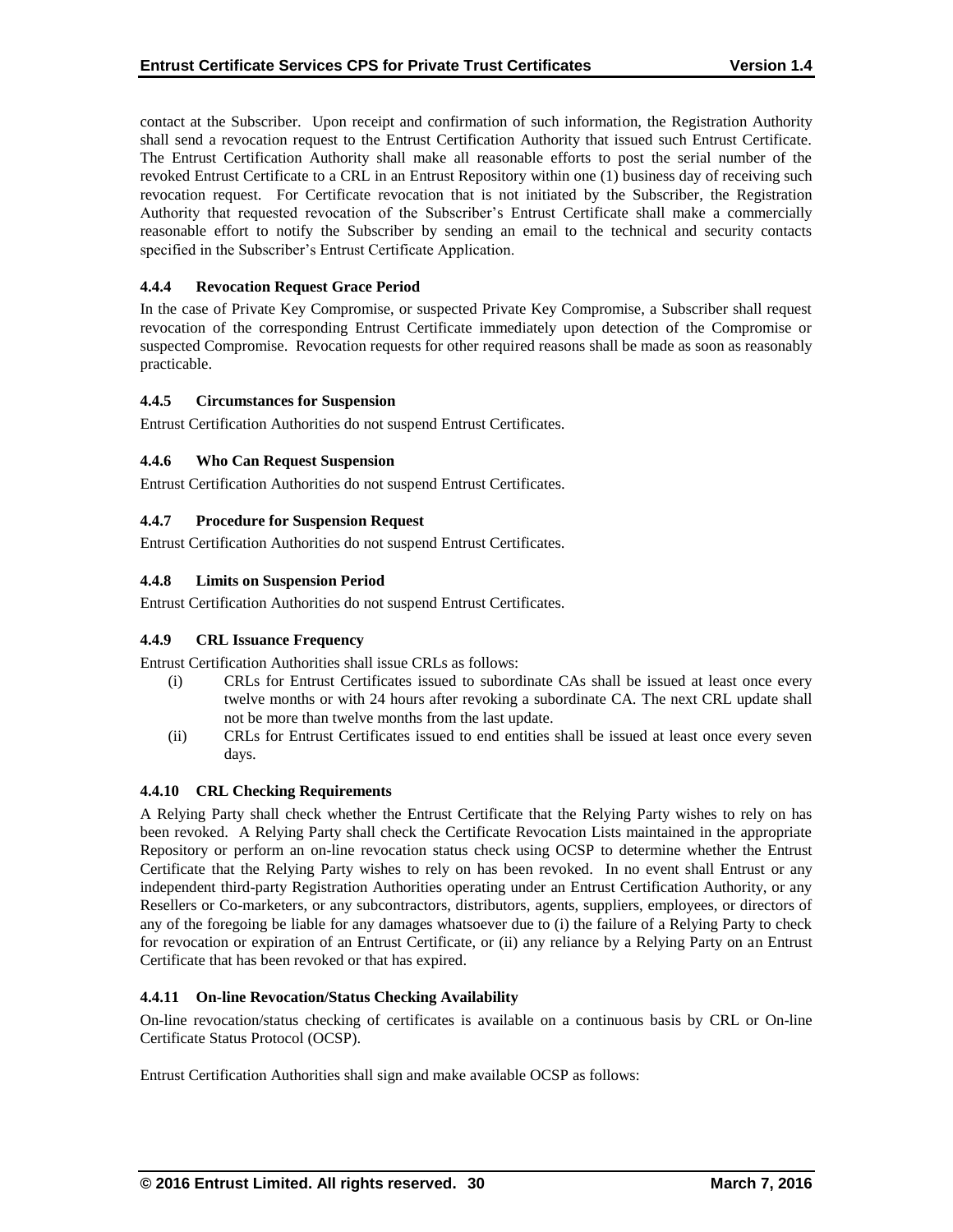contact at the Subscriber. Upon receipt and confirmation of such information, the Registration Authority shall send a revocation request to the Entrust Certification Authority that issued such Entrust Certificate. The Entrust Certification Authority shall make all reasonable efforts to post the serial number of the revoked Entrust Certificate to a CRL in an Entrust Repository within one (1) business day of receiving such revocation request. For Certificate revocation that is not initiated by the Subscriber, the Registration Authority that requested revocation of the Subscriber's Entrust Certificate shall make a commercially reasonable effort to notify the Subscriber by sending an email to the technical and security contacts specified in the Subscriber's Entrust Certificate Application.

### 4.4.4 Revocation Request Grace Period

In the case of Private Key Compromise, or suspected Private Key Compromise, a Subscriber shall request revocation of the corresponding Entrust Certificate immediately upon detection of the Compromise or suspected Compromise. Revocation requests for other required reasons shall be made as soon as reasonably practicable.

### 4.4.5 Circumstances for Suspension

Entrust Certification Authorities do not suspend Entrust Certificates.

### 4.4.6 Who Can Request Suspension

Entrust Certification Authorities do not suspend Entrust Certificates.

### 4.4.7 Procedure for Suspension Request

Entrust Certification Authorities do not suspend Entrust Certificates.

### 4.4.8 Limits on Suspension Period

Entrust Certification Authorities do not suspend Entrust Certificates.

### 4.4.9 CRL Issuance Frequency

Entrust Certification Authorities shall issue CRLs as follows:

(i) CRLs for Entrust Certificates issued to subordinate CAs shall be issued at least once every twelve months or with 24 hours after revoking a subordinate CA. The next CRL update shall not be more than twelve months from the last update.

(ii) CRLs for Entrust Certificates issued to end entities shall be issued at least once every seven days.

### 4.4.10 CRL Checking Requirements

A Relying Party shall check whether the Entrust Certificate that the Relying Party wishes to rely on has been revoked. A Relying Party shall check the Certificate Revocation Lists maintained in the appropriate Repository or perform an on-line revocation status check using OCSP to determine whether the Entrust Certificate that the Relying Party wishes to rely on has been revoked. In no event shall Entrust or any independent third-party Registration Authorities operating under an Entrust Certification Authority, or any Resellers or Co-marketers, or any subcontractors, distributors, agents, suppliers, employees, or directors of any of the foregoing be liable for any damages whatsoever due to (i) the failure of a Relying Party to check for revocation or expiration of an Entrust Certificate, or (ii) any reliance by a Relying Party on an Entrust Certificate that has been revoked or that has expired.

### 4.4.11 On-line Revocation/Status Checking Availability

On-line revocation/status checking of certificates is available on a continuous basis by CRL or On-line Certificate Status Protocol (OCSP).

Entrust Certification Authorities shall sign and make available OCSP as follows: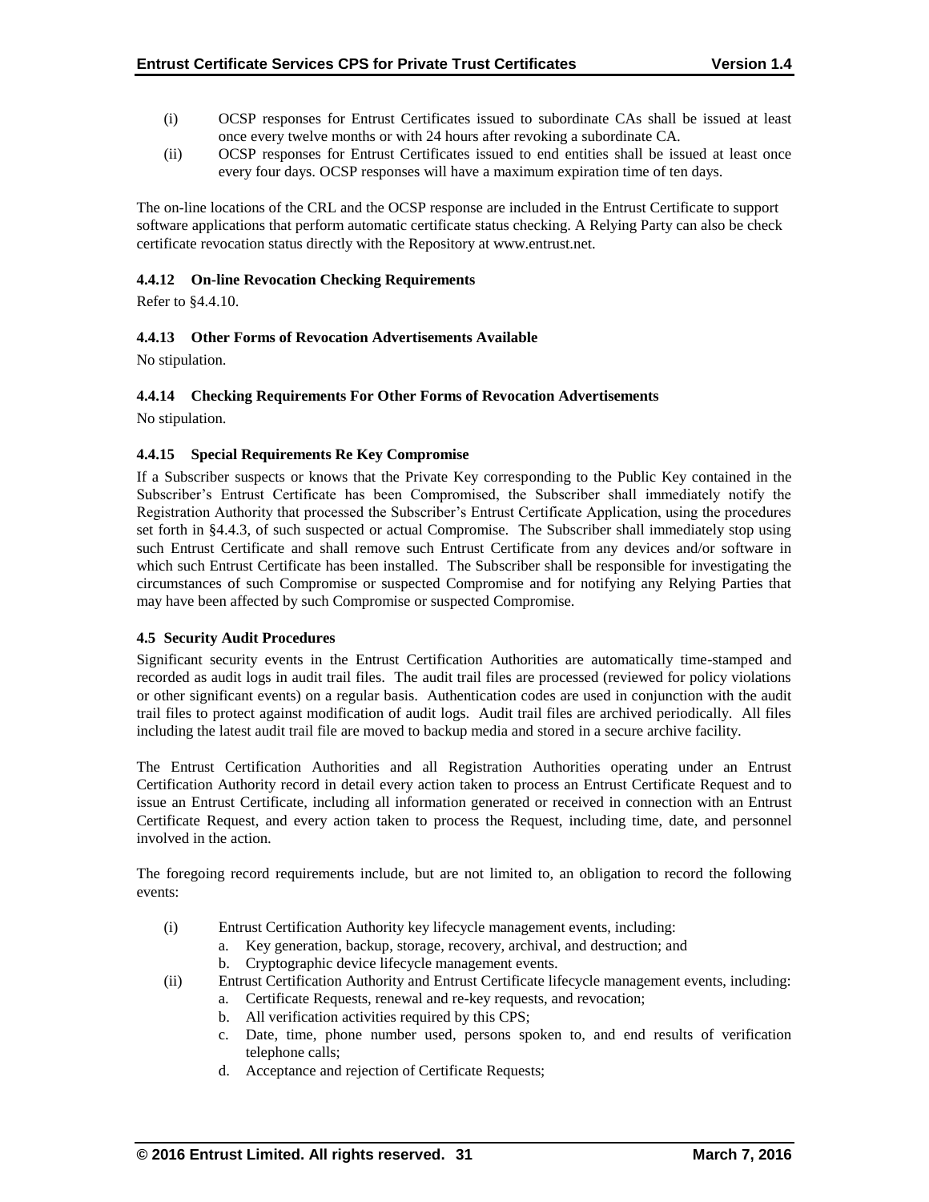(i) OCSP responses for Entrust Certificates issued to subordinate CAs shall be issued at least once every twelve months or with 24 hours after revoking a subordinate CA.

(ii) OCSP responses for Entrust Certificates issued to end entities shall be issued at least once every four days. OCSP responses will have a maximum expiration time of ten days.

The on-line locations of the CRL and the OCSP response are included in the Entrust Certificate to support software applications that perform automatic certificate status checking. A Relying Party can also be check certificate revocation status directly with the Repository at www.entrust.net.

#### 4.4.12 On-line Revocation Checking Requirements

Refer to §4.4.10.

#### 4.4.13 Other Forms of Revocation Advertisements Available

No stipulation.

#### 4.4.14 Checking Requirements For Other Forms of Revocation Advertisements

No stipulation.

#### 4.4.15 Special Requirements Re Key Compromise

If a Subscriber suspects or knows that the Private Key corresponding to the Public Key contained in the Subscriber's Entrust Certificate has been Compromised, the Subscriber shall immediately notify the Registration Authority that processed the Subscriber's Entrust Certificate Application, using the procedures set forth in §4.4.3, of such suspected or actual Compromise. The Subscriber shall immediately stop using such Entrust Certificate and shall remove such Entrust Certificate from any devices and/or software in which such Entrust Certificate has been installed. The Subscriber shall be responsible for investigating the circumstances of such Compromise or suspected Compromise and for notifying any Relying Parties that may have been affected by such Compromise or suspected Compromise.

### 4.5 Security Audit Procedures

Significant security events in the Entrust Certification Authorities are automatically time-stamped and recorded as audit logs in audit trail files. The audit trail files are processed (reviewed for policy violations or other significant events) on a regular basis. Authentication codes are used in conjunction with the audit trail files to protect against modification of audit logs. Audit trail files are archived periodically. All files including the latest audit trail file are moved to backup media and stored in a secure archive facility.

The Entrust Certification Authorities and all Registration Authorities operating under an Entrust Certification Authority record in detail every action taken to process an Entrust Certificate Request and to issue an Entrust Certificate, including all information generated or received in connection with an Entrust Certificate Request, and every action taken to process the Request, including time, date, and personnel involved in the action.

The foregoing record requirements include, but are not limited to, an obligation to record the following events:

(i) Entrust Certification Authority key lifecycle management events, including:
   a. Key generation, backup, storage, recovery, archival, and destruction; and
   b. Cryptographic device lifecycle management events.

(ii) Entrust Certification Authority and Entrust Certificate lifecycle management events, including:
   a. Certificate Requests, renewal and re-key requests, and revocation;
   b. All verification activities required by this CPS;
   c. Date, time, phone number used, persons spoken to, and end results of verification telephone calls;
   d. Acceptance and rejection of Certificate Requests;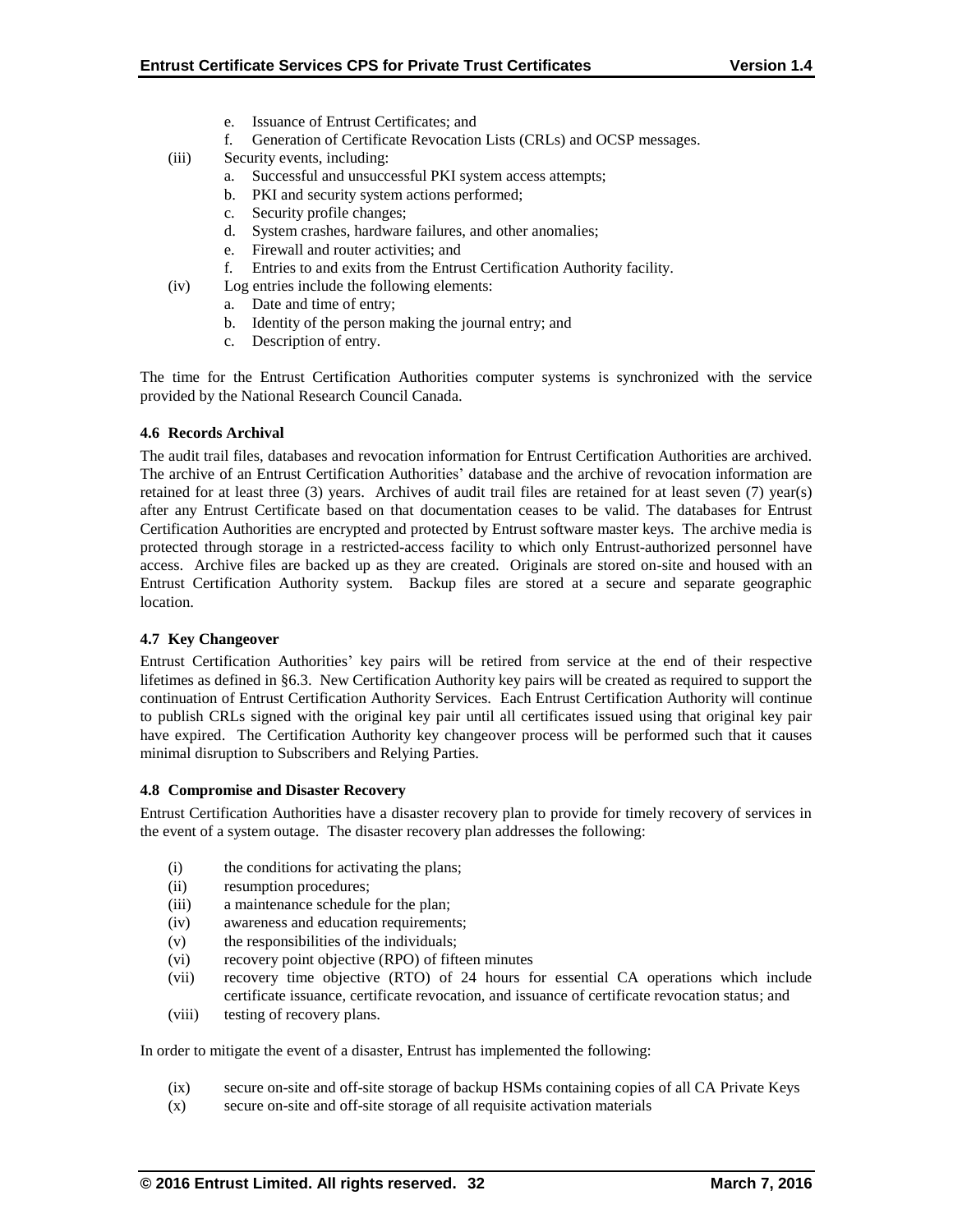e. Issuance of Entrust Certificates; and
f. Generation of Certificate Revocation Lists (CRLs) and OCSP messages.

(iii) Security events, including:

a. Successful and unsuccessful PKI system access attempts;
b. PKI and security system actions performed;
c. Security profile changes;
d. System crashes, hardware failures, and other anomalies;
e. Firewall and router activities; and
f. Entries to and exits from the Entrust Certification Authority facility.

(iv) Log entries include the following elements:

a. Date and time of entry;
b. Identity of the person making the journal entry; and
c. Description of entry.

The time for the Entrust Certification Authorities computer systems is synchronized with the service provided by the National Research Council Canada.

**4.6 Records Archival**

The audit trail files, databases and revocation information for Entrust Certification Authorities are archived. The archive of an Entrust Certification Authorities' database and the archive of revocation information are retained for at least three (3) years. Archives of audit trail files are retained for at least seven (7) year(s) after any Entrust Certificate based on that documentation ceases to be valid. The databases for Entrust Certification Authorities are encrypted and protected by Entrust software master keys. The archive media is protected through storage in a restricted-access facility to which only Entrust-authorized personnel have access. Archive files are backed up as they are created. Originals are stored on-site and housed with an Entrust Certification Authority system. Backup files are stored at a secure and separate geographic location.

**4.7 Key Changeover**

Entrust Certification Authorities' key pairs will be retired from service at the end of their respective lifetimes as defined in §6.3. New Certification Authority key pairs will be created as required to support the continuation of Entrust Certification Authority Services. Each Entrust Certification Authority will continue to publish CRLs signed with the original key pair until all certificates issued using that original key pair have expired. The Certification Authority key changeover process will be performed such that it causes minimal disruption to Subscribers and Relying Parties.

**4.8 Compromise and Disaster Recovery**

Entrust Certification Authorities have a disaster recovery plan to provide for timely recovery of services in the event of a system outage. The disaster recovery plan addresses the following:

(i) the conditions for activating the plans;
(ii) resumption procedures;
(iii) a maintenance schedule for the plan;
(iv) awareness and education requirements;
(v) the responsibilities of the individuals;
(vi) recovery point objective (RPO) of fifteen minutes
(vii) recovery time objective (RTO) of 24 hours for essential CA operations which include certificate issuance, certificate revocation, and issuance of certificate revocation status; and
(viii) testing of recovery plans.

In order to mitigate the event of a disaster, Entrust has implemented the following:

(ix) secure on-site and off-site storage of backup HSMs containing copies of all CA Private Keys
(x) secure on-site and off-site storage of all requisite activation materials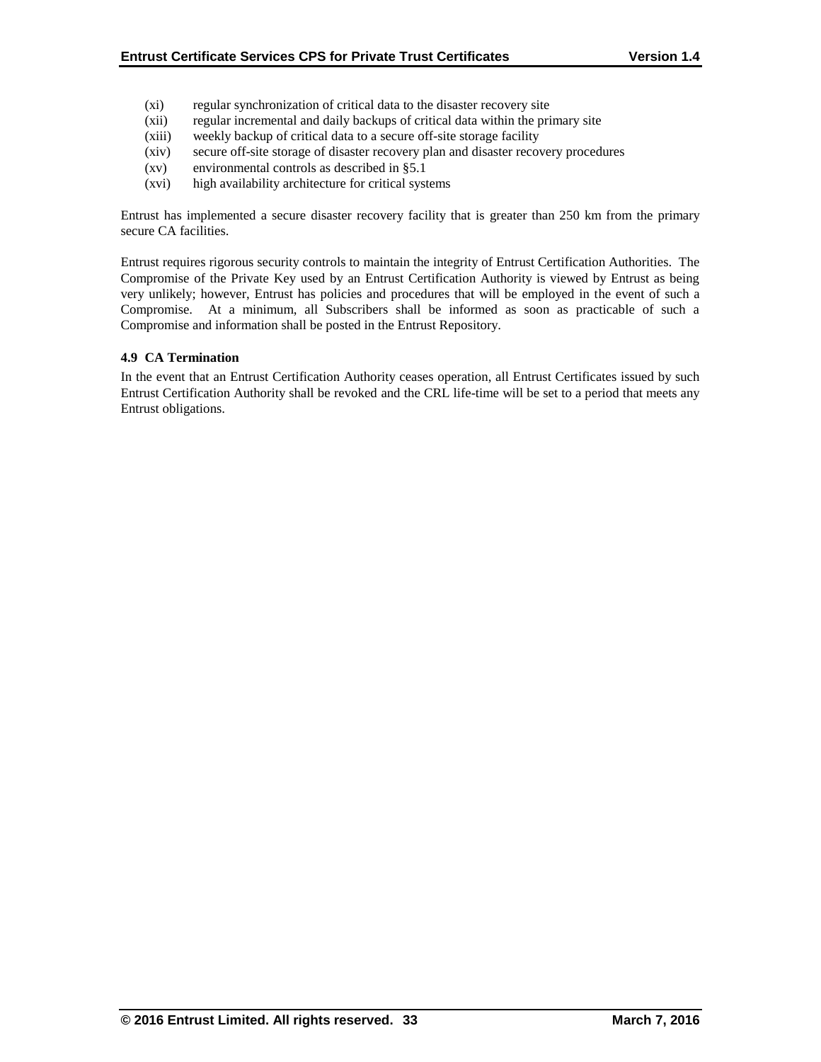(xi) regular synchronization of critical data to the disaster recovery site
(xii) regular incremental and daily backups of critical data within the primary site
(xiii) weekly backup of critical data to a secure off-site storage facility
(xiv) secure off-site storage of disaster recovery plan and disaster recovery procedures
(xv) environmental controls as described in §5.1
(xvi) high availability architecture for critical systems

Entrust has implemented a secure disaster recovery facility that is greater than 250 km from the primary secure CA facilities.

Entrust requires rigorous security controls to maintain the integrity of Entrust Certification Authorities. The Compromise of the Private Key used by an Entrust Certification Authority is viewed by Entrust as being very unlikely; however, Entrust has policies and procedures that will be employed in the event of such a Compromise. At a minimum, all Subscribers shall be informed as soon as practicable of such a Compromise and information shall be posted in the Entrust Repository.

### 4.9 CA Termination

In the event that an Entrust Certification Authority ceases operation, all Entrust Certificates issued by such Entrust Certification Authority shall be revoked and the CRL life-time will be set to a period that meets any Entrust obligations.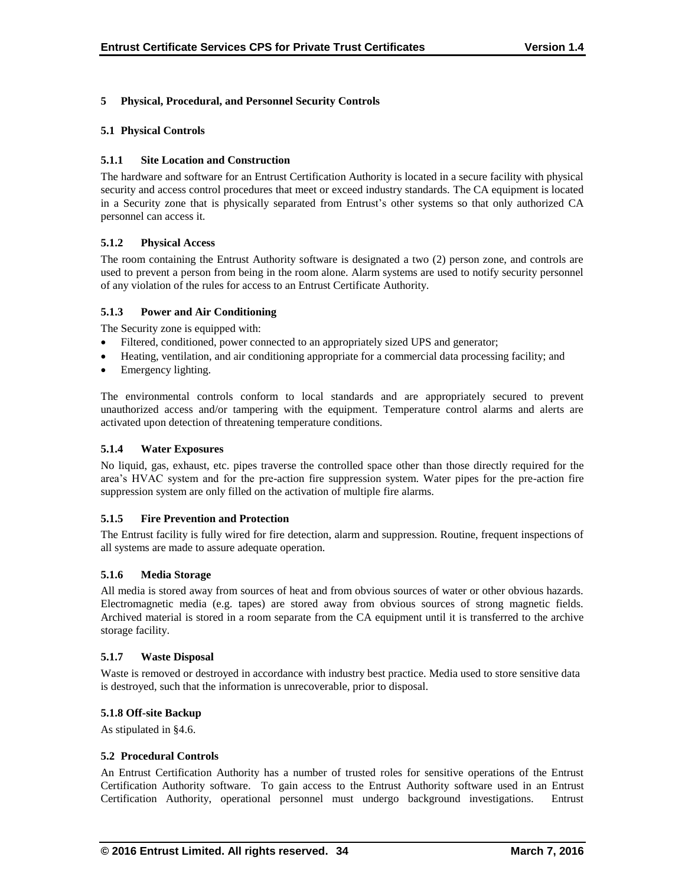# 5 Physical, Procedural, and Personnel Security Controls

## 5.1 Physical Controls

### 5.1.1 Site Location and Construction

The hardware and software for an Entrust Certification Authority is located in a secure facility with physical security and access control procedures that meet or exceed industry standards. The CA equipment is located in a Security zone that is physically separated from Entrust's other systems so that only authorized CA personnel can access it.

### 5.1.2 Physical Access

The room containing the Entrust Authority software is designated a two (2) person zone, and controls are used to prevent a person from being in the room alone. Alarm systems are used to notify security personnel of any violation of the rules for access to an Entrust Certificate Authority.

### 5.1.3 Power and Air Conditioning

The Security zone is equipped with:

- Filtered, conditioned, power connected to an appropriately sized UPS and generator;
- Heating, ventilation, and air conditioning appropriate for a commercial data processing facility; and
- Emergency lighting.

The environmental controls conform to local standards and are appropriately secured to prevent unauthorized access and/or tampering with the equipment. Temperature control alarms and alerts are activated upon detection of threatening temperature conditions.

### 5.1.4 Water Exposures

No liquid, gas, exhaust, etc. pipes traverse the controlled space other than those directly required for the area's HVAC system and for the pre-action fire suppression system. Water pipes for the pre-action fire suppression system are only filled on the activation of multiple fire alarms.

### 5.1.5 Fire Prevention and Protection

The Entrust facility is fully wired for fire detection, alarm and suppression. Routine, frequent inspections of all systems are made to assure adequate operation.

### 5.1.6 Media Storage

All media is stored away from sources of heat and from obvious sources of water or other obvious hazards. Electromagnetic media (e.g. tapes) are stored away from obvious sources of strong magnetic fields. Archived material is stored in a room separate from the CA equipment until it is transferred to the archive storage facility.

### 5.1.7 Waste Disposal

Waste is removed or destroyed in accordance with industry best practice. Media used to store sensitive data is destroyed, such that the information is unrecoverable, prior to disposal.

### 5.1.8 Off-site Backup

As stipulated in §4.6.

## 5.2 Procedural Controls

An Entrust Certification Authority has a number of trusted roles for sensitive operations of the Entrust Certification Authority software. To gain access to the Entrust Authority software used in an Entrust Certification Authority, operational personnel must undergo background investigations. Entrust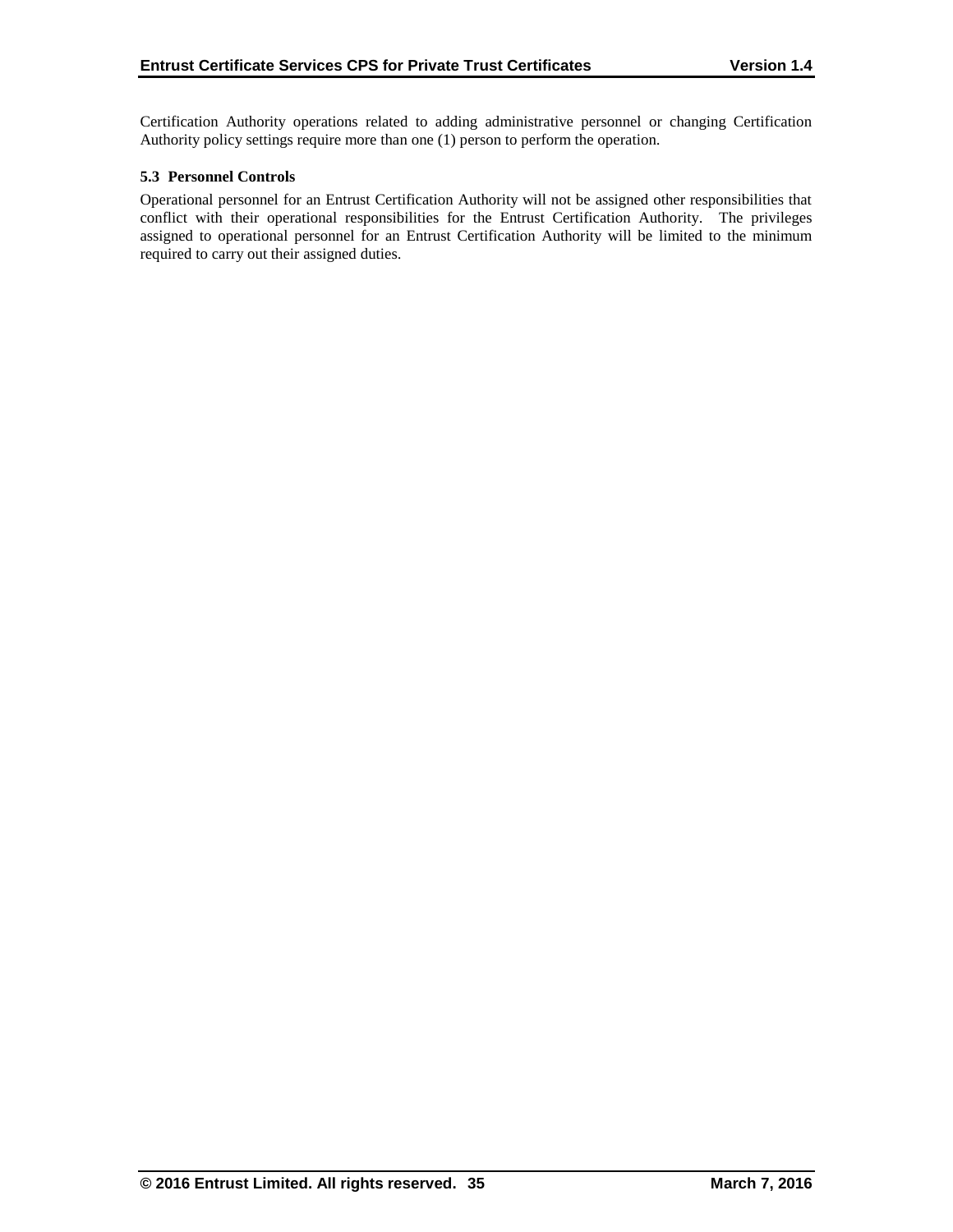Certification Authority operations related to adding administrative personnel or changing Certification Authority policy settings require more than one (1) person to perform the operation.

### 5.3 Personnel Controls

Operational personnel for an Entrust Certification Authority will not be assigned other responsibilities that conflict with their operational responsibilities for the Entrust Certification Authority. The privileges assigned to operational personnel for an Entrust Certification Authority will be limited to the minimum required to carry out their assigned duties.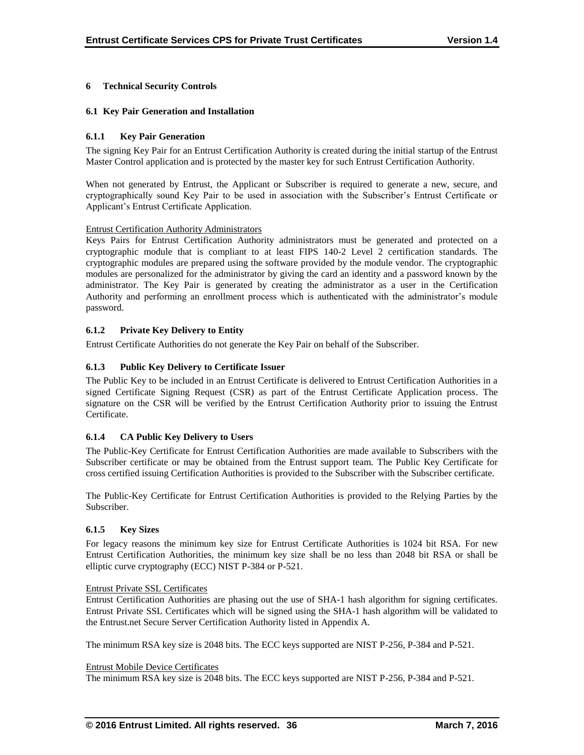# 6 Technical Security Controls

## 6.1 Key Pair Generation and Installation

### 6.1.1 Key Pair Generation

The signing Key Pair for an Entrust Certification Authority is created during the initial startup of the Entrust Master Control application and is protected by the master key for such Entrust Certification Authority.

When not generated by Entrust, the Applicant or Subscriber is required to generate a new, secure, and cryptographically sound Key Pair to be used in association with the Subscriber's Entrust Certificate or Applicant's Entrust Certificate Application.

Entrust Certification Authority Administrators

Keys Pairs for Entrust Certification Authority administrators must be generated and protected on a cryptographic module that is compliant to at least FIPS 140-2 Level 2 certification standards. The cryptographic modules are prepared using the software provided by the module vendor. The cryptographic modules are personalized for the administrator by giving the card an identity and a password known by the administrator. The Key Pair is generated by creating the administrator as a user in the Certification Authority and performing an enrollment process which is authenticated with the administrator's module password.

### 6.1.2 Private Key Delivery to Entity

Entrust Certificate Authorities do not generate the Key Pair on behalf of the Subscriber.

### 6.1.3 Public Key Delivery to Certificate Issuer

The Public Key to be included in an Entrust Certificate is delivered to Entrust Certification Authorities in a signed Certificate Signing Request (CSR) as part of the Entrust Certificate Application process. The signature on the CSR will be verified by the Entrust Certification Authority prior to issuing the Entrust Certificate.

### 6.1.4 CA Public Key Delivery to Users

The Public-Key Certificate for Entrust Certification Authorities are made available to Subscribers with the Subscriber certificate or may be obtained from the Entrust support team. The Public Key Certificate for cross certified issuing Certification Authorities is provided to the Subscriber with the Subscriber certificate.

The Public-Key Certificate for Entrust Certification Authorities is provided to the Relying Parties by the Subscriber.

### 6.1.5 Key Sizes

For legacy reasons the minimum key size for Entrust Certificate Authorities is 1024 bit RSA. For new Entrust Certification Authorities, the minimum key size shall be no less than 2048 bit RSA or shall be elliptic curve cryptography (ECC) NIST P-384 or P-521.

Entrust Private SSL Certificates

Entrust Certification Authorities are phasing out the use of SHA-1 hash algorithm for signing certificates. Entrust Private SSL Certificates which will be signed using the SHA-1 hash algorithm will be validated to the Entrust.net Secure Server Certification Authority listed in Appendix A.

The minimum RSA key size is 2048 bits. The ECC keys supported are NIST P-256, P-384 and P-521.

Entrust Mobile Device Certificates

The minimum RSA key size is 2048 bits. The ECC keys supported are NIST P-256, P-384 and P-521.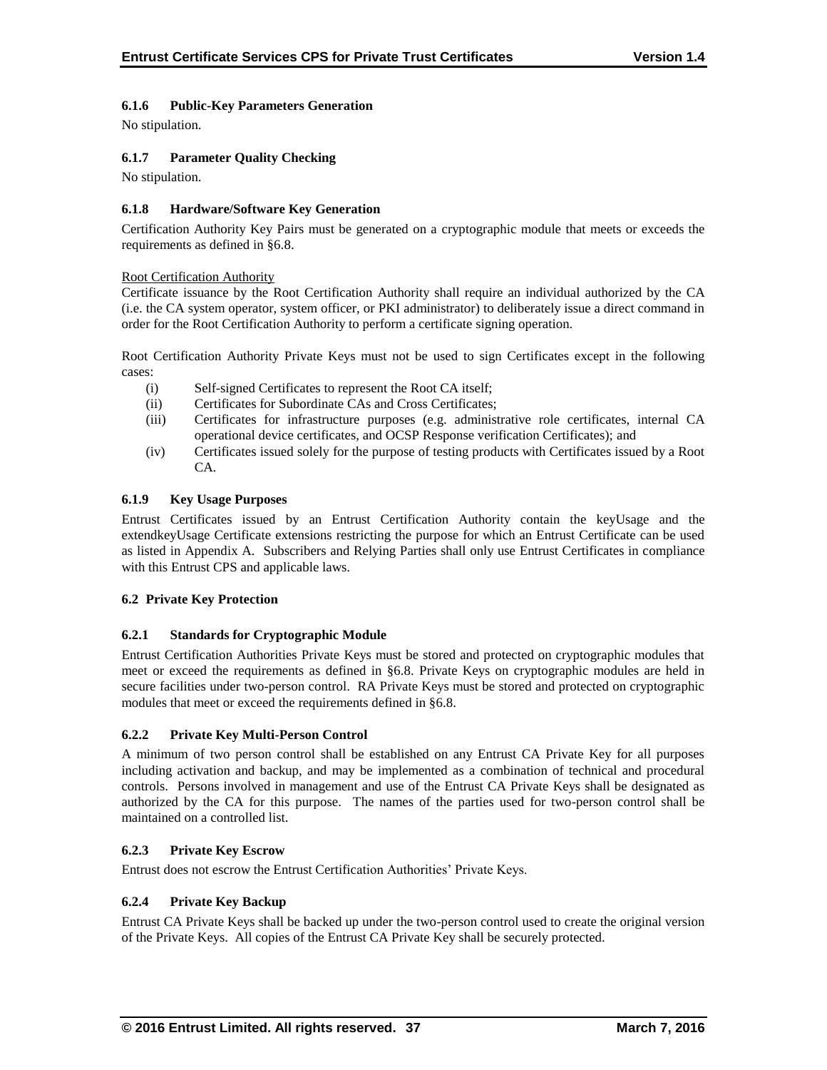#### 6.1.6 Public-Key Parameters Generation

No stipulation.

#### 6.1.7 Parameter Quality Checking

No stipulation.

#### 6.1.8 Hardware/Software Key Generation

Certification Authority Key Pairs must be generated on a cryptographic module that meets or exceeds the requirements as defined in §6.8.

Root Certification Authority

Certificate issuance by the Root Certification Authority shall require an individual authorized by the CA (i.e. the CA system operator, system officer, or PKI administrator) to deliberately issue a direct command in order for the Root Certification Authority to perform a certificate signing operation.

Root Certification Authority Private Keys must not be used to sign Certificates except in the following cases:

(i) Self-signed Certificates to represent the Root CA itself;

(ii) Certificates for Subordinate CAs and Cross Certificates;

(iii) Certificates for infrastructure purposes (e.g. administrative role certificates, internal CA operational device certificates, and OCSP Response verification Certificates); and

(iv) Certificates issued solely for the purpose of testing products with Certificates issued by a Root CA.

#### 6.1.9 Key Usage Purposes

Entrust Certificates issued by an Entrust Certification Authority contain the keyUsage and the extendkeyUsage Certificate extensions restricting the purpose for which an Entrust Certificate can be used as listed in Appendix A. Subscribers and Relying Parties shall only use Entrust Certificates in compliance with this Entrust CPS and applicable laws.

### 6.2 Private Key Protection

#### 6.2.1 Standards for Cryptographic Module

Entrust Certification Authorities Private Keys must be stored and protected on cryptographic modules that meet or exceed the requirements as defined in §6.8. Private Keys on cryptographic modules are held in secure facilities under two-person control. RA Private Keys must be stored and protected on cryptographic modules that meet or exceed the requirements defined in §6.8.

#### 6.2.2 Private Key Multi-Person Control

A minimum of two person control shall be established on any Entrust CA Private Key for all purposes including activation and backup, and may be implemented as a combination of technical and procedural controls. Persons involved in management and use of the Entrust CA Private Keys shall be designated as authorized by the CA for this purpose. The names of the parties used for two-person control shall be maintained on a controlled list.

#### 6.2.3 Private Key Escrow

Entrust does not escrow the Entrust Certification Authorities' Private Keys.

#### 6.2.4 Private Key Backup

Entrust CA Private Keys shall be backed up under the two-person control used to create the original version of the Private Keys. All copies of the Entrust CA Private Key shall be securely protected.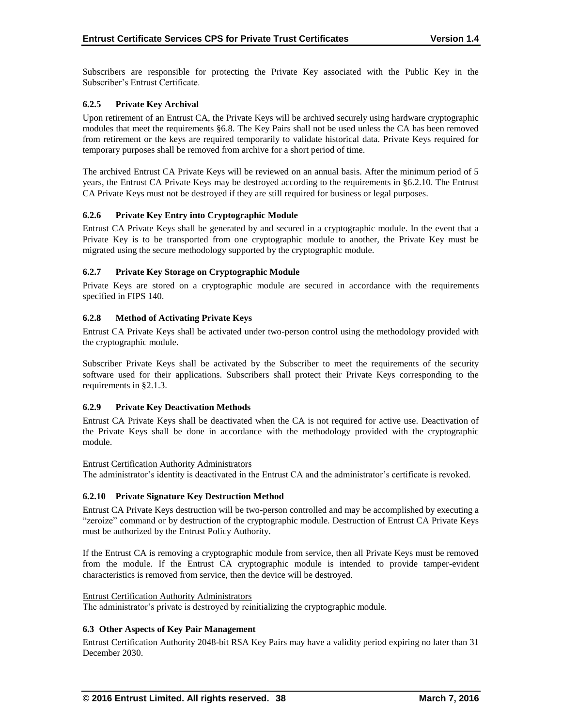Subscribers are responsible for protecting the Private Key associated with the Public Key in the Subscriber's Entrust Certificate.

### 6.2.5 Private Key Archival

Upon retirement of an Entrust CA, the Private Keys will be archived securely using hardware cryptographic modules that meet the requirements §6.8. The Key Pairs shall not be used unless the CA has been removed from retirement or the keys are required temporarily to validate historical data. Private Keys required for temporary purposes shall be removed from archive for a short period of time.

The archived Entrust CA Private Keys will be reviewed on an annual basis. After the minimum period of 5 years, the Entrust CA Private Keys may be destroyed according to the requirements in §6.2.10. The Entrust CA Private Keys must not be destroyed if they are still required for business or legal purposes.

### 6.2.6 Private Key Entry into Cryptographic Module

Entrust CA Private Keys shall be generated by and secured in a cryptographic module. In the event that a Private Key is to be transported from one cryptographic module to another, the Private Key must be migrated using the secure methodology supported by the cryptographic module.

### 6.2.7 Private Key Storage on Cryptographic Module

Private Keys are stored on a cryptographic module are secured in accordance with the requirements specified in FIPS 140.

### 6.2.8 Method of Activating Private Keys

Entrust CA Private Keys shall be activated under two-person control using the methodology provided with the cryptographic module.

Subscriber Private Keys shall be activated by the Subscriber to meet the requirements of the security software used for their applications. Subscribers shall protect their Private Keys corresponding to the requirements in §2.1.3.

### 6.2.9 Private Key Deactivation Methods

Entrust CA Private Keys shall be deactivated when the CA is not required for active use. Deactivation of the Private Keys shall be done in accordance with the methodology provided with the cryptographic module.

Entrust Certification Authority Administrators
The administrator's identity is deactivated in the Entrust CA and the administrator's certificate is revoked.

### 6.2.10 Private Signature Key Destruction Method

Entrust CA Private Keys destruction will be two-person controlled and may be accomplished by executing a "zeroize" command or by destruction of the cryptographic module. Destruction of Entrust CA Private Keys must be authorized by the Entrust Policy Authority.

If the Entrust CA is removing a cryptographic module from service, then all Private Keys must be removed from the module. If the Entrust CA cryptographic module is intended to provide tamper-evident characteristics is removed from service, then the device will be destroyed.

Entrust Certification Authority Administrators
The administrator's private is destroyed by reinitializing the cryptographic module.

### 6.3 Other Aspects of Key Pair Management

Entrust Certification Authority 2048-bit RSA Key Pairs may have a validity period expiring no later than 31 December 2030.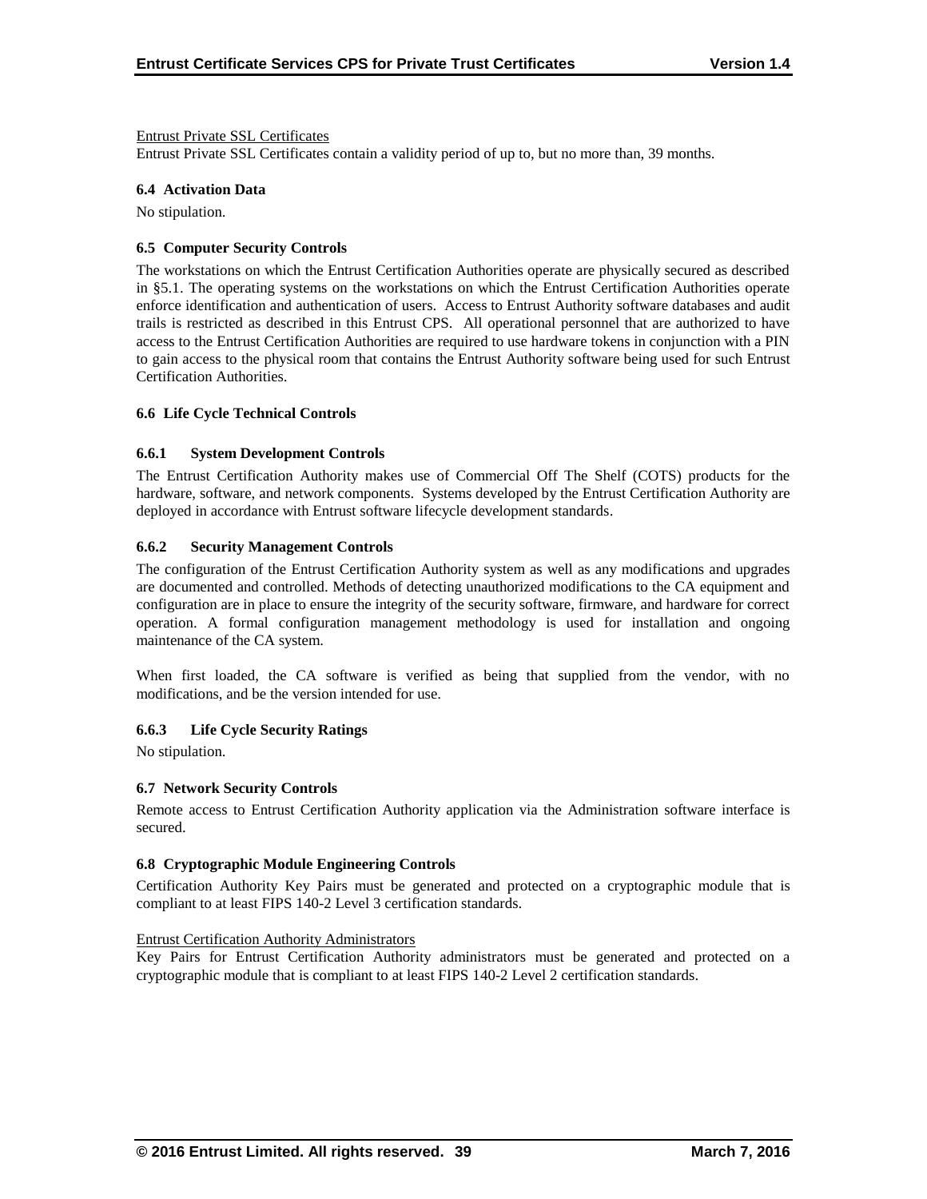Entrust Private SSL Certificates

Entrust Private SSL Certificates contain a validity period of up to, but no more than, 39 months.

### 6.4 Activation Data

No stipulation.

### 6.5 Computer Security Controls

The workstations on which the Entrust Certification Authorities operate are physically secured as described in §5.1. The operating systems on the workstations on which the Entrust Certification Authorities operate enforce identification and authentication of users. Access to Entrust Authority software databases and audit trails is restricted as described in this Entrust CPS. All operational personnel that are authorized to have access to the Entrust Certification Authorities are required to use hardware tokens in conjunction with a PIN to gain access to the physical room that contains the Entrust Authority software being used for such Entrust Certification Authorities.

### 6.6 Life Cycle Technical Controls

#### 6.6.1 System Development Controls

The Entrust Certification Authority makes use of Commercial Off The Shelf (COTS) products for the hardware, software, and network components. Systems developed by the Entrust Certification Authority are deployed in accordance with Entrust software lifecycle development standards.

#### 6.6.2 Security Management Controls

The configuration of the Entrust Certification Authority system as well as any modifications and upgrades are documented and controlled. Methods of detecting unauthorized modifications to the CA equipment and configuration are in place to ensure the integrity of the security software, firmware, and hardware for correct operation. A formal configuration management methodology is used for installation and ongoing maintenance of the CA system.

When first loaded, the CA software is verified as being that supplied from the vendor, with no modifications, and be the version intended for use.

#### 6.6.3 Life Cycle Security Ratings

No stipulation.

### 6.7 Network Security Controls

Remote access to Entrust Certification Authority application via the Administration software interface is secured.

### 6.8 Cryptographic Module Engineering Controls

Certification Authority Key Pairs must be generated and protected on a cryptographic module that is compliant to at least FIPS 140-2 Level 3 certification standards.

Entrust Certification Authority Administrators

Key Pairs for Entrust Certification Authority administrators must be generated and protected on a cryptographic module that is compliant to at least FIPS 140-2 Level 2 certification standards.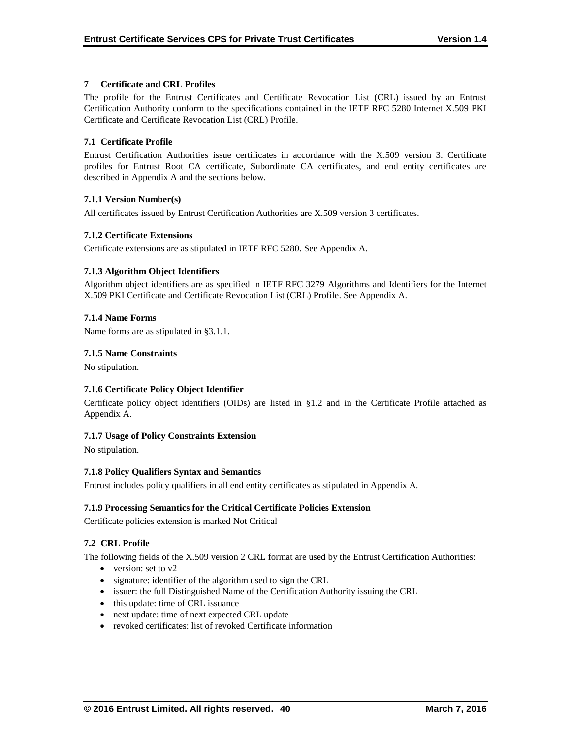## 7 Certificate and CRL Profiles

The profile for the Entrust Certificates and Certificate Revocation List (CRL) issued by an Entrust Certification Authority conform to the specifications contained in the IETF RFC 5280 Internet X.509 PKI Certificate and Certificate Revocation List (CRL) Profile.

### 7.1 Certificate Profile

Entrust Certification Authorities issue certificates in accordance with the X.509 version 3. Certificate profiles for Entrust Root CA certificate, Subordinate CA certificates, and end entity certificates are described in Appendix A and the sections below.

#### 7.1.1 Version Number(s)

All certificates issued by Entrust Certification Authorities are X.509 version 3 certificates.

#### 7.1.2 Certificate Extensions

Certificate extensions are as stipulated in IETF RFC 5280. See Appendix A.

#### 7.1.3 Algorithm Object Identifiers

Algorithm object identifiers are as specified in IETF RFC 3279 Algorithms and Identifiers for the Internet X.509 PKI Certificate and Certificate Revocation List (CRL) Profile. See Appendix A.

#### 7.1.4 Name Forms

Name forms are as stipulated in §3.1.1.

#### 7.1.5 Name Constraints

No stipulation.

#### 7.1.6 Certificate Policy Object Identifier

Certificate policy object identifiers (OIDs) are listed in §1.2 and in the Certificate Profile attached as Appendix A.

#### 7.1.7 Usage of Policy Constraints Extension

No stipulation.

#### 7.1.8 Policy Qualifiers Syntax and Semantics

Entrust includes policy qualifiers in all end entity certificates as stipulated in Appendix A.

#### 7.1.9 Processing Semantics for the Critical Certificate Policies Extension

Certificate policies extension is marked Not Critical

### 7.2 CRL Profile

The following fields of the X.509 version 2 CRL format are used by the Entrust Certification Authorities:

- version: set to v2
- signature: identifier of the algorithm used to sign the CRL
- issuer: the full Distinguished Name of the Certification Authority issuing the CRL
- this update: time of CRL issuance
- next update: time of next expected CRL update
- revoked certificates: list of revoked Certificate information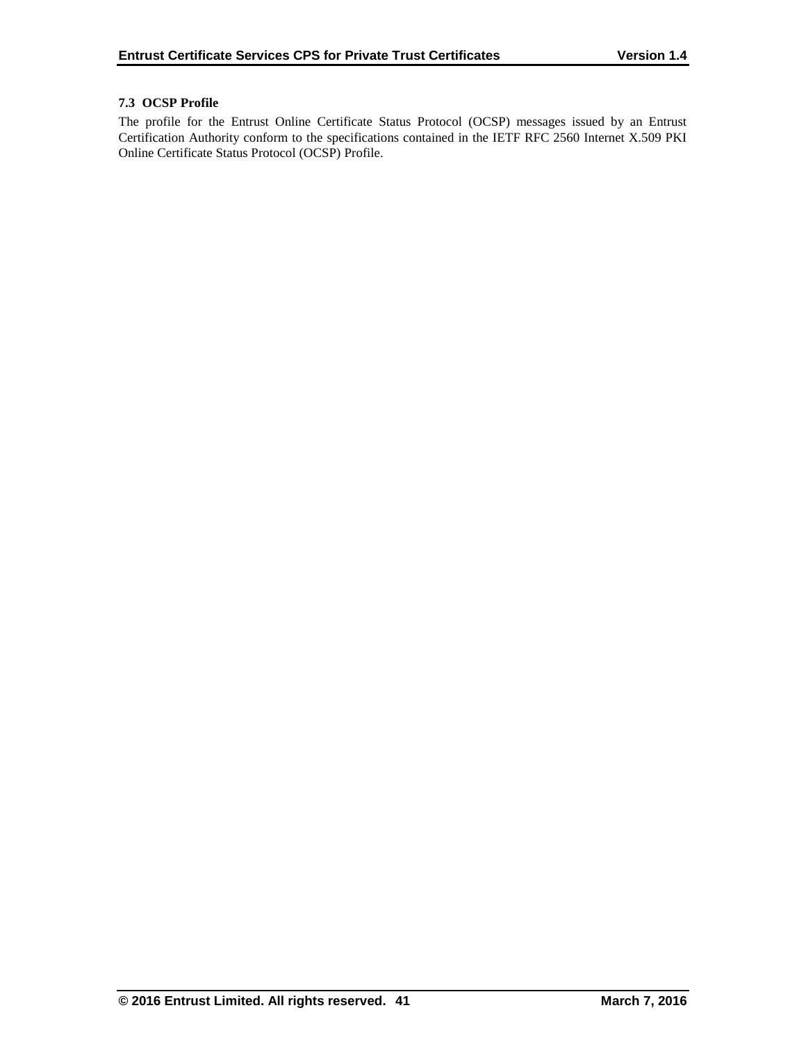### 7.3 OCSP Profile

The profile for the Entrust Online Certificate Status Protocol (OCSP) messages issued by an Entrust Certification Authority conform to the specifications contained in the IETF RFC 2560 Internet X.509 PKI Online Certificate Status Protocol (OCSP) Profile.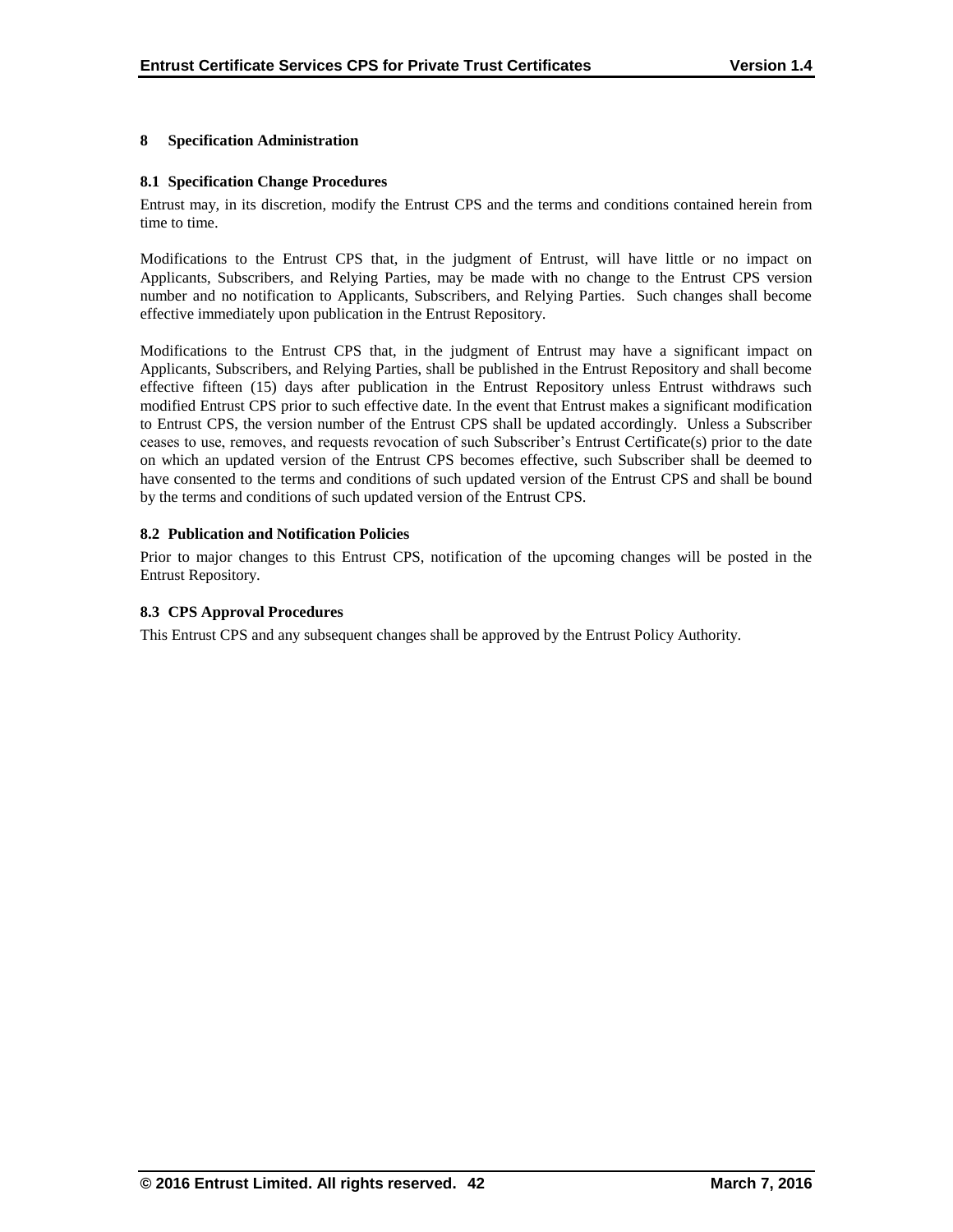# 8 Specification Administration

## 8.1 Specification Change Procedures

Entrust may, in its discretion, modify the Entrust CPS and the terms and conditions contained herein from time to time.

Modifications to the Entrust CPS that, in the judgment of Entrust, will have little or no impact on Applicants, Subscribers, and Relying Parties, may be made with no change to the Entrust CPS version number and no notification to Applicants, Subscribers, and Relying Parties. Such changes shall become effective immediately upon publication in the Entrust Repository.

Modifications to the Entrust CPS that, in the judgment of Entrust may have a significant impact on Applicants, Subscribers, and Relying Parties, shall be published in the Entrust Repository and shall become effective fifteen (15) days after publication in the Entrust Repository unless Entrust withdraws such modified Entrust CPS prior to such effective date. In the event that Entrust makes a significant modification to Entrust CPS, the version number of the Entrust CPS shall be updated accordingly. Unless a Subscriber ceases to use, removes, and requests revocation of such Subscriber's Entrust Certificate(s) prior to the date on which an updated version of the Entrust CPS becomes effective, such Subscriber shall be deemed to have consented to the terms and conditions of such updated version of the Entrust CPS and shall be bound by the terms and conditions of such updated version of the Entrust CPS.

## 8.2 Publication and Notification Policies

Prior to major changes to this Entrust CPS, notification of the upcoming changes will be posted in the Entrust Repository.

## 8.3 CPS Approval Procedures

This Entrust CPS and any subsequent changes shall be approved by the Entrust Policy Authority.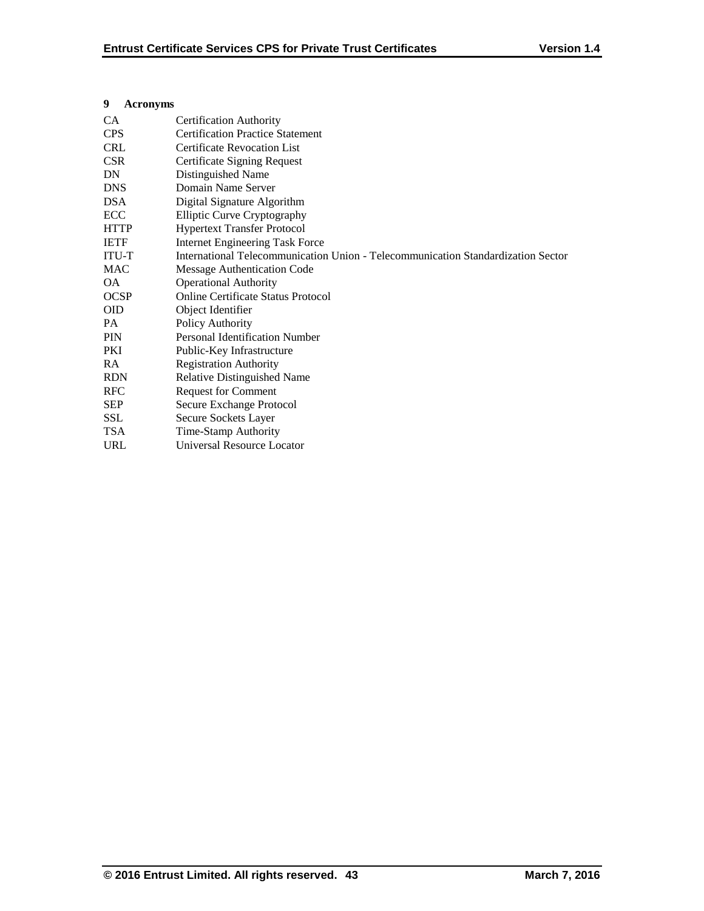# 9 Acronyms

| | |
|---|---|
| CA | Certification Authority |
| CPS | Certification Practice Statement |
| CRL | Certificate Revocation List |
| CSR | Certificate Signing Request |
| DN | Distinguished Name |
| DNS | Domain Name Server |
| DSA | Digital Signature Algorithm |
| ECC | Elliptic Curve Cryptography |
| HTTP | Hypertext Transfer Protocol |
| IETF | Internet Engineering Task Force |
| ITU-T | International Telecommunication Union - Telecommunication Standardization Sector |
| MAC | Message Authentication Code |
| OA | Operational Authority |
| OCSP | Online Certificate Status Protocol |
| OID | Object Identifier |
| PA | Policy Authority |
| PIN | Personal Identification Number |
| PKI | Public-Key Infrastructure |
| RA | Registration Authority |
| RDN | Relative Distinguished Name |
| RFC | Request for Comment |
| SEP | Secure Exchange Protocol |
| SSL | Secure Sockets Layer |
| TSA | Time-Stamp Authority |
| URL | Universal Resource Locator |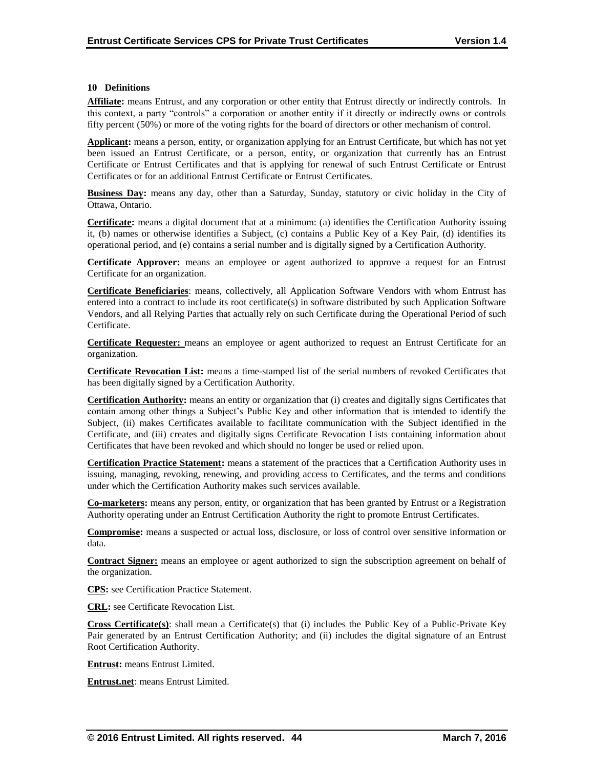## 10 Definitions

**Affiliate:** means Entrust, and any corporation or other entity that Entrust directly or indirectly controls. In this context, a party "controls" a corporation or another entity if it directly or indirectly owns or controls fifty percent (50%) or more of the voting rights for the board of directors or other mechanism of control.

**Applicant:** means a person, entity, or organization applying for an Entrust Certificate, but which has not yet been issued an Entrust Certificate, or a person, entity, or organization that currently has an Entrust Certificate or Entrust Certificates and that is applying for renewal of such Entrust Certificate or Entrust Certificates or for an additional Entrust Certificate or Entrust Certificates.

**Business Day:** means any day, other than a Saturday, Sunday, statutory or civic holiday in the City of Ottawa, Ontario.

**Certificate:** means a digital document that at a minimum: (a) identifies the Certification Authority issuing it, (b) names or otherwise identifies a Subject, (c) contains a Public Key of a Key Pair, (d) identifies its operational period, and (e) contains a serial number and is digitally signed by a Certification Authority.

**Certificate Approver:** means an employee or agent authorized to approve a request for an Entrust Certificate for an organization.

**Certificate Beneficiaries**: means, collectively, all Application Software Vendors with whom Entrust has entered into a contract to include its root certificate(s) in software distributed by such Application Software Vendors, and all Relying Parties that actually rely on such Certificate during the Operational Period of such Certificate.

**Certificate Requester:** means an employee or agent authorized to request an Entrust Certificate for an organization.

**Certificate Revocation List:** means a time-stamped list of the serial numbers of revoked Certificates that has been digitally signed by a Certification Authority.

**Certification Authority:** means an entity or organization that (i) creates and digitally signs Certificates that contain among other things a Subject's Public Key and other information that is intended to identify the Subject, (ii) makes Certificates available to facilitate communication with the Subject identified in the Certificate, and (iii) creates and digitally signs Certificate Revocation Lists containing information about Certificates that have been revoked and which should no longer be used or relied upon.

**Certification Practice Statement:** means a statement of the practices that a Certification Authority uses in issuing, managing, revoking, renewing, and providing access to Certificates, and the terms and conditions under which the Certification Authority makes such services available.

**Co-marketers:** means any person, entity, or organization that has been granted by Entrust or a Registration Authority operating under an Entrust Certification Authority the right to promote Entrust Certificates.

**Compromise:** means a suspected or actual loss, disclosure, or loss of control over sensitive information or data.

**Contract Signer:** means an employee or agent authorized to sign the subscription agreement on behalf of the organization.

**CPS:** see Certification Practice Statement.

**CRL:** see Certificate Revocation List.

**Cross Certificate(s)**: shall mean a Certificate(s) that (i) includes the Public Key of a Public-Private Key Pair generated by an Entrust Certification Authority; and (ii) includes the digital signature of an Entrust Root Certification Authority.

**Entrust:** means Entrust Limited.

**Entrust.net**: means Entrust Limited.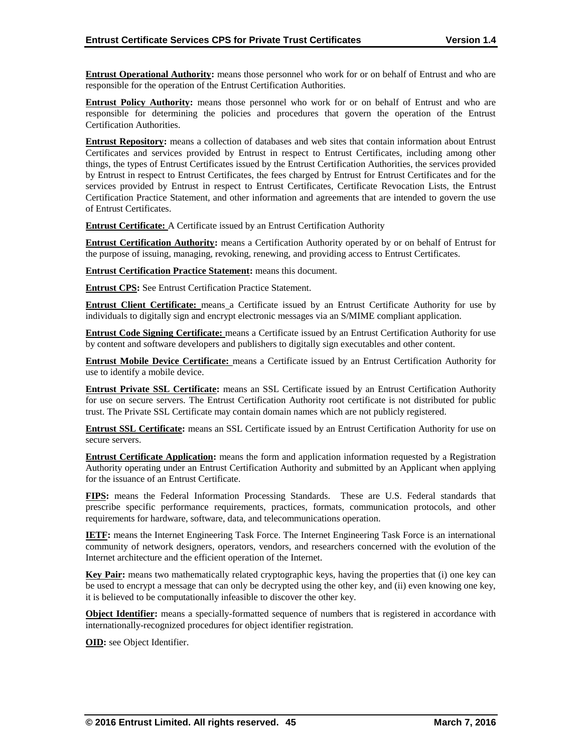**Entrust Operational Authority:** means those personnel who work for or on behalf of Entrust and who are responsible for the operation of the Entrust Certification Authorities.

**Entrust Policy Authority:** means those personnel who work for or on behalf of Entrust and who are responsible for determining the policies and procedures that govern the operation of the Entrust Certification Authorities.

**Entrust Repository:** means a collection of databases and web sites that contain information about Entrust Certificates and services provided by Entrust in respect to Entrust Certificates, including among other things, the types of Entrust Certificates issued by the Entrust Certification Authorities, the services provided by Entrust in respect to Entrust Certificates, the fees charged by Entrust for Entrust Certificates and for the services provided by Entrust in respect to Entrust Certificates, Certificate Revocation Lists, the Entrust Certification Practice Statement, and other information and agreements that are intended to govern the use of Entrust Certificates.

**Entrust Certificate:** A Certificate issued by an Entrust Certification Authority

**Entrust Certification Authority:** means a Certification Authority operated by or on behalf of Entrust for the purpose of issuing, managing, revoking, renewing, and providing access to Entrust Certificates.

**Entrust Certification Practice Statement:** means this document.

**Entrust CPS:** See Entrust Certification Practice Statement.

**Entrust Client Certificate:** means a Certificate issued by an Entrust Certificate Authority for use by individuals to digitally sign and encrypt electronic messages via an S/MIME compliant application.

**Entrust Code Signing Certificate:** means a Certificate issued by an Entrust Certification Authority for use by content and software developers and publishers to digitally sign executables and other content.

**Entrust Mobile Device Certificate:** means a Certificate issued by an Entrust Certification Authority for use to identify a mobile device.

**Entrust Private SSL Certificate:** means an SSL Certificate issued by an Entrust Certification Authority for use on secure servers. The Entrust Certification Authority root certificate is not distributed for public trust. The Private SSL Certificate may contain domain names which are not publicly registered.

**Entrust SSL Certificate:** means an SSL Certificate issued by an Entrust Certification Authority for use on secure servers.

**Entrust Certificate Application:** means the form and application information requested by a Registration Authority operating under an Entrust Certification Authority and submitted by an Applicant when applying for the issuance of an Entrust Certificate.

**FIPS:** means the Federal Information Processing Standards. These are U.S. Federal standards that prescribe specific performance requirements, practices, formats, communication protocols, and other requirements for hardware, software, data, and telecommunications operation.

**IETF:** means the Internet Engineering Task Force. The Internet Engineering Task Force is an international community of network designers, operators, vendors, and researchers concerned with the evolution of the Internet architecture and the efficient operation of the Internet.

**Key Pair:** means two mathematically related cryptographic keys, having the properties that (i) one key can be used to encrypt a message that can only be decrypted using the other key, and (ii) even knowing one key, it is believed to be computationally infeasible to discover the other key.

**Object Identifier:** means a specially-formatted sequence of numbers that is registered in accordance with internationally-recognized procedures for object identifier registration.

**OID:** see Object Identifier.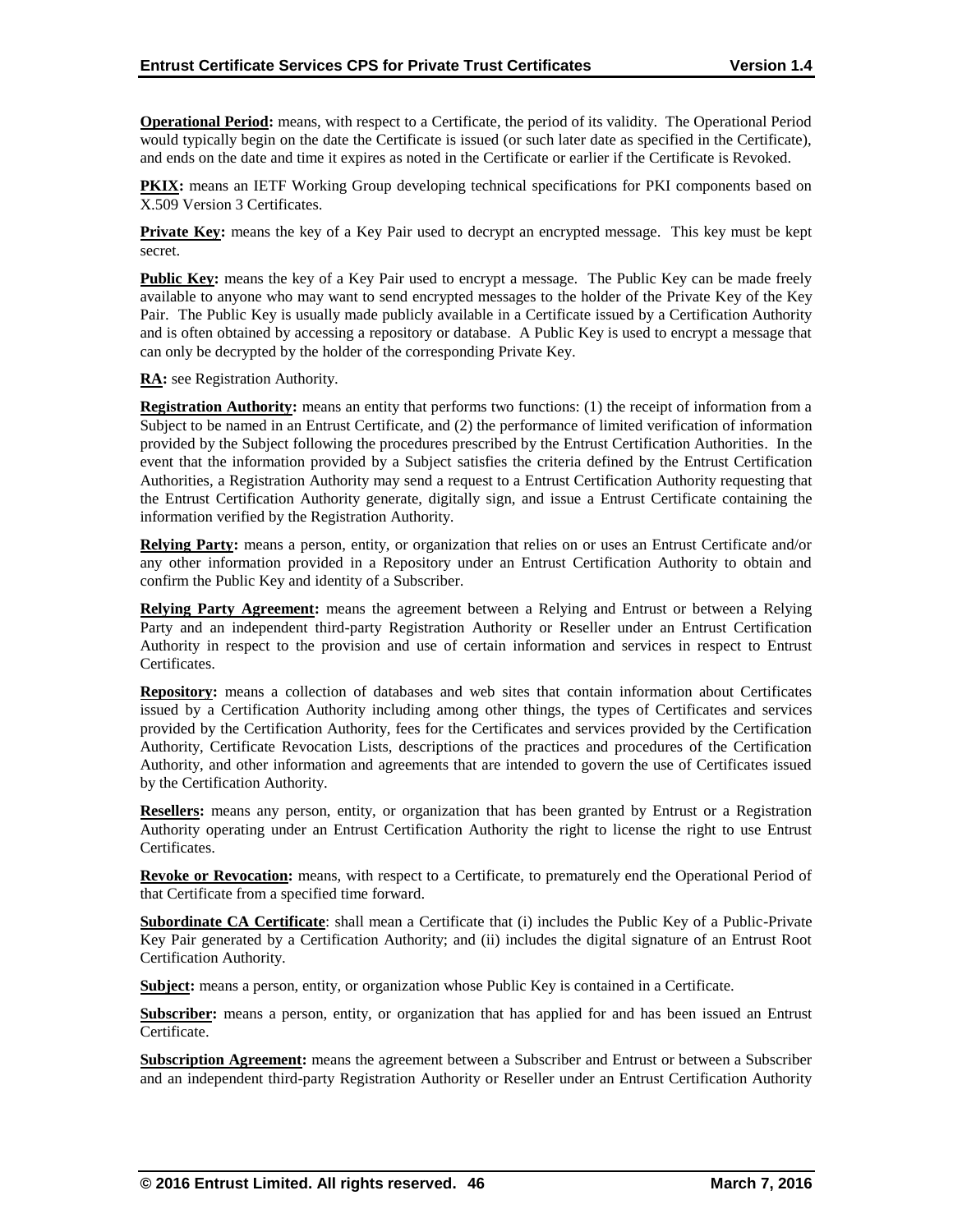**Operational Period:** means, with respect to a Certificate, the period of its validity. The Operational Period would typically begin on the date the Certificate is issued (or such later date as specified in the Certificate), and ends on the date and time it expires as noted in the Certificate or earlier if the Certificate is Revoked.

**PKIX:** means an IETF Working Group developing technical specifications for PKI components based on X.509 Version 3 Certificates.

**Private Key:** means the key of a Key Pair used to decrypt an encrypted message. This key must be kept secret.

**Public Key:** means the key of a Key Pair used to encrypt a message. The Public Key can be made freely available to anyone who may want to send encrypted messages to the holder of the Private Key of the Key Pair. The Public Key is usually made publicly available in a Certificate issued by a Certification Authority and is often obtained by accessing a repository or database. A Public Key is used to encrypt a message that can only be decrypted by the holder of the corresponding Private Key.

**RA:** see Registration Authority.

**Registration Authority:** means an entity that performs two functions: (1) the receipt of information from a Subject to be named in an Entrust Certificate, and (2) the performance of limited verification of information provided by the Subject following the procedures prescribed by the Entrust Certification Authorities. In the event that the information provided by a Subject satisfies the criteria defined by the Entrust Certification Authorities, a Registration Authority may send a request to a Entrust Certification Authority requesting that the Entrust Certification Authority generate, digitally sign, and issue a Entrust Certificate containing the information verified by the Registration Authority.

**Relying Party:** means a person, entity, or organization that relies on or uses an Entrust Certificate and/or any other information provided in a Repository under an Entrust Certification Authority to obtain and confirm the Public Key and identity of a Subscriber.

**Relying Party Agreement:** means the agreement between a Relying and Entrust or between a Relying Party and an independent third-party Registration Authority or Reseller under an Entrust Certification Authority in respect to the provision and use of certain information and services in respect to Entrust Certificates.

**Repository:** means a collection of databases and web sites that contain information about Certificates issued by a Certification Authority including among other things, the types of Certificates and services provided by the Certification Authority, fees for the Certificates and services provided by the Certification Authority, Certificate Revocation Lists, descriptions of the practices and procedures of the Certification Authority, and other information and agreements that are intended to govern the use of Certificates issued by the Certification Authority.

**Resellers:** means any person, entity, or organization that has been granted by Entrust or a Registration Authority operating under an Entrust Certification Authority the right to license the right to use Entrust Certificates.

**Revoke or Revocation:** means, with respect to a Certificate, to prematurely end the Operational Period of that Certificate from a specified time forward.

**Subordinate CA Certificate**: shall mean a Certificate that (i) includes the Public Key of a Public-Private Key Pair generated by a Certification Authority; and (ii) includes the digital signature of an Entrust Root Certification Authority.

**Subject:** means a person, entity, or organization whose Public Key is contained in a Certificate.

**Subscriber:** means a person, entity, or organization that has applied for and has been issued an Entrust Certificate.

**Subscription Agreement:** means the agreement between a Subscriber and Entrust or between a Subscriber and an independent third-party Registration Authority or Reseller under an Entrust Certification Authority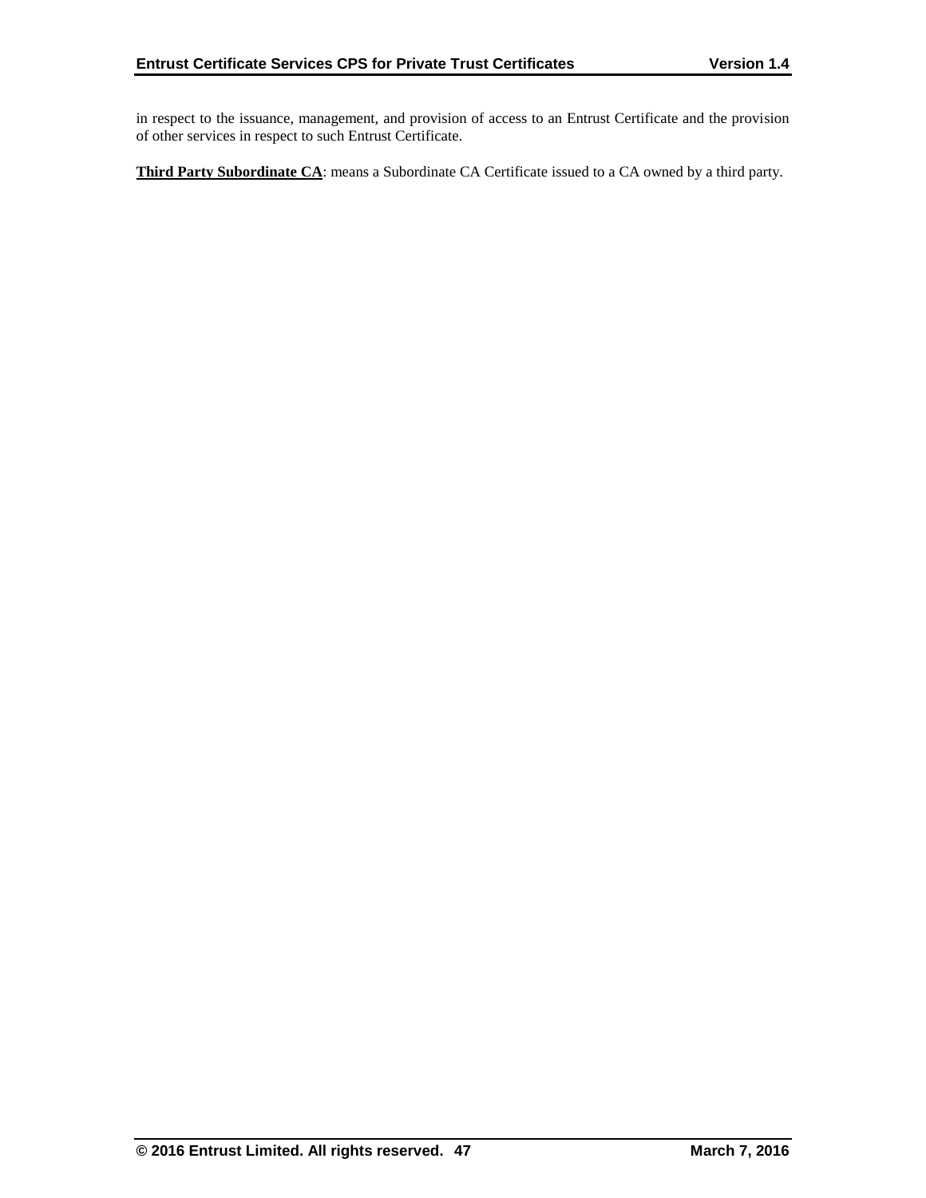in respect to the issuance, management, and provision of access to an Entrust Certificate and the provision of other services in respect to such Entrust Certificate.

**Third Party Subordinate CA**: means a Subordinate CA Certificate issued to a CA owned by a third party.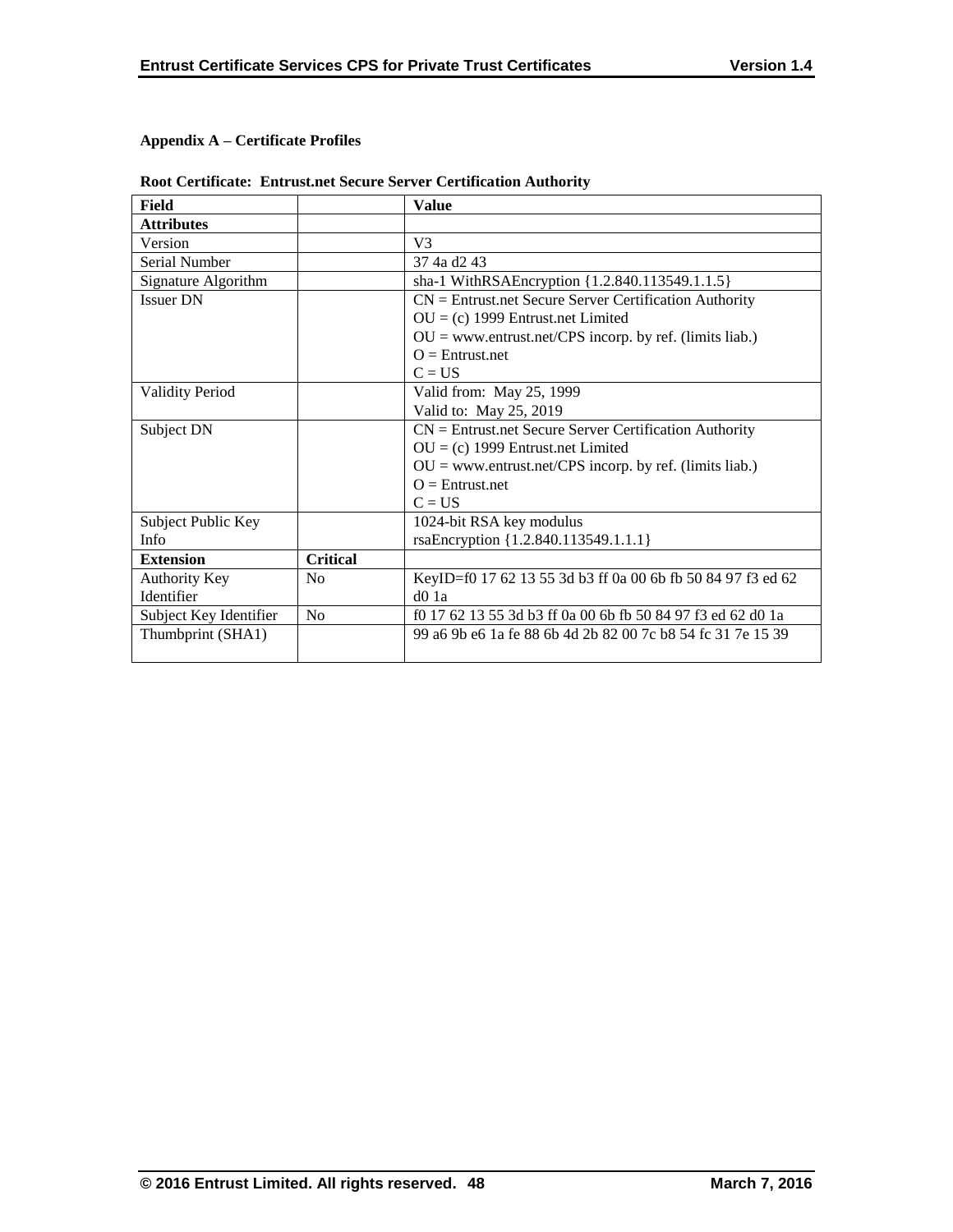**Appendix A – Certificate Profiles**

**Root Certificate: Entrust.net Secure Server Certification Authority**

| **Field** | | **Value** |
|---|---|---|
| **Attributes** | | |
| Version | | V3 |
| Serial Number | | 37 4a d2 43 |
| Signature Algorithm | | sha-1 WithRSAEncryption {1.2.840.113549.1.1.5} |
| Issuer DN | | CN = Entrust.net Secure Server Certification Authority<br>OU = (c) 1999 Entrust.net Limited<br>OU = www.entrust.net/CPS incorp. by ref. (limits liab.)<br>O = Entrust.net<br>C = US |
| Validity Period | | Valid from: May 25, 1999<br>Valid to: May 25, 2019 |
| Subject DN | | CN = Entrust.net Secure Server Certification Authority<br>OU = (c) 1999 Entrust.net Limited<br>OU = www.entrust.net/CPS incorp. by ref. (limits liab.)<br>O = Entrust.net<br>C = US |
| Subject Public Key Info | | 1024-bit RSA key modulus<br>rsaEncryption {1.2.840.113549.1.1.1} |
| **Extension** | **Critical** | |
| Authority Key Identifier | No | KeyID=f0 17 62 13 55 3d b3 ff 0a 00 6b fb 50 84 97 f3 ed 62 d0 1a |
| Subject Key Identifier | No | f0 17 62 13 55 3d b3 ff 0a 00 6b fb 50 84 97 f3 ed 62 d0 1a |
| Thumbprint (SHA1) | | 99 a6 9b e6 1a fe 88 6b 4d 2b 82 00 7c b8 54 fc 31 7e 15 39 |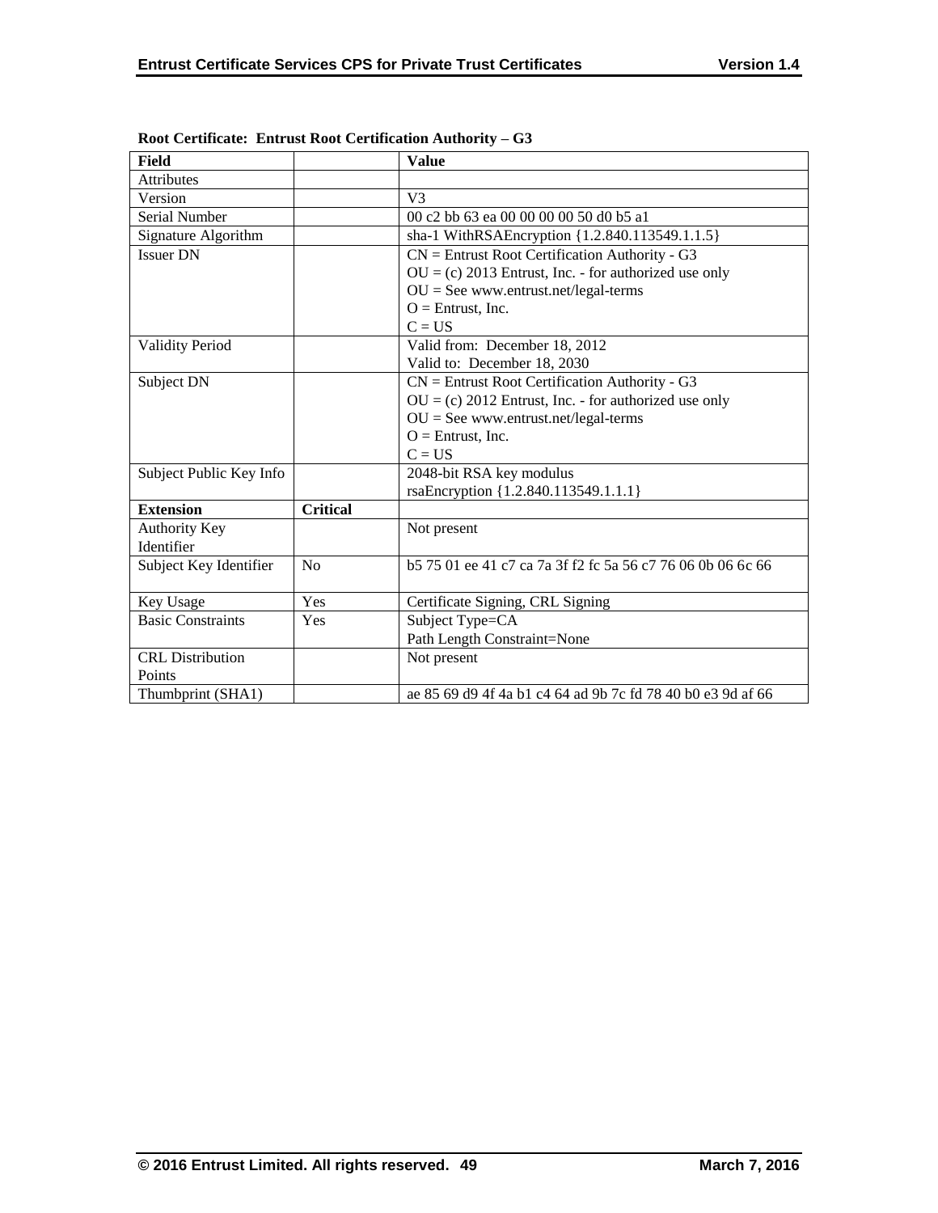**Root Certificate: Entrust Root Certification Authority – G3**

| Field | | Value |
|---|---|---|
| Attributes | | |
| Version | | V3 |
| Serial Number | | 00 c2 bb 63 ea 00 00 00 00 50 d0 b5 a1 |
| Signature Algorithm | | sha-1 WithRSAEncryption {1.2.840.113549.1.1.5} |
| Issuer DN | | CN = Entrust Root Certification Authority - G3<br>OU = (c) 2013 Entrust, Inc. - for authorized use only<br>OU = See www.entrust.net/legal-terms<br>O = Entrust, Inc.<br>C = US |
| Validity Period | | Valid from: December 18, 2012<br>Valid to: December 18, 2030 |
| Subject DN | | CN = Entrust Root Certification Authority - G3<br>OU = (c) 2012 Entrust, Inc. - for authorized use only<br>OU = See www.entrust.net/legal-terms<br>O = Entrust, Inc.<br>C = US |
| Subject Public Key Info | | 2048-bit RSA key modulus<br>rsaEncryption {1.2.840.113549.1.1.1} |
| **Extension** | **Critical** | |
| Authority Key Identifier | | Not present |
| Subject Key Identifier | No | b5 75 01 ee 41 c7 ca 7a 3f f2 fc 5a 56 c7 76 06 0b 06 6c 66 |
| Key Usage | Yes | Certificate Signing, CRL Signing |
| Basic Constraints | Yes | Subject Type=CA<br>Path Length Constraint=None |
| CRL Distribution Points | | Not present |
| Thumbprint (SHA1) | | ae 85 69 d9 4f 4a b1 c4 64 ad 9b 7c fd 78 40 b0 e3 9d af 66 |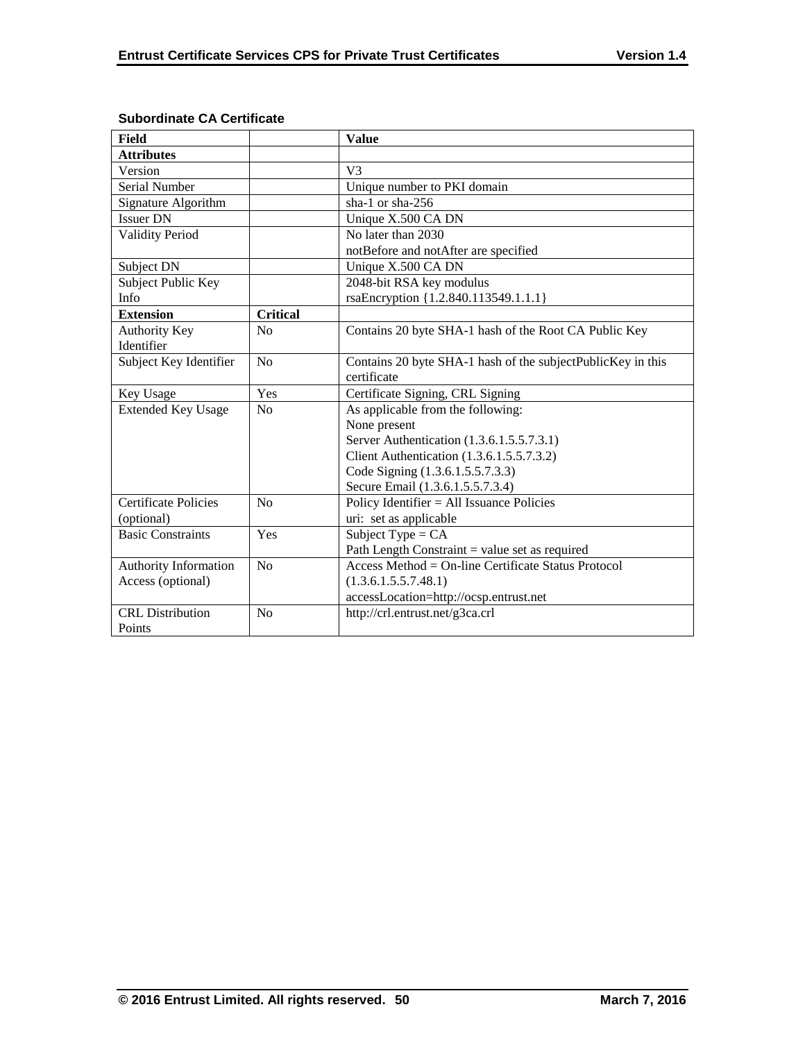**Subordinate CA Certificate**

| Field | | Value |
|---|---|---|
| **Attributes** | | |
| Version | | V3 |
| Serial Number | | Unique number to PKI domain |
| Signature Algorithm | | sha-1 or sha-256 |
| Issuer DN | | Unique X.500 CA DN |
| Validity Period | | No later than 2030<br>notBefore and notAfter are specified |
| Subject DN | | Unique X.500 CA DN |
| Subject Public Key Info | | 2048-bit RSA key modulus<br>rsaEncryption {1.2.840.113549.1.1.1} |
| **Extension** | **Critical** | |
| Authority Key Identifier | No | Contains 20 byte SHA-1 hash of the Root CA Public Key |
| Subject Key Identifier | No | Contains 20 byte SHA-1 hash of the subjectPublicKey in this certificate |
| Key Usage | Yes | Certificate Signing, CRL Signing |
| Extended Key Usage | No | As applicable from the following:<br>None present<br>Server Authentication (1.3.6.1.5.5.7.3.1)<br>Client Authentication (1.3.6.1.5.5.7.3.2)<br>Code Signing (1.3.6.1.5.5.7.3.3)<br>Secure Email (1.3.6.1.5.5.7.3.4) |
| Certificate Policies (optional) | No | Policy Identifier = All Issuance Policies<br>uri: set as applicable |
| Basic Constraints | Yes | Subject Type = CA<br>Path Length Constraint = value set as required |
| Authority Information Access (optional) | No | Access Method = On-line Certificate Status Protocol (1.3.6.1.5.5.7.48.1)<br>accessLocation=http://ocsp.entrust.net |
| CRL Distribution Points | No | http://crl.entrust.net/g3ca.crl |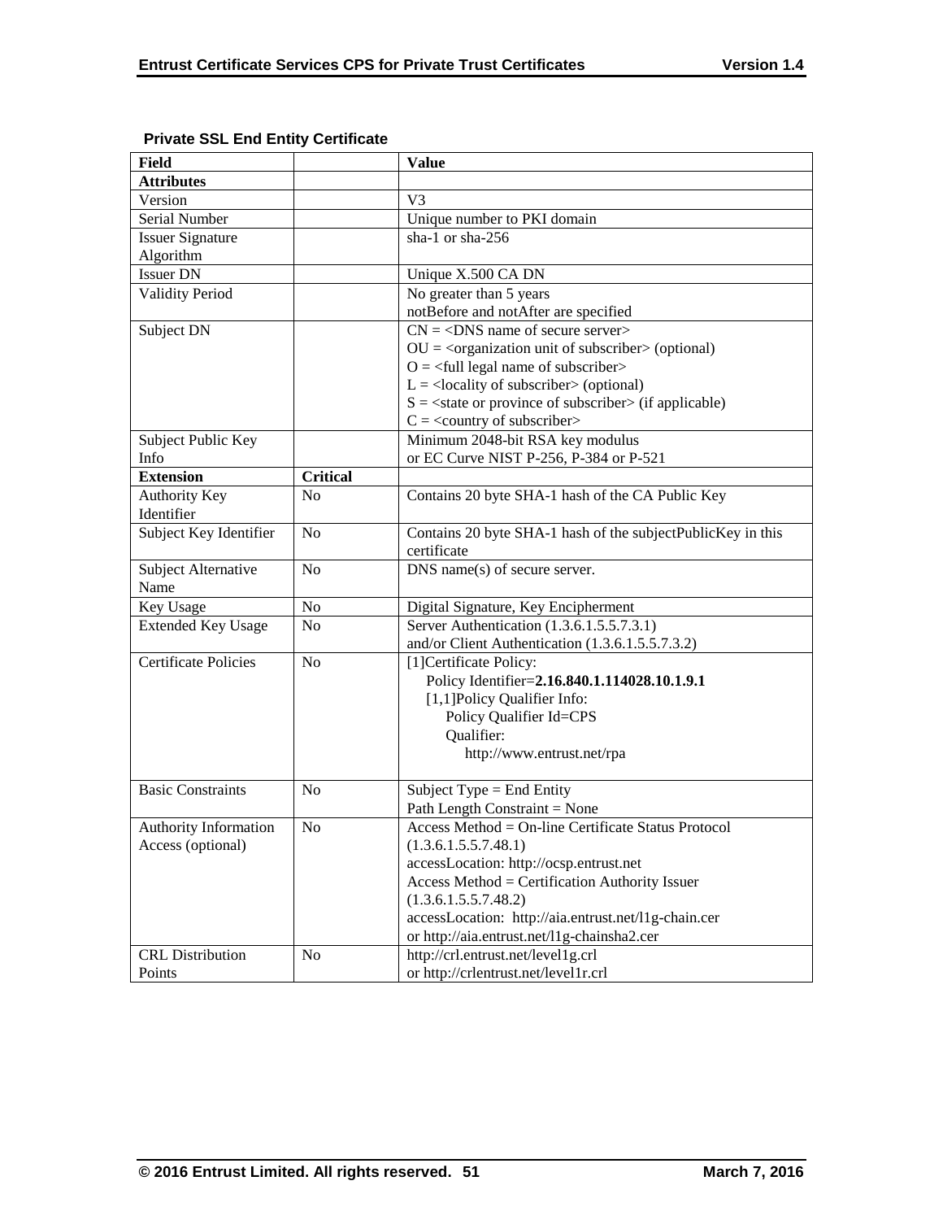**Private SSL End Entity Certificate**

| Field | | Value |
|---|---|---|
| **Attributes** | | |
| Version | | V3 |
| Serial Number | | Unique number to PKI domain |
| Issuer Signature Algorithm | | sha-1 or sha-256 |
| Issuer DN | | Unique X.500 CA DN |
| Validity Period | | No greater than 5 years<br>notBefore and notAfter are specified |
| Subject DN | | CN = <DNS name of secure server><br>OU = <organization unit of subscriber> (optional)<br>O = <full legal name of subscriber><br>L = <locality of subscriber> (optional)<br>S = <state or province of subscriber> (if applicable)<br>C = <country of subscriber> |
| Subject Public Key Info | | Minimum 2048-bit RSA key modulus<br>or EC Curve NIST P-256, P-384 or P-521 |
| **Extension** | **Critical** | |
| Authority Key Identifier | No | Contains 20 byte SHA-1 hash of the CA Public Key |
| Subject Key Identifier | No | Contains 20 byte SHA-1 hash of the subjectPublicKey in this certificate |
| Subject Alternative Name | No | DNS name(s) of secure server. |
| Key Usage | No | Digital Signature, Key Encipherment |
| Extended Key Usage | No | Server Authentication (1.3.6.1.5.5.7.3.1)<br>and/or Client Authentication (1.3.6.1.5.5.7.3.2) |
| Certificate Policies | No | [1]Certificate Policy:<br>Policy Identifier=**2.16.840.1.114028.10.1.9.1**<br>[1,1]Policy Qualifier Info:<br>Policy Qualifier Id=CPS<br>Qualifier:<br>http://www.entrust.net/rpa |
| Basic Constraints | No | Subject Type = End Entity<br>Path Length Constraint = None |
| Authority Information Access (optional) | No | Access Method = On-line Certificate Status Protocol (1.3.6.1.5.5.7.48.1)<br>accessLocation: http://ocsp.entrust.net<br>Access Method = Certification Authority Issuer (1.3.6.1.5.5.7.48.2)<br>accessLocation: http://aia.entrust.net/l1g-chain.cer<br>or http://aia.entrust.net/l1g-chainsha2.cer |
| CRL Distribution Points | No | http://crl.entrust.net/level1g.crl<br>or http://crlentrust.net/level1r.crl |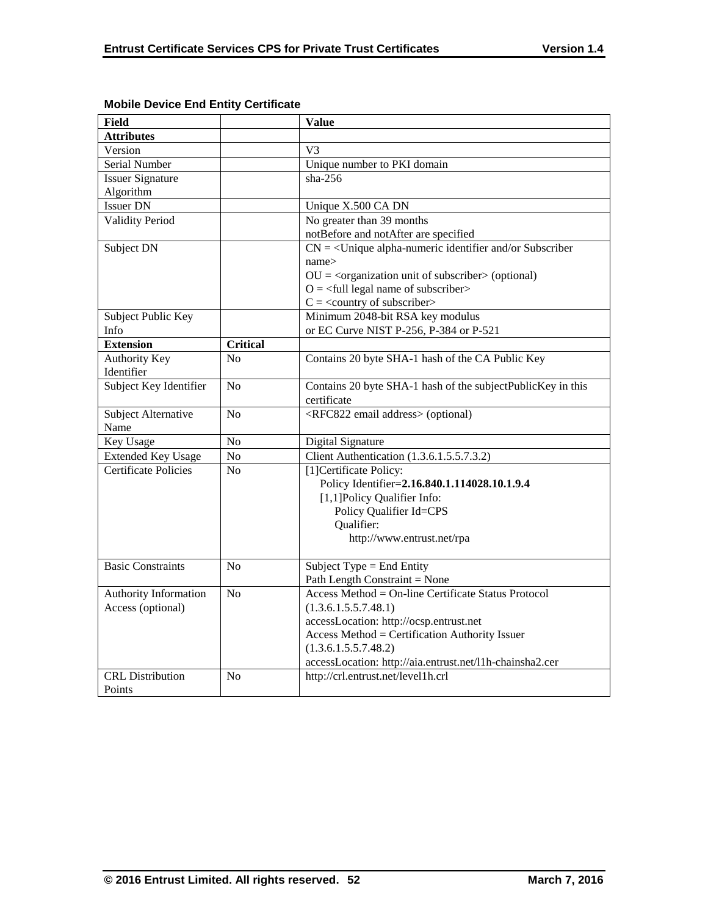**Mobile Device End Entity Certificate**

| Field | | Value |
|---|---|---|
| **Attributes** | | |
| Version | | V3 |
| Serial Number | | Unique number to PKI domain |
| Issuer Signature Algorithm | | sha-256 |
| Issuer DN | | Unique X.500 CA DN |
| Validity Period | | No greater than 39 months<br>notBefore and notAfter are specified |
| Subject DN | | CN = <Unique alpha-numeric identifier and/or Subscriber name><br>OU = <organization unit of subscriber> (optional)<br>O = <full legal name of subscriber><br>C = <country of subscriber> |
| Subject Public Key Info | | Minimum 2048-bit RSA key modulus<br>or EC Curve NIST P-256, P-384 or P-521 |
| **Extension** | **Critical** | |
| Authority Key Identifier | No | Contains 20 byte SHA-1 hash of the CA Public Key |
| Subject Key Identifier | No | Contains 20 byte SHA-1 hash of the subjectPublicKey in this certificate |
| Subject Alternative Name | No | <RFC822 email address> (optional) |
| Key Usage | No | Digital Signature |
| Extended Key Usage | No | Client Authentication (1.3.6.1.5.5.7.3.2) |
| Certificate Policies | No | [1]Certificate Policy:<br>Policy Identifier=**2.16.840.1.114028.10.1.9.4**<br>[1,1]Policy Qualifier Info:<br>Policy Qualifier Id=CPS<br>Qualifier:<br>http://www.entrust.net/rpa |
| Basic Constraints | No | Subject Type = End Entity<br>Path Length Constraint = None |
| Authority Information Access (optional) | No | Access Method = On-line Certificate Status Protocol (1.3.6.1.5.5.7.48.1)<br>accessLocation: http://ocsp.entrust.net<br>Access Method = Certification Authority Issuer (1.3.6.1.5.5.7.48.2)<br>accessLocation: http://aia.entrust.net/l1h-chainsha2.cer |
| CRL Distribution Points | No | http://crl.entrust.net/level1h.crl |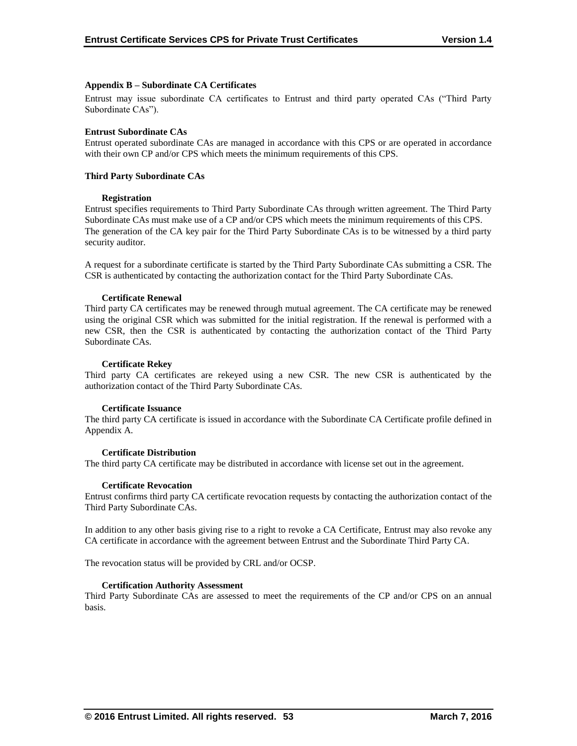## Appendix B – Subordinate CA Certificates

Entrust may issue subordinate CA certificates to Entrust and third party operated CAs ("Third Party Subordinate CAs").

### Entrust Subordinate CAs

Entrust operated subordinate CAs are managed in accordance with this CPS or are operated in accordance with their own CP and/or CPS which meets the minimum requirements of this CPS.

### Third Party Subordinate CAs

#### Registration

Entrust specifies requirements to Third Party Subordinate CAs through written agreement. The Third Party Subordinate CAs must make use of a CP and/or CPS which meets the minimum requirements of this CPS. The generation of the CA key pair for the Third Party Subordinate CAs is to be witnessed by a third party security auditor.

A request for a subordinate certificate is started by the Third Party Subordinate CAs submitting a CSR. The CSR is authenticated by contacting the authorization contact for the Third Party Subordinate CAs.

#### Certificate Renewal

Third party CA certificates may be renewed through mutual agreement. The CA certificate may be renewed using the original CSR which was submitted for the initial registration. If the renewal is performed with a new CSR, then the CSR is authenticated by contacting the authorization contact of the Third Party Subordinate CAs.

#### Certificate Rekey

Third party CA certificates are rekeyed using a new CSR. The new CSR is authenticated by the authorization contact of the Third Party Subordinate CAs.

#### Certificate Issuance

The third party CA certificate is issued in accordance with the Subordinate CA Certificate profile defined in Appendix A.

#### Certificate Distribution

The third party CA certificate may be distributed in accordance with license set out in the agreement.

#### Certificate Revocation

Entrust confirms third party CA certificate revocation requests by contacting the authorization contact of the Third Party Subordinate CAs.

In addition to any other basis giving rise to a right to revoke a CA Certificate, Entrust may also revoke any CA certificate in accordance with the agreement between Entrust and the Subordinate Third Party CA.

The revocation status will be provided by CRL and/or OCSP.

#### Certification Authority Assessment

Third Party Subordinate CAs are assessed to meet the requirements of the CP and/or CPS on an annual basis.